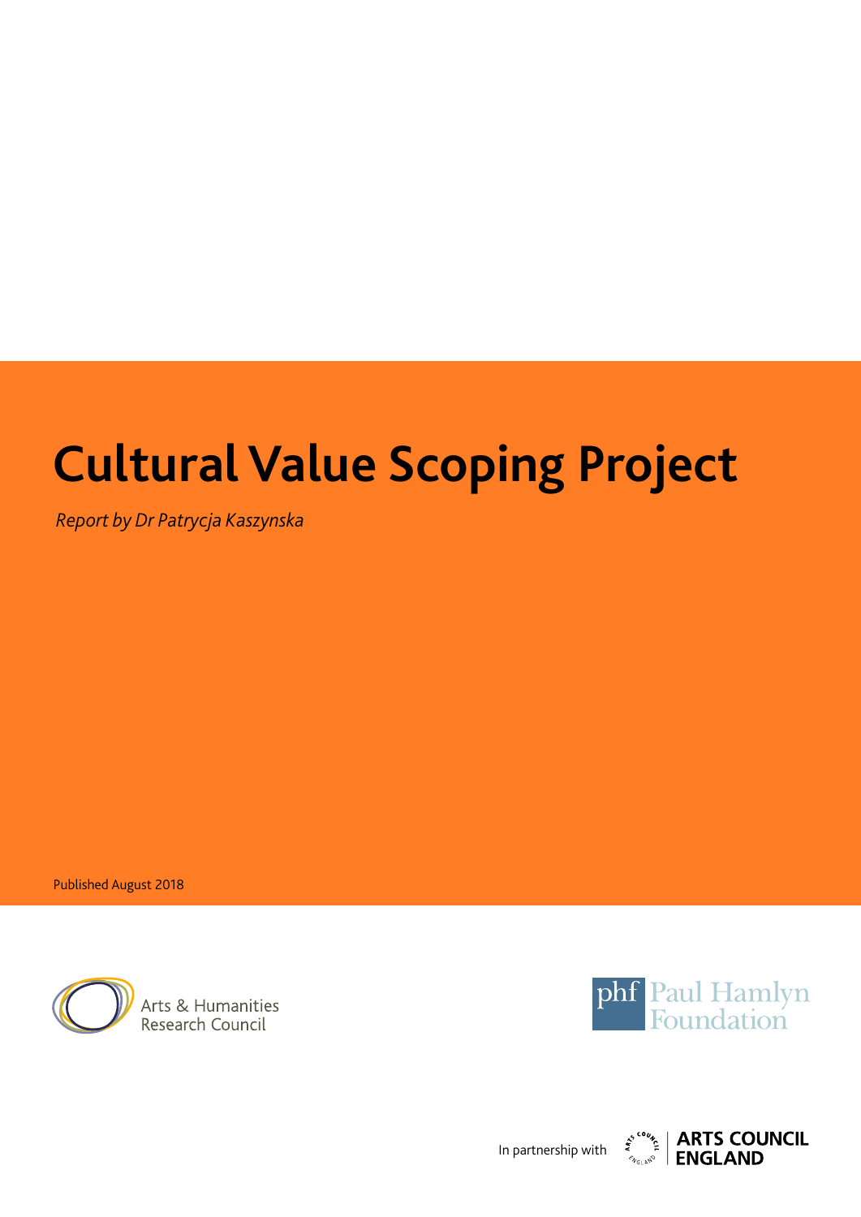# Cultural Value Scoping Project

*Report by Dr Patrycja Kaszynska*

Published August 2018

Arts & Humanities Research Council

phf Paul Hamlyn Foundation

In partnership with ARTS COUNCIL ENGLAND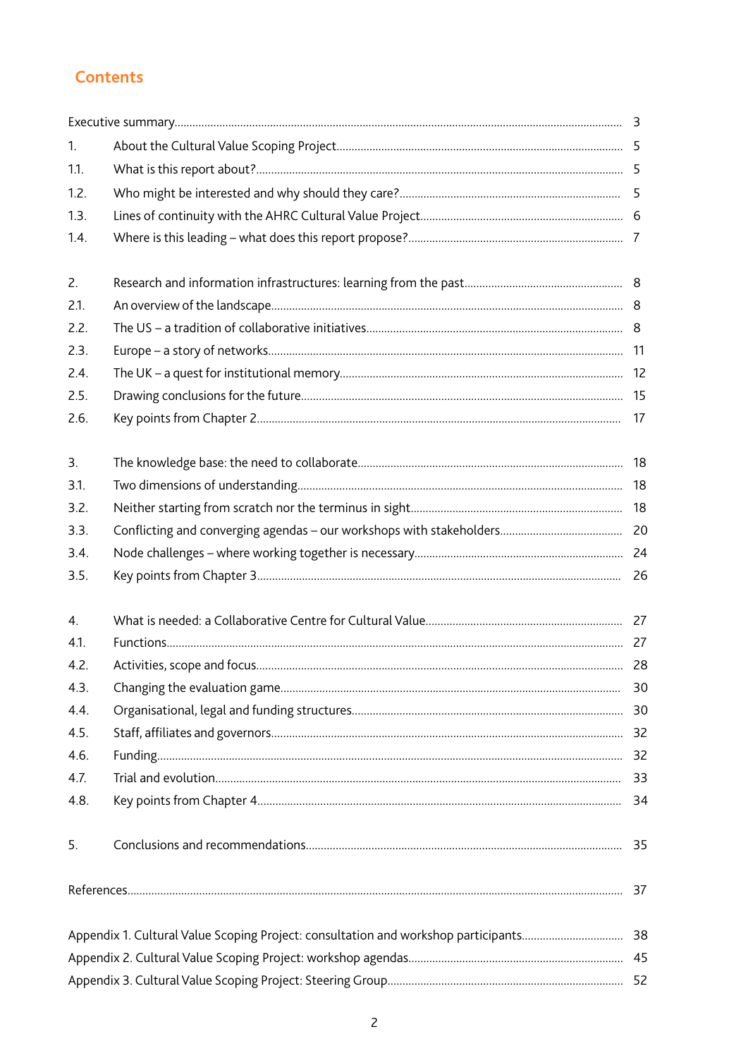## Contents

| | | |
|---|---|---|
| Executive summary | | 3 |
| 1. | About the Cultural Value Scoping Project | 5 |
| 1.1. | What is this report about? | 5 |
| 1.2. | Who might be interested and why should they care? | 5 |
| 1.3. | Lines of continuity with the AHRC Cultural Value Project | 6 |
| 1.4. | Where is this leading – what does this report propose? | 7 |
| 2. | Research and information infrastructures: learning from the past | 8 |
| 2.1. | An overview of the landscape | 8 |
| 2.2. | The US – a tradition of collaborative initiatives | 8 |
| 2.3. | Europe – a story of networks | 11 |
| 2.4. | The UK – a quest for institutional memory | 12 |
| 2.5. | Drawing conclusions for the future | 15 |
| 2.6. | Key points from Chapter 2 | 17 |
| 3. | The knowledge base: the need to collaborate | 18 |
| 3.1. | Two dimensions of understanding | 18 |
| 3.2. | Neither starting from scratch nor the terminus in sight | 18 |
| 3.3. | Conflicting and converging agendas – our workshops with stakeholders | 20 |
| 3.4. | Node challenges – where working together is necessary | 24 |
| 3.5. | Key points from Chapter 3 | 26 |
| 4. | What is needed: a Collaborative Centre for Cultural Value | 27 |
| 4.1. | Functions | 27 |
| 4.2. | Activities, scope and focus | 28 |
| 4.3. | Changing the evaluation game | 30 |
| 4.4. | Organisational, legal and funding structures | 30 |
| 4.5. | Staff, affiliates and governors | 32 |
| 4.6. | Funding | 32 |
| 4.7. | Trial and evolution | 33 |
| 4.8. | Key points from Chapter 4 | 34 |
| 5. | Conclusions and recommendations | 35 |
| References | | 37 |
| Appendix 1. Cultural Value Scoping Project: consultation and workshop participants | | 38 |
| Appendix 2. Cultural Value Scoping Project: workshop agendas | | 45 |
| Appendix 3. Cultural Value Scoping Project: Steering Group | | 52 |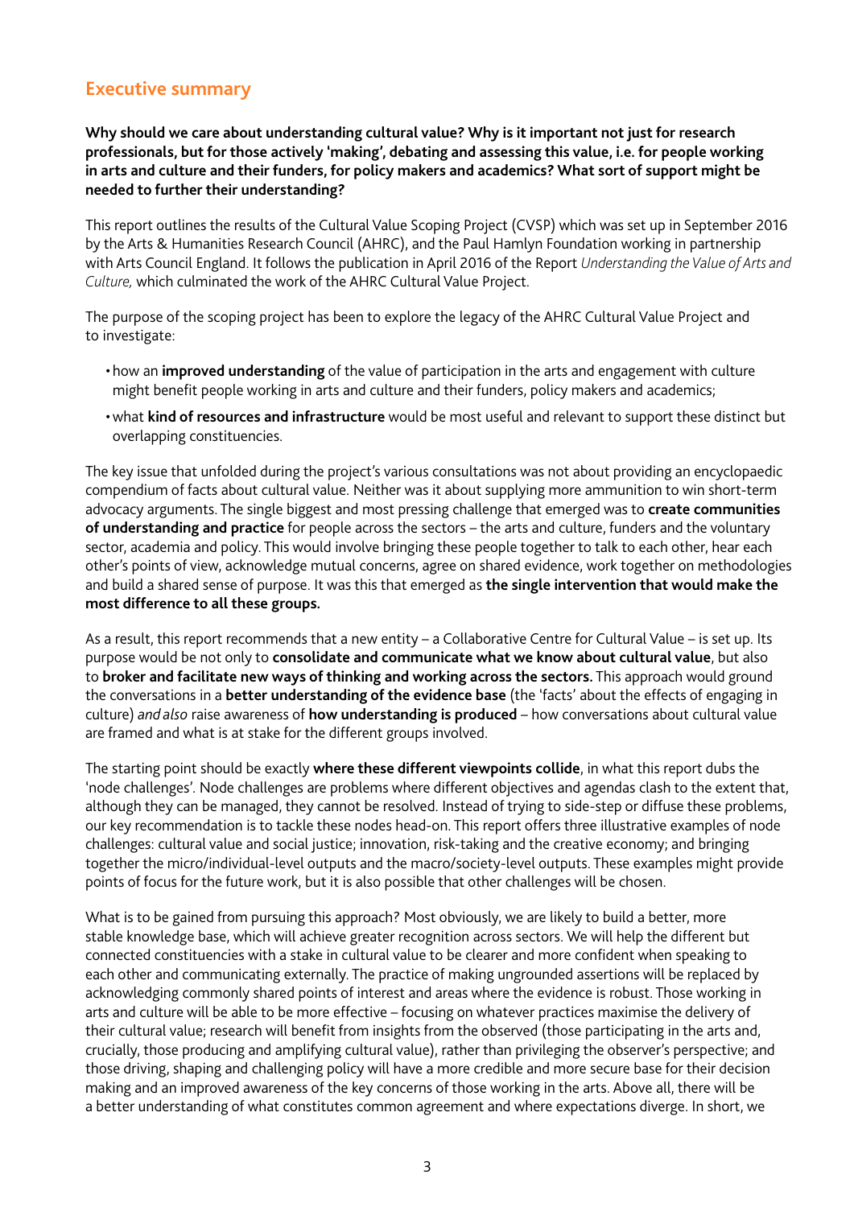## Executive summary

**Why should we care about understanding cultural value? Why is it important not just for research professionals, but for those actively 'making', debating and assessing this value, i.e. for people working in arts and culture and their funders, for policy makers and academics? What sort of support might be needed to further their understanding?**

This report outlines the results of the Cultural Value Scoping Project (CVSP) which was set up in September 2016 by the Arts & Humanities Research Council (AHRC), and the Paul Hamlyn Foundation working in partnership with Arts Council England. It follows the publication in April 2016 of the Report *Understanding the Value of Arts and Culture,* which culminated the work of the AHRC Cultural Value Project.

The purpose of the scoping project has been to explore the legacy of the AHRC Cultural Value Project and to investigate:

- how an **improved understanding** of the value of participation in the arts and engagement with culture might benefit people working in arts and culture and their funders, policy makers and academics;
- what **kind of resources and infrastructure** would be most useful and relevant to support these distinct but overlapping constituencies.

The key issue that unfolded during the project's various consultations was not about providing an encyclopaedic compendium of facts about cultural value. Neither was it about supplying more ammunition to win short-term advocacy arguments. The single biggest and most pressing challenge that emerged was to **create communities of understanding and practice** for people across the sectors – the arts and culture, funders and the voluntary sector, academia and policy. This would involve bringing these people together to talk to each other, hear each other's points of view, acknowledge mutual concerns, agree on shared evidence, work together on methodologies and build a shared sense of purpose. It was this that emerged as **the single intervention that would make the most difference to all these groups.**

As a result, this report recommends that a new entity – a Collaborative Centre for Cultural Value – is set up. Its purpose would be not only to **consolidate and communicate what we know about cultural value**, but also to **broker and facilitate new ways of thinking and working across the sectors.** This approach would ground the conversations in a **better understanding of the evidence base** (the 'facts' about the effects of engaging in culture) *and also* raise awareness of **how understanding is produced** – how conversations about cultural value are framed and what is at stake for the different groups involved.

The starting point should be exactly **where these different viewpoints collide**, in what this report dubs the 'node challenges'. Node challenges are problems where different objectives and agendas clash to the extent that, although they can be managed, they cannot be resolved. Instead of trying to side-step or diffuse these problems, our key recommendation is to tackle these nodes head-on. This report offers three illustrative examples of node challenges: cultural value and social justice; innovation, risk-taking and the creative economy; and bringing together the micro/individual-level outputs and the macro/society-level outputs. These examples might provide points of focus for the future work, but it is also possible that other challenges will be chosen.

What is to be gained from pursuing this approach? Most obviously, we are likely to build a better, more stable knowledge base, which will achieve greater recognition across sectors. We will help the different but connected constituencies with a stake in cultural value to be clearer and more confident when speaking to each other and communicating externally. The practice of making ungrounded assertions will be replaced by acknowledging commonly shared points of interest and areas where the evidence is robust. Those working in arts and culture will be able to be more effective – focusing on whatever practices maximise the delivery of their cultural value; research will benefit from insights from the observed (those participating in the arts and, crucially, those producing and amplifying cultural value), rather than privileging the observer's perspective; and those driving, shaping and challenging policy will have a more credible and more secure base for their decision making and an improved awareness of the key concerns of those working in the arts. Above all, there will be a better understanding of what constitutes common agreement and where expectations diverge. In short, we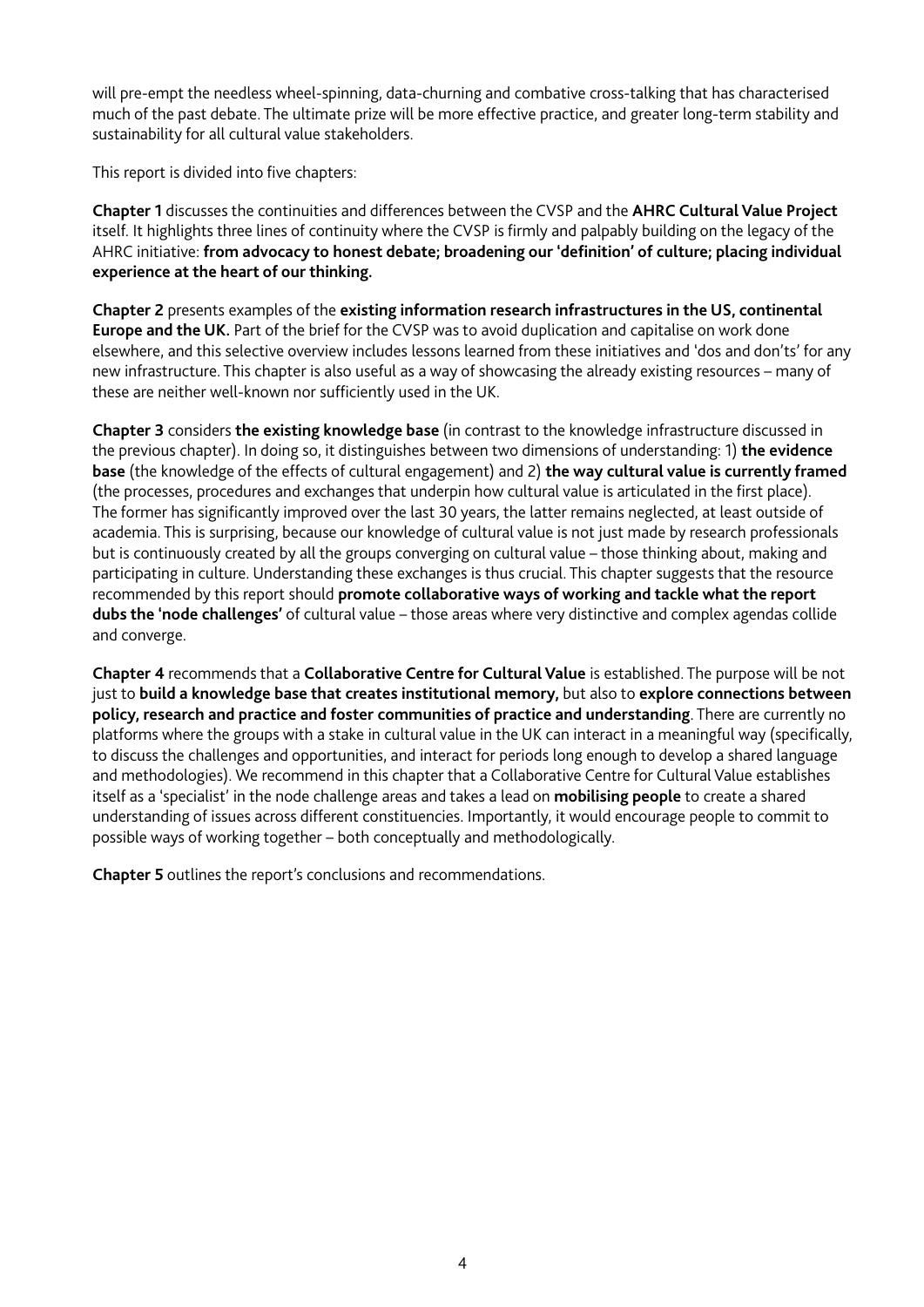will pre-empt the needless wheel-spinning, data-churning and combative cross-talking that has characterised much of the past debate. The ultimate prize will be more effective practice, and greater long-term stability and sustainability for all cultural value stakeholders.

This report is divided into five chapters:

**Chapter 1** discusses the continuities and differences between the CVSP and the **AHRC Cultural Value Project** itself. It highlights three lines of continuity where the CVSP is firmly and palpably building on the legacy of the AHRC initiative: **from advocacy to honest debate; broadening our 'definition' of culture; placing individual experience at the heart of our thinking.**

**Chapter 2** presents examples of the **existing information research infrastructures in the US, continental Europe and the UK.** Part of the brief for the CVSP was to avoid duplication and capitalise on work done elsewhere, and this selective overview includes lessons learned from these initiatives and 'dos and don'ts' for any new infrastructure. This chapter is also useful as a way of showcasing the already existing resources – many of these are neither well-known nor sufficiently used in the UK.

**Chapter 3** considers **the existing knowledge base** (in contrast to the knowledge infrastructure discussed in the previous chapter). In doing so, it distinguishes between two dimensions of understanding: 1) **the evidence base** (the knowledge of the effects of cultural engagement) and 2) **the way cultural value is currently framed** (the processes, procedures and exchanges that underpin how cultural value is articulated in the first place). The former has significantly improved over the last 30 years, the latter remains neglected, at least outside of academia. This is surprising, because our knowledge of cultural value is not just made by research professionals but is continuously created by all the groups converging on cultural value – those thinking about, making and participating in culture. Understanding these exchanges is thus crucial. This chapter suggests that the resource recommended by this report should **promote collaborative ways of working and tackle what the report dubs the 'node challenges'** of cultural value – those areas where very distinctive and complex agendas collide and converge.

**Chapter 4** recommends that a **Collaborative Centre for Cultural Value** is established. The purpose will be not just to **build a knowledge base that creates institutional memory,** but also to **explore connections between policy, research and practice and foster communities of practice and understanding**. There are currently no platforms where the groups with a stake in cultural value in the UK can interact in a meaningful way (specifically, to discuss the challenges and opportunities, and interact for periods long enough to develop a shared language and methodologies). We recommend in this chapter that a Collaborative Centre for Cultural Value establishes itself as a 'specialist' in the node challenge areas and takes a lead on **mobilising people** to create a shared understanding of issues across different constituencies. Importantly, it would encourage people to commit to possible ways of working together – both conceptually and methodologically.

**Chapter 5** outlines the report's conclusions and recommendations.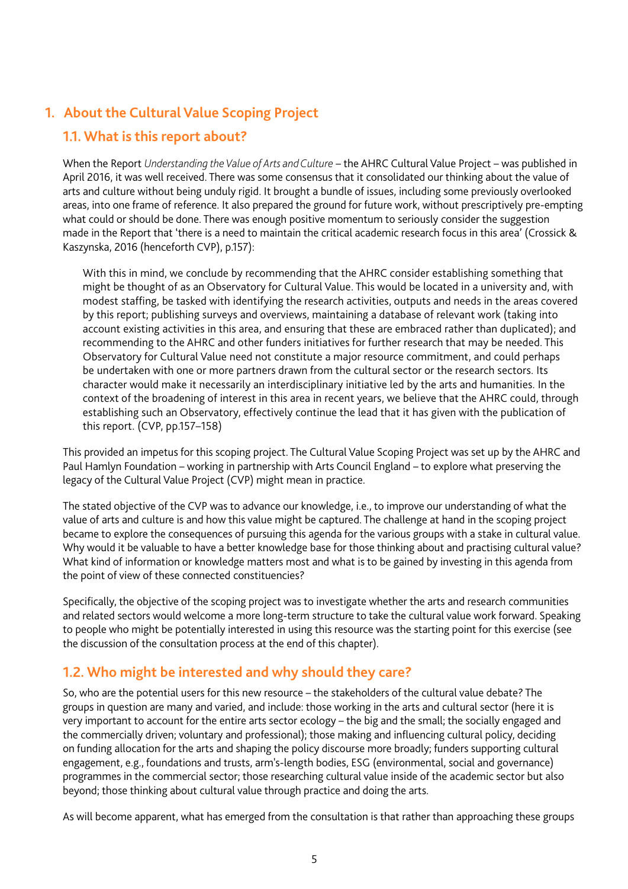# 1. About the Cultural Value Scoping Project

## 1.1. What is this report about?

When the Report *Understanding the Value of Arts and Culture* – the AHRC Cultural Value Project – was published in April 2016, it was well received. There was some consensus that it consolidated our thinking about the value of arts and culture without being unduly rigid. It brought a bundle of issues, including some previously overlooked areas, into one frame of reference. It also prepared the ground for future work, without prescriptively pre-empting what could or should be done. There was enough positive momentum to seriously consider the suggestion made in the Report that 'there is a need to maintain the critical academic research focus in this area' (Crossick & Kaszynska, 2016 (henceforth CVP), p.157):

> With this in mind, we conclude by recommending that the AHRC consider establishing something that might be thought of as an Observatory for Cultural Value. This would be located in a university and, with modest staffing, be tasked with identifying the research activities, outputs and needs in the areas covered by this report; publishing surveys and overviews, maintaining a database of relevant work (taking into account existing activities in this area, and ensuring that these are embraced rather than duplicated); and recommending to the AHRC and other funders initiatives for further research that may be needed. This Observatory for Cultural Value need not constitute a major resource commitment, and could perhaps be undertaken with one or more partners drawn from the cultural sector or the research sectors. Its character would make it necessarily an interdisciplinary initiative led by the arts and humanities. In the context of the broadening of interest in this area in recent years, we believe that the AHRC could, through establishing such an Observatory, effectively continue the lead that it has given with the publication of this report. (CVP, pp.157–158)

This provided an impetus for this scoping project. The Cultural Value Scoping Project was set up by the AHRC and Paul Hamlyn Foundation – working in partnership with Arts Council England – to explore what preserving the legacy of the Cultural Value Project (CVP) might mean in practice.

The stated objective of the CVP was to advance our knowledge, i.e., to improve our understanding of what the value of arts and culture is and how this value might be captured. The challenge at hand in the scoping project became to explore the consequences of pursuing this agenda for the various groups with a stake in cultural value. Why would it be valuable to have a better knowledge base for those thinking about and practising cultural value? What kind of information or knowledge matters most and what is to be gained by investing in this agenda from the point of view of these connected constituencies?

Specifically, the objective of the scoping project was to investigate whether the arts and research communities and related sectors would welcome a more long-term structure to take the cultural value work forward. Speaking to people who might be potentially interested in using this resource was the starting point for this exercise (see the discussion of the consultation process at the end of this chapter).

## 1.2. Who might be interested and why should they care?

So, who are the potential users for this new resource – the stakeholders of the cultural value debate? The groups in question are many and varied, and include: those working in the arts and cultural sector (here it is very important to account for the entire arts sector ecology – the big and the small; the socially engaged and the commercially driven; voluntary and professional); those making and influencing cultural policy, deciding on funding allocation for the arts and shaping the policy discourse more broadly; funders supporting cultural engagement, e.g., foundations and trusts, arm's-length bodies, ESG (environmental, social and governance) programmes in the commercial sector; those researching cultural value inside of the academic sector but also beyond; those thinking about cultural value through practice and doing the arts.

As will become apparent, what has emerged from the consultation is that rather than approaching these groups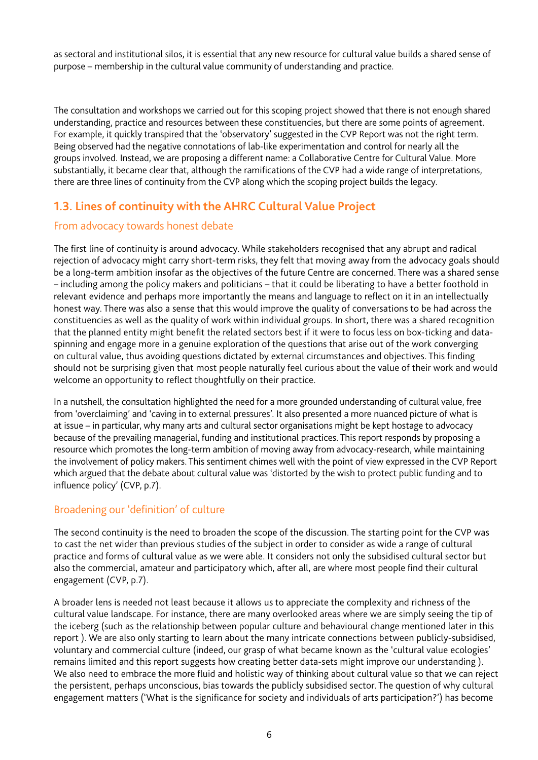as sectoral and institutional silos, it is essential that any new resource for cultural value builds a shared sense of purpose – membership in the cultural value community of understanding and practice.

The consultation and workshops we carried out for this scoping project showed that there is not enough shared understanding, practice and resources between these constituencies, but there are some points of agreement. For example, it quickly transpired that the 'observatory' suggested in the CVP Report was not the right term. Being observed had the negative connotations of lab-like experimentation and control for nearly all the groups involved. Instead, we are proposing a different name: a Collaborative Centre for Cultural Value. More substantially, it became clear that, although the ramifications of the CVP had a wide range of interpretations, there are three lines of continuity from the CVP along which the scoping project builds the legacy.

## 1.3. Lines of continuity with the AHRC Cultural Value Project

### From advocacy towards honest debate

The first line of continuity is around advocacy. While stakeholders recognised that any abrupt and radical rejection of advocacy might carry short-term risks, they felt that moving away from the advocacy goals should be a long-term ambition insofar as the objectives of the future Centre are concerned. There was a shared sense – including among the policy makers and politicians – that it could be liberating to have a better foothold in relevant evidence and perhaps more importantly the means and language to reflect on it in an intellectually honest way. There was also a sense that this would improve the quality of conversations to be had across the constituencies as well as the quality of work within individual groups. In short, there was a shared recognition that the planned entity might benefit the related sectors best if it were to focus less on box-ticking and data-spinning and engage more in a genuine exploration of the questions that arise out of the work converging on cultural value, thus avoiding questions dictated by external circumstances and objectives. This finding should not be surprising given that most people naturally feel curious about the value of their work and would welcome an opportunity to reflect thoughtfully on their practice.

In a nutshell, the consultation highlighted the need for a more grounded understanding of cultural value, free from 'overclaiming' and 'caving in to external pressures'. It also presented a more nuanced picture of what is at issue – in particular, why many arts and cultural sector organisations might be kept hostage to advocacy because of the prevailing managerial, funding and institutional practices. This report responds by proposing a resource which promotes the long-term ambition of moving away from advocacy-research, while maintaining the involvement of policy makers. This sentiment chimes well with the point of view expressed in the CVP Report which argued that the debate about cultural value was 'distorted by the wish to protect public funding and to influence policy' (CVP, p.7).

### Broadening our 'definition' of culture

The second continuity is the need to broaden the scope of the discussion. The starting point for the CVP was to cast the net wider than previous studies of the subject in order to consider as wide a range of cultural practice and forms of cultural value as we were able. It considers not only the subsidised cultural sector but also the commercial, amateur and participatory which, after all, are where most people find their cultural engagement (CVP, p.7).

A broader lens is needed not least because it allows us to appreciate the complexity and richness of the cultural value landscape. For instance, there are many overlooked areas where we are simply seeing the tip of the iceberg (such as the relationship between popular culture and behavioural change mentioned later in this report ). We are also only starting to learn about the many intricate connections between publicly-subsidised, voluntary and commercial culture (indeed, our grasp of what became known as the 'cultural value ecologies' remains limited and this report suggests how creating better data-sets might improve our understanding ). We also need to embrace the more fluid and holistic way of thinking about cultural value so that we can reject the persistent, perhaps unconscious, bias towards the publicly subsidised sector. The question of why cultural engagement matters ('What is the significance for society and individuals of arts participation?') has become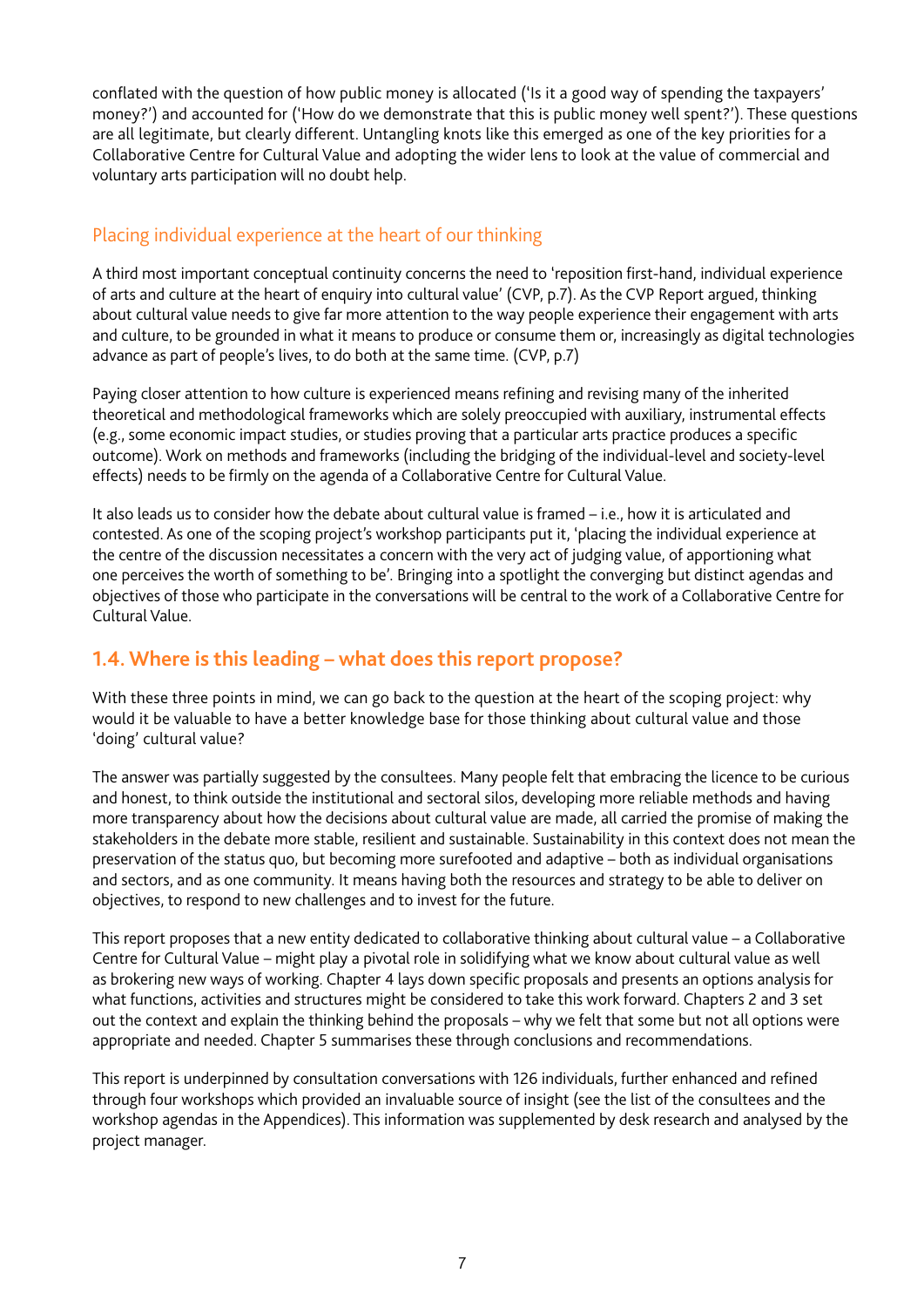conflated with the question of how public money is allocated ('Is it a good way of spending the taxpayers' money?') and accounted for ('How do we demonstrate that this is public money well spent?'). These questions are all legitimate, but clearly different. Untangling knots like this emerged as one of the key priorities for a Collaborative Centre for Cultural Value and adopting the wider lens to look at the value of commercial and voluntary arts participation will no doubt help.

### Placing individual experience at the heart of our thinking

A third most important conceptual continuity concerns the need to 'reposition first-hand, individual experience of arts and culture at the heart of enquiry into cultural value' (CVP, p.7). As the CVP Report argued, thinking about cultural value needs to give far more attention to the way people experience their engagement with arts and culture, to be grounded in what it means to produce or consume them or, increasingly as digital technologies advance as part of people's lives, to do both at the same time. (CVP, p.7)

Paying closer attention to how culture is experienced means refining and revising many of the inherited theoretical and methodological frameworks which are solely preoccupied with auxiliary, instrumental effects (e.g., some economic impact studies, or studies proving that a particular arts practice produces a specific outcome). Work on methods and frameworks (including the bridging of the individual-level and society-level effects) needs to be firmly on the agenda of a Collaborative Centre for Cultural Value.

It also leads us to consider how the debate about cultural value is framed – i.e., how it is articulated and contested. As one of the scoping project's workshop participants put it, 'placing the individual experience at the centre of the discussion necessitates a concern with the very act of judging value, of apportioning what one perceives the worth of something to be'. Bringing into a spotlight the converging but distinct agendas and objectives of those who participate in the conversations will be central to the work of a Collaborative Centre for Cultural Value.

## 1.4. Where is this leading – what does this report propose?

With these three points in mind, we can go back to the question at the heart of the scoping project: why would it be valuable to have a better knowledge base for those thinking about cultural value and those 'doing' cultural value?

The answer was partially suggested by the consultees. Many people felt that embracing the licence to be curious and honest, to think outside the institutional and sectoral silos, developing more reliable methods and having more transparency about how the decisions about cultural value are made, all carried the promise of making the stakeholders in the debate more stable, resilient and sustainable. Sustainability in this context does not mean the preservation of the status quo, but becoming more surefooted and adaptive – both as individual organisations and sectors, and as one community. It means having both the resources and strategy to be able to deliver on objectives, to respond to new challenges and to invest for the future.

This report proposes that a new entity dedicated to collaborative thinking about cultural value – a Collaborative Centre for Cultural Value – might play a pivotal role in solidifying what we know about cultural value as well as brokering new ways of working. Chapter 4 lays down specific proposals and presents an options analysis for what functions, activities and structures might be considered to take this work forward. Chapters 2 and 3 set out the context and explain the thinking behind the proposals – why we felt that some but not all options were appropriate and needed. Chapter 5 summarises these through conclusions and recommendations.

This report is underpinned by consultation conversations with 126 individuals, further enhanced and refined through four workshops which provided an invaluable source of insight (see the list of the consultees and the workshop agendas in the Appendices). This information was supplemented by desk research and analysed by the project manager.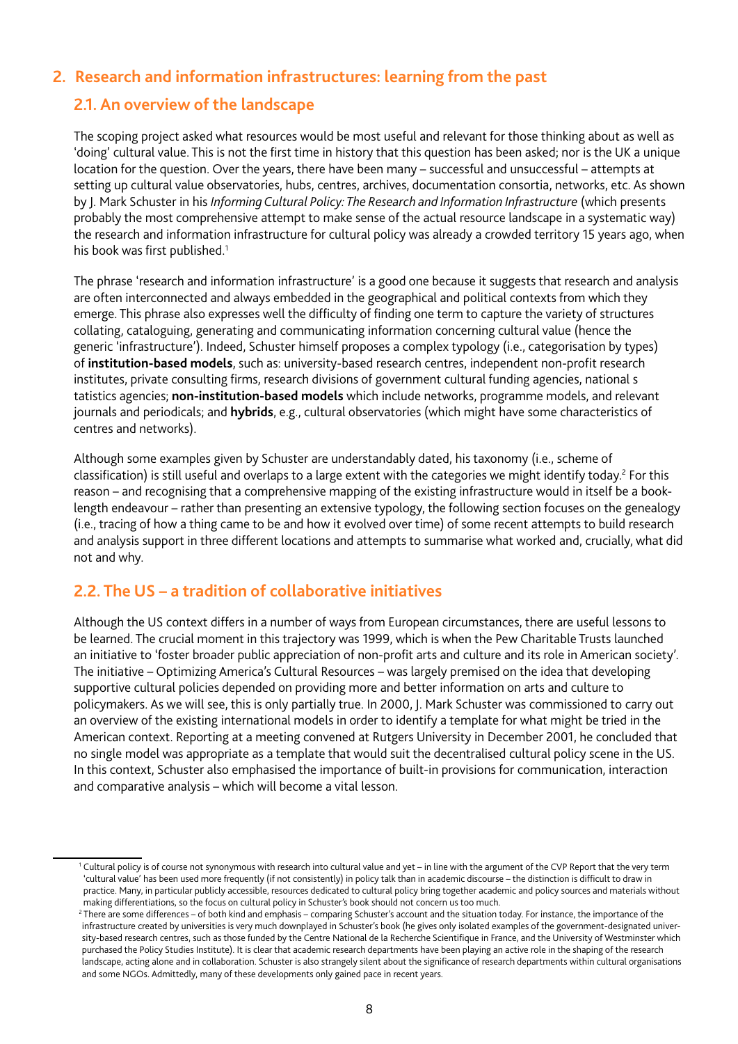## 2. Research and information infrastructures: learning from the past

### 2.1. An overview of the landscape

The scoping project asked what resources would be most useful and relevant for those thinking about as well as 'doing' cultural value. This is not the first time in history that this question has been asked; nor is the UK a unique location for the question. Over the years, there have been many – successful and unsuccessful – attempts at setting up cultural value observatories, hubs, centres, archives, documentation consortia, networks, etc. As shown by J. Mark Schuster in his *Informing Cultural Policy: The Research and Information Infrastructure* (which presents probably the most comprehensive attempt to make sense of the actual resource landscape in a systematic way) the research and information infrastructure for cultural policy was already a crowded territory 15 years ago, when his book was first published.[1]

The phrase 'research and information infrastructure' is a good one because it suggests that research and analysis are often interconnected and always embedded in the geographical and political contexts from which they emerge. This phrase also expresses well the difficulty of finding one term to capture the variety of structures collating, cataloguing, generating and communicating information concerning cultural value (hence the generic 'infrastructure'). Indeed, Schuster himself proposes a complex typology (i.e., categorisation by types) of **institution-based models**, such as: university-based research centres, independent non-profit research institutes, private consulting firms, research divisions of government cultural funding agencies, national s tatistics agencies; **non-institution-based models** which include networks, programme models, and relevant journals and periodicals; and **hybrids**, e.g., cultural observatories (which might have some characteristics of centres and networks).

Although some examples given by Schuster are understandably dated, his taxonomy (i.e., scheme of classification) is still useful and overlaps to a large extent with the categories we might identify today.[2] For this reason – and recognising that a comprehensive mapping of the existing infrastructure would in itself be a book-length endeavour – rather than presenting an extensive typology, the following section focuses on the genealogy (i.e., tracing of how a thing came to be and how it evolved over time) of some recent attempts to build research and analysis support in three different locations and attempts to summarise what worked and, crucially, what did not and why.

### 2.2. The US – a tradition of collaborative initiatives

Although the US context differs in a number of ways from European circumstances, there are useful lessons to be learned. The crucial moment in this trajectory was 1999, which is when the Pew Charitable Trusts launched an initiative to 'foster broader public appreciation of non-profit arts and culture and its role in American society'. The initiative – Optimizing America's Cultural Resources – was largely premised on the idea that developing supportive cultural policies depended on providing more and better information on arts and culture to policymakers. As we will see, this is only partially true. In 2000, J. Mark Schuster was commissioned to carry out an overview of the existing international models in order to identify a template for what might be tried in the American context. Reporting at a meeting convened at Rutgers University in December 2001, he concluded that no single model was appropriate as a template that would suit the decentralised cultural policy scene in the US. In this context, Schuster also emphasised the importance of built-in provisions for communication, interaction and comparative analysis – which will become a vital lesson.

---

[1] Cultural policy is of course not synonymous with research into cultural value and yet – in line with the argument of the CVP Report that the very term 'cultural value' has been used more frequently (if not consistently) in policy talk than in academic discourse – the distinction is difficult to draw in practice. Many, in particular publicly accessible, resources dedicated to cultural policy bring together academic and policy sources and materials without making differentiations, so the focus on cultural policy in Schuster's book should not concern us too much.

[2] There are some differences – of both kind and emphasis – comparing Schuster's account and the situation today. For instance, the importance of the infrastructure created by universities is very much downplayed in Schuster's book (he gives only isolated examples of the government-designated university-based research centres, such as those funded by the Centre National de la Recherche Scientifique in France, and the University of Westminster which purchased the Policy Studies Institute). It is clear that academic research departments have been playing an active role in the shaping of the research landscape, acting alone and in collaboration. Schuster is also strangely silent about the significance of research departments within cultural organisations and some NGOs. Admittedly, many of these developments only gained pace in recent years.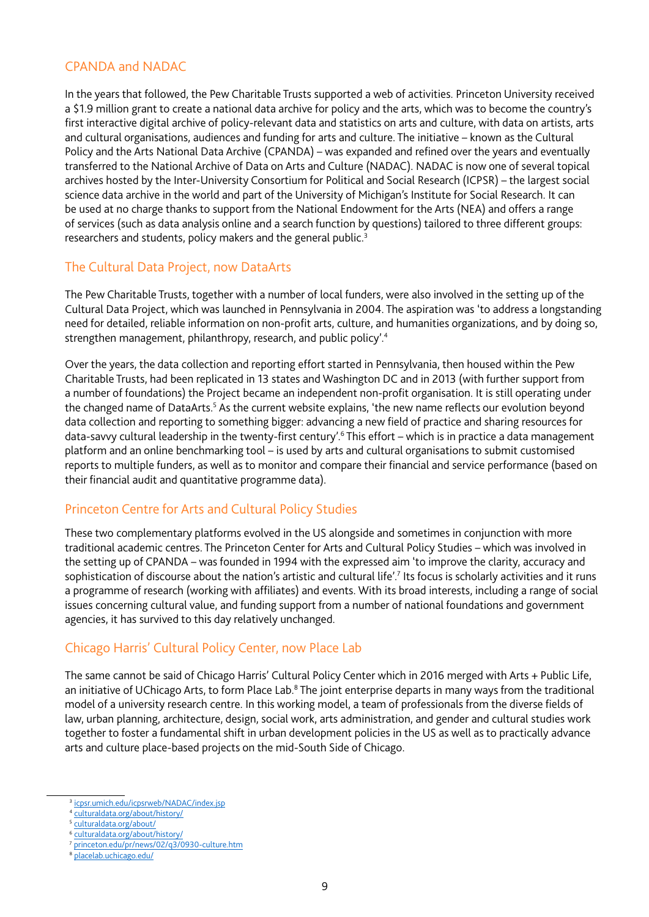## CPANDA and NADAC

In the years that followed, the Pew Charitable Trusts supported a web of activities. Princeton University received a $1.9 million grant to create a national data archive for policy and the arts, which was to become the country's first interactive digital archive of policy-relevant data and statistics on arts and culture, with data on artists, arts and cultural organisations, audiences and funding for arts and culture. The initiative – known as the Cultural Policy and the Arts National Data Archive (CPANDA) – was expanded and refined over the years and eventually transferred to the National Archive of Data on Arts and Culture (NADAC). NADAC is now one of several topical archives hosted by the Inter-University Consortium for Political and Social Research (ICPSR) – the largest social science data archive in the world and part of the University of Michigan's Institute for Social Research. It can be used at no charge thanks to support from the National Endowment for the Arts (NEA) and offers a range of services (such as data analysis online and a search function by questions) tailored to three different groups: researchers and students, policy makers and the general public.[3]

## The Cultural Data Project, now DataArts

The Pew Charitable Trusts, together with a number of local funders, were also involved in the setting up of the Cultural Data Project, which was launched in Pennsylvania in 2004. The aspiration was 'to address a longstanding need for detailed, reliable information on non-profit arts, culture, and humanities organizations, and by doing so, strengthen management, philanthropy, research, and public policy'.[4]

Over the years, the data collection and reporting effort started in Pennsylvania, then housed within the Pew Charitable Trusts, had been replicated in 13 states and Washington DC and in 2013 (with further support from a number of foundations) the Project became an independent non-profit organisation. It is still operating under the changed name of DataArts.[5] As the current website explains, 'the new name reflects our evolution beyond data collection and reporting to something bigger: advancing a new field of practice and sharing resources for data-savvy cultural leadership in the twenty-first century'.[6] This effort – which is in practice a data management platform and an online benchmarking tool – is used by arts and cultural organisations to submit customised reports to multiple funders, as well as to monitor and compare their financial and service performance (based on their financial audit and quantitative programme data).

## Princeton Centre for Arts and Cultural Policy Studies

These two complementary platforms evolved in the US alongside and sometimes in conjunction with more traditional academic centres. The Princeton Center for Arts and Cultural Policy Studies – which was involved in the setting up of CPANDA – was founded in 1994 with the expressed aim 'to improve the clarity, accuracy and sophistication of discourse about the nation's artistic and cultural life'.[7] Its focus is scholarly activities and it runs a programme of research (working with affiliates) and events. With its broad interests, including a range of social issues concerning cultural value, and funding support from a number of national foundations and government agencies, it has survived to this day relatively unchanged.

## Chicago Harris' Cultural Policy Center, now Place Lab

The same cannot be said of Chicago Harris' Cultural Policy Center which in 2016 merged with Arts + Public Life, an initiative of UChicago Arts, to form Place Lab.[8] The joint enterprise departs in many ways from the traditional model of a university research centre. In this working model, a team of professionals from the diverse fields of law, urban planning, architecture, design, social work, arts administration, and gender and cultural studies work together to foster a fundamental shift in urban development policies in the US as well as to practically advance arts and culture place-based projects on the mid-South Side of Chicago.

---

[3] icpsr.umich.edu/icpsrweb/NADAC/index.jsp
[4] culturaldata.org/about/history/
[5] culturaldata.org/about/
[6] culturaldata.org/about/history/
[7] princeton.edu/pr/news/02/q3/0930-culture.htm
[8] placelab.uchicago.edu/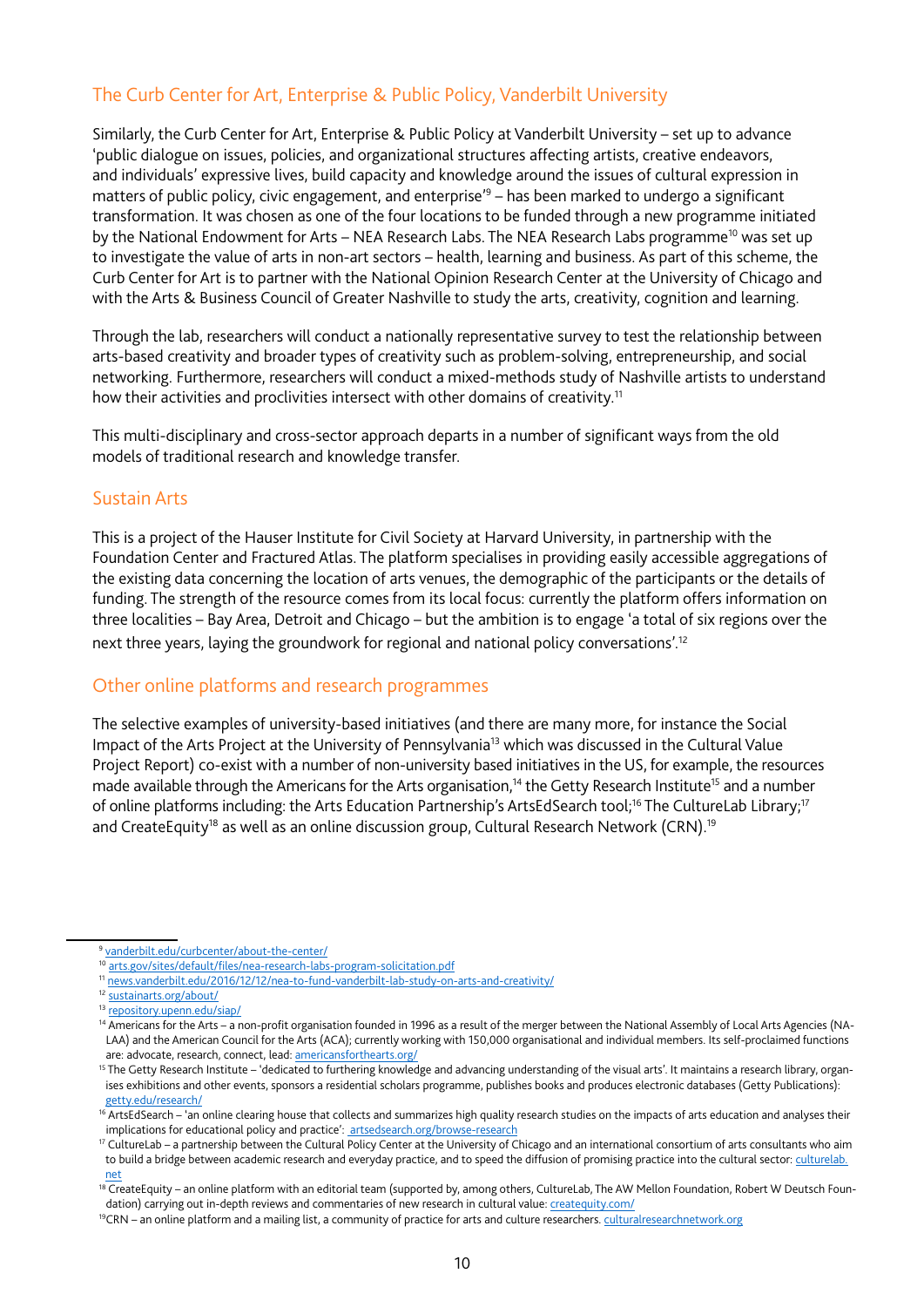## The Curb Center for Art, Enterprise & Public Policy, Vanderbilt University

Similarly, the Curb Center for Art, Enterprise & Public Policy at Vanderbilt University – set up to advance 'public dialogue on issues, policies, and organizational structures affecting artists, creative endeavors, and individuals' expressive lives, build capacity and knowledge around the issues of cultural expression in matters of public policy, civic engagement, and enterprise'[9] – has been marked to undergo a significant transformation. It was chosen as one of the four locations to be funded through a new programme initiated by the National Endowment for Arts – NEA Research Labs. The NEA Research Labs programme[10] was set up to investigate the value of arts in non-art sectors – health, learning and business. As part of this scheme, the Curb Center for Art is to partner with the National Opinion Research Center at the University of Chicago and with the Arts & Business Council of Greater Nashville to study the arts, creativity, cognition and learning.

Through the lab, researchers will conduct a nationally representative survey to test the relationship between arts-based creativity and broader types of creativity such as problem-solving, entrepreneurship, and social networking. Furthermore, researchers will conduct a mixed-methods study of Nashville artists to understand how their activities and proclivities intersect with other domains of creativity.[11]

This multi-disciplinary and cross-sector approach departs in a number of significant ways from the old models of traditional research and knowledge transfer.

## Sustain Arts

This is a project of the Hauser Institute for Civil Society at Harvard University, in partnership with the Foundation Center and Fractured Atlas. The platform specialises in providing easily accessible aggregations of the existing data concerning the location of arts venues, the demographic of the participants or the details of funding. The strength of the resource comes from its local focus: currently the platform offers information on three localities – Bay Area, Detroit and Chicago – but the ambition is to engage 'a total of six regions over the next three years, laying the groundwork for regional and national policy conversations'.[12]

## Other online platforms and research programmes

The selective examples of university-based initiatives (and there are many more, for instance the Social Impact of the Arts Project at the University of Pennsylvania[13] which was discussed in the Cultural Value Project Report) co-exist with a number of non-university based initiatives in the US, for example, the resources made available through the Americans for the Arts organisation,[14] the Getty Research Institute[15] and a number of online platforms including: the Arts Education Partnership's ArtsEdSearch tool;[16] The CultureLab Library;[17] and CreateEquity[18] as well as an online discussion group, Cultural Research Network (CRN).[19]

---

[9] vanderbilt.edu/curbcenter/about-the-center/

[10] arts.gov/sites/default/files/nea-research-labs-program-solicitation.pdf

[11] news.vanderbilt.edu/2016/12/12/nea-to-fund-vanderbilt-lab-study-on-arts-and-creativity/

[12] sustainarts.org/about/

[13] repository.upenn.edu/siap/

[14] Americans for the Arts – a non-profit organisation founded in 1996 as a result of the merger between the National Assembly of Local Arts Agencies (NALAA) and the American Council for the Arts (ACA); currently working with 150,000 organisational and individual members. Its self-proclaimed functions are: advocate, research, connect, lead: americansforthearts.org/

[15] The Getty Research Institute – 'dedicated to furthering knowledge and advancing understanding of the visual arts'. It maintains a research library, organises exhibitions and other events, sponsors a residential scholars programme, publishes books and produces electronic databases (Getty Publications): getty.edu/research/

[16] ArtsEdSearch – 'an online clearing house that collects and summarizes high quality research studies on the impacts of arts education and analyses their implications for educational policy and practice': artsedsearch.org/browse-research

[17] CultureLab – a partnership between the Cultural Policy Center at the University of Chicago and an international consortium of arts consultants who aim to build a bridge between academic research and everyday practice, and to speed the diffusion of promising practice into the cultural sector: culturelab.net

[18] CreateEquity – an online platform with an editorial team (supported by, among others, CultureLab, The AW Mellon Foundation, Robert W Deutsch Foundation) carrying out in-depth reviews and commentaries of new research in cultural value: createquity.com/

[19] CRN – an online platform and a mailing list, a community of practice for arts and culture researchers. culturalresearchnetwork.org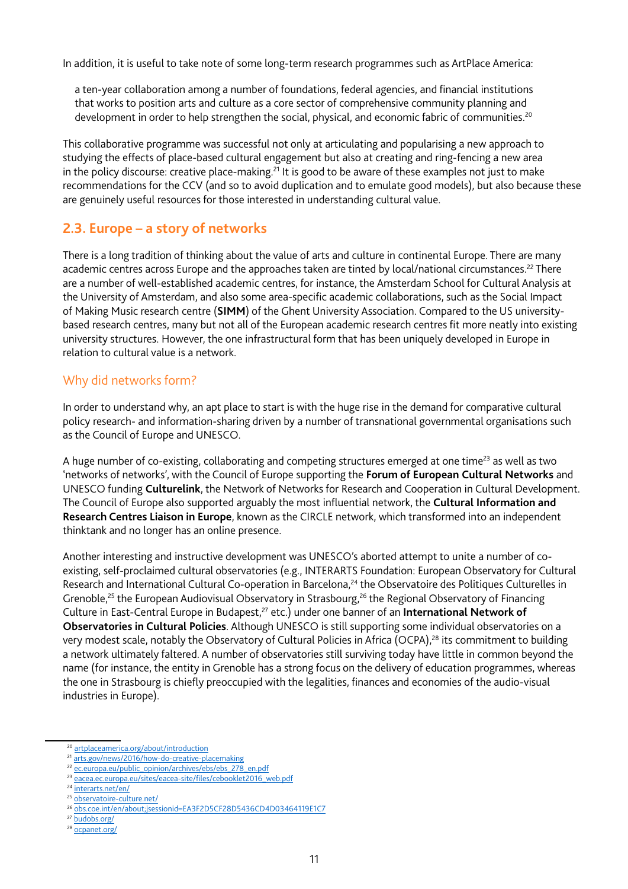In addition, it is useful to take note of some long-term research programmes such as ArtPlace America:

> a ten-year collaboration among a number of foundations, federal agencies, and financial institutions that works to position arts and culture as a core sector of comprehensive community planning and development in order to help strengthen the social, physical, and economic fabric of communities.[20]

This collaborative programme was successful not only at articulating and popularising a new approach to studying the effects of place-based cultural engagement but also at creating and ring-fencing a new area in the policy discourse: creative place-making.[21] It is good to be aware of these examples not just to make recommendations for the CCV (and so to avoid duplication and to emulate good models), but also because these are genuinely useful resources for those interested in understanding cultural value.

## 2.3. Europe – a story of networks

There is a long tradition of thinking about the value of arts and culture in continental Europe. There are many academic centres across Europe and the approaches taken are tinted by local/national circumstances.[22] There are a number of well-established academic centres, for instance, the Amsterdam School for Cultural Analysis at the University of Amsterdam, and also some area-specific academic collaborations, such as the Social Impact of Making Music research centre (**SIMM**) of the Ghent University Association. Compared to the US university-based research centres, many but not all of the European academic research centres fit more neatly into existing university structures. However, the one infrastructural form that has been uniquely developed in Europe in relation to cultural value is a network.

### Why did networks form?

In order to understand why, an apt place to start is with the huge rise in the demand for comparative cultural policy research- and information-sharing driven by a number of transnational governmental organisations such as the Council of Europe and UNESCO.

A huge number of co-existing, collaborating and competing structures emerged at one time[23] as well as two 'networks of networks', with the Council of Europe supporting the **Forum of European Cultural Networks** and UNESCO funding **Culturelink**, the Network of Networks for Research and Cooperation in Cultural Development. The Council of Europe also supported arguably the most influential network, the **Cultural Information and Research Centres Liaison in Europe**, known as the CIRCLE network, which transformed into an independent thinktank and no longer has an online presence.

Another interesting and instructive development was UNESCO's aborted attempt to unite a number of co-existing, self-proclaimed cultural observatories (e.g., INTERARTS Foundation: European Observatory for Cultural Research and International Cultural Co-operation in Barcelona,[24] the Observatoire des Politiques Culturelles in Grenoble,[25] the European Audiovisual Observatory in Strasbourg,[26] the Regional Observatory of Financing Culture in East-Central Europe in Budapest,[27] etc.) under one banner of an **International Network of Observatories in Cultural Policies**. Although UNESCO is still supporting some individual observatories on a very modest scale, notably the Observatory of Cultural Policies in Africa (OCPA),[28] its commitment to building a network ultimately faltered. A number of observatories still surviving today have little in common beyond the name (for instance, the entity in Grenoble has a strong focus on the delivery of education programmes, whereas the one in Strasbourg is chiefly preoccupied with the legalities, finances and economies of the audio-visual industries in Europe).

---

[20] artplaceamerica.org/about/introduction
[21] arts.gov/news/2016/how-do-creative-placemaking
[22] ec.europa.eu/public_opinion/archives/ebs/ebs_278_en.pdf
[23] eacea.ec.europa.eu/sites/eacea-site/files/cebooklet2016_web.pdf
[24] interarts.net/en/
[25] observatoire-culture.net/
[26] obs.coe.int/en/about;jsessionid=EA3F2D5CF28D5436CD4D03464119E1C7
[27] budobs.org/
[28] ocpanet.org/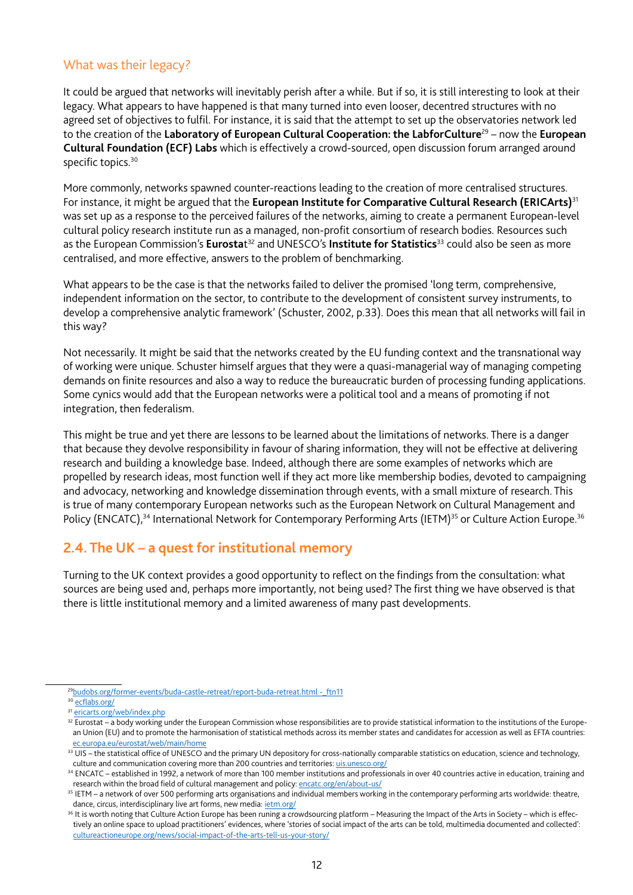### What was their legacy?

It could be argued that networks will inevitably perish after a while. But if so, it is still interesting to look at their legacy. What appears to have happened is that many turned into even looser, decentred structures with no agreed set of objectives to fulfil. For instance, it is said that the attempt to set up the observatories network led to the creation of the **Laboratory of European Cultural Cooperation: the LabforCulture**[29] – now the **European Cultural Foundation (ECF) Labs** which is effectively a crowd-sourced, open discussion forum arranged around specific topics.[30]

More commonly, networks spawned counter-reactions leading to the creation of more centralised structures. For instance, it might be argued that the **European Institute for Comparative Cultural Research (ERICArts)**[31] was set up as a response to the perceived failures of the networks, aiming to create a permanent European-level cultural policy research institute run as a managed, non-profit consortium of research bodies. Resources such as the European Commission's **Eurostat**[32] and UNESCO's **Institute for Statistics**[33] could also be seen as more centralised, and more effective, answers to the problem of benchmarking.

What appears to be the case is that the networks failed to deliver the promised 'long term, comprehensive, independent information on the sector, to contribute to the development of consistent survey instruments, to develop a comprehensive analytic framework' (Schuster, 2002, p.33). Does this mean that all networks will fail in this way?

Not necessarily. It might be said that the networks created by the EU funding context and the transnational way of working were unique. Schuster himself argues that they were a quasi-managerial way of managing competing demands on finite resources and also a way to reduce the bureaucratic burden of processing funding applications. Some cynics would add that the European networks were a political tool and a means of promoting if not integration, then federalism.

This might be true and yet there are lessons to be learned about the limitations of networks. There is a danger that because they devolve responsibility in favour of sharing information, they will not be effective at delivering research and building a knowledge base. Indeed, although there are some examples of networks which are propelled by research ideas, most function well if they act more like membership bodies, devoted to campaigning and advocacy, networking and knowledge dissemination through events, with a small mixture of research. This is true of many contemporary European networks such as the European Network on Cultural Management and Policy (ENCATC),[34] International Network for Contemporary Performing Arts (IETM)[35] or Culture Action Europe.[36]

## 2.4. The UK – a quest for institutional memory

Turning to the UK context provides a good opportunity to reflect on the findings from the consultation: what sources are being used and, perhaps more importantly, not being used? The first thing we have observed is that there is little institutional memory and a limited awareness of many past developments.

---

[29] budobs.org/former-events/buda-castle-retreat/report-buda-retreat.html - _ftn11

[30] ecflabs.org/

[31] ericarts.org/web/index.php

[32] Eurostat – a body working under the European Commission whose responsibilities are to provide statistical information to the institutions of the European Union (EU) and to promote the harmonisation of statistical methods across its member states and candidates for accession as well as EFTA countries: ec.europa.eu/eurostat/web/main/home

[33] UIS – the statistical office of UNESCO and the primary UN depository for cross-nationally comparable statistics on education, science and technology, culture and communication covering more than 200 countries and territories: uis.unesco.org/

[34] ENCATC – established in 1992, a network of more than 100 member institutions and professionals in over 40 countries active in education, training and research within the broad field of cultural management and policy: encatc.org/en/about-us/

[35] IETM – a network of over 500 performing arts organisations and individual members working in the contemporary performing arts worldwide: theatre, dance, circus, interdisciplinary live art forms, new media: ietm.org/

[36] It is worth noting that Culture Action Europe has been runing a crowdsourcing platform – Measuring the Impact of the Arts in Society – which is effectively an online space to upload practitioners' evidences, where 'stories of social impact of the arts can be told, multimedia documented and collected': cultureactioneurope.org/news/social-impact-of-the-arts-tell-us-your-story/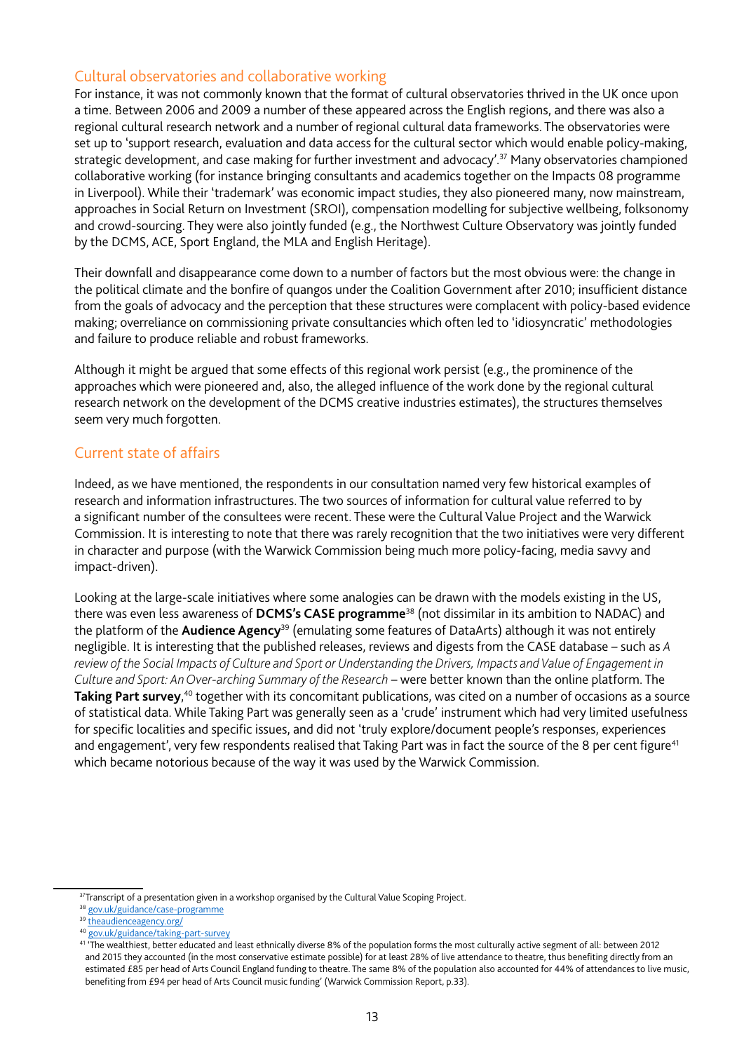## Cultural observatories and collaborative working

For instance, it was not commonly known that the format of cultural observatories thrived in the UK once upon a time. Between 2006 and 2009 a number of these appeared across the English regions, and there was also a regional cultural research network and a number of regional cultural data frameworks. The observatories were set up to 'support research, evaluation and data access for the cultural sector which would enable policy-making, strategic development, and case making for further investment and advocacy'.[37] Many observatories championed collaborative working (for instance bringing consultants and academics together on the Impacts 08 programme in Liverpool). While their 'trademark' was economic impact studies, they also pioneered many, now mainstream, approaches in Social Return on Investment (SROI), compensation modelling for subjective wellbeing, folksonomy and crowd-sourcing. They were also jointly funded (e.g., the Northwest Culture Observatory was jointly funded by the DCMS, ACE, Sport England, the MLA and English Heritage).

Their downfall and disappearance come down to a number of factors but the most obvious were: the change in the political climate and the bonfire of quangos under the Coalition Government after 2010; insufficient distance from the goals of advocacy and the perception that these structures were complacent with policy-based evidence making; overreliance on commissioning private consultancies which often led to 'idiosyncratic' methodologies and failure to produce reliable and robust frameworks.

Although it might be argued that some effects of this regional work persist (e.g., the prominence of the approaches which were pioneered and, also, the alleged influence of the work done by the regional cultural research network on the development of the DCMS creative industries estimates), the structures themselves seem very much forgotten.

## Current state of affairs

Indeed, as we have mentioned, the respondents in our consultation named very few historical examples of research and information infrastructures. The two sources of information for cultural value referred to by a significant number of the consultees were recent. These were the Cultural Value Project and the Warwick Commission. It is interesting to note that there was rarely recognition that the two initiatives were very different in character and purpose (with the Warwick Commission being much more policy-facing, media savvy and impact-driven).

Looking at the large-scale initiatives where some analogies can be drawn with the models existing in the US, there was even less awareness of **DCMS's CASE programme**[38] (not dissimilar in its ambition to NADAC) and the platform of the **Audience Agency**[39] (emulating some features of DataArts) although it was not entirely negligible. It is interesting that the published releases, reviews and digests from the CASE database – such as *A review of the Social Impacts of Culture and Sport or Understanding the Drivers, Impacts and Value of Engagement in Culture and Sport: An Over-arching Summary of the Research* – were better known than the online platform. The **Taking Part survey**,[40] together with its concomitant publications, was cited on a number of occasions as a source of statistical data. While Taking Part was generally seen as a 'crude' instrument which had very limited usefulness for specific localities and specific issues, and did not 'truly explore/document people's responses, experiences and engagement', very few respondents realised that Taking Part was in fact the source of the 8 per cent figure[41] which became notorious because of the way it was used by the Warwick Commission.

---

[37] Transcript of a presentation given in a workshop organised by the Cultural Value Scoping Project.

[38] gov.uk/guidance/case-programme

[39] theaudienceagency.org/

[40] gov.uk/guidance/taking-part-survey

[41] 'The wealthiest, better educated and least ethnically diverse 8% of the population forms the most culturally active segment of all: between 2012 and 2015 they accounted (in the most conservative estimate possible) for at least 28% of live attendance to theatre, thus benefiting directly from an estimated £85 per head of Arts Council England funding to theatre. The same 8% of the population also accounted for 44% of attendances to live music, benefiting from £94 per head of Arts Council music funding' (Warwick Commission Report, p.33).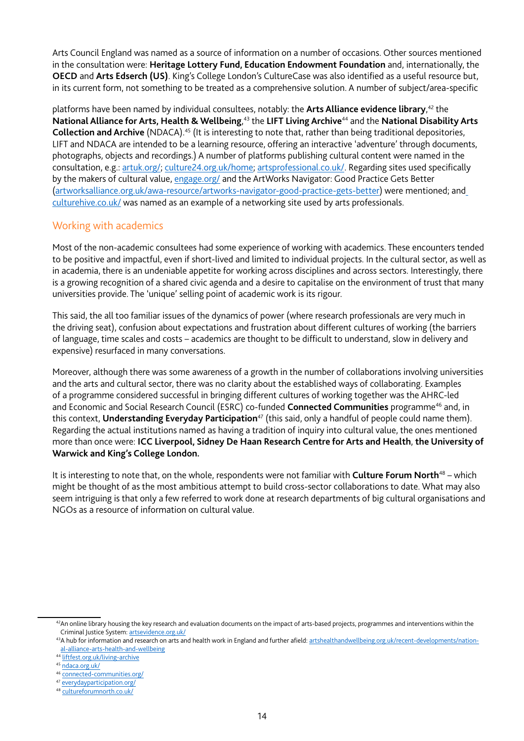Arts Council England was named as a source of information on a number of occasions. Other sources mentioned in the consultation were: **Heritage Lottery Fund, Education Endowment Foundation** and, internationally, the **OECD** and **Arts Edserch (US)**. King's College London's CultureCase was also identified as a useful resource but, in its current form, not something to be treated as a comprehensive solution. A number of subject/area-specific

platforms have been named by individual consultees, notably: the **Arts Alliance evidence library**,[42] the **National Alliance for Arts, Health & Wellbeing**,[43] the **LIFT Living Archive**[44] and the **National Disability Arts Collection and Archive** (NDACA).[45] (It is interesting to note that, rather than being traditional depositories, LIFT and NDACA are intended to be a learning resource, offering an interactive 'adventure' through documents, photographs, objects and recordings.) A number of platforms publishing cultural content were named in the consultation, e.g.: artuk.org/; culture24.org.uk/home; artsprofessional.co.uk/. Regarding sites used specifically by the makers of cultural value, engage.org/ and the ArtWorks Navigator: Good Practice Gets Better (artworksalliance.org.uk/awa-resource/artworks-navigator-good-practice-gets-better) were mentioned; and culturehive.co.uk/ was named as an example of a networking site used by arts professionals.

## Working with academics

Most of the non-academic consultees had some experience of working with academics. These encounters tended to be positive and impactful, even if short-lived and limited to individual projects. In the cultural sector, as well as in academia, there is an undeniable appetite for working across disciplines and across sectors. Interestingly, there is a growing recognition of a shared civic agenda and a desire to capitalise on the environment of trust that many universities provide. The 'unique' selling point of academic work is its rigour.

This said, the all too familiar issues of the dynamics of power (where research professionals are very much in the driving seat), confusion about expectations and frustration about different cultures of working (the barriers of language, time scales and costs – academics are thought to be difficult to understand, slow in delivery and expensive) resurfaced in many conversations.

Moreover, although there was some awareness of a growth in the number of collaborations involving universities and the arts and cultural sector, there was no clarity about the established ways of collaborating. Examples of a programme considered successful in bringing different cultures of working together was the AHRC-led and Economic and Social Research Council (ESRC) co-funded **Connected Communities** programme[46] and, in this context, **Understanding Everyday Participation**[47] (this said, only a handful of people could name them). Regarding the actual institutions named as having a tradition of inquiry into cultural value, the ones mentioned more than once were: **ICC Liverpool, Sidney De Haan Research Centre for Arts and Health**, **the University of Warwick and King's College London.**

It is interesting to note that, on the whole, respondents were not familiar with **Culture Forum North**[48] – which might be thought of as the most ambitious attempt to build cross-sector collaborations to date. What may also seem intriguing is that only a few referred to work done at research departments of big cultural organisations and NGOs as a resource of information on cultural value.

---

[42] An online library housing the key research and evaluation documents on the impact of arts-based projects, programmes and interventions within the Criminal Justice System: artsevidence.org.uk/

[43] A hub for information and research on arts and health work in England and further afield: artshealthandwellbeing.org.uk/recent-developments/national-alliance-arts-health-and-wellbeing

[44] liftfest.org.uk/living-archive

[45] ndaca.org.uk/

[46] connected-communities.org/

[47] everydayparticipation.org/

[48] cultureforumnorth.co.uk/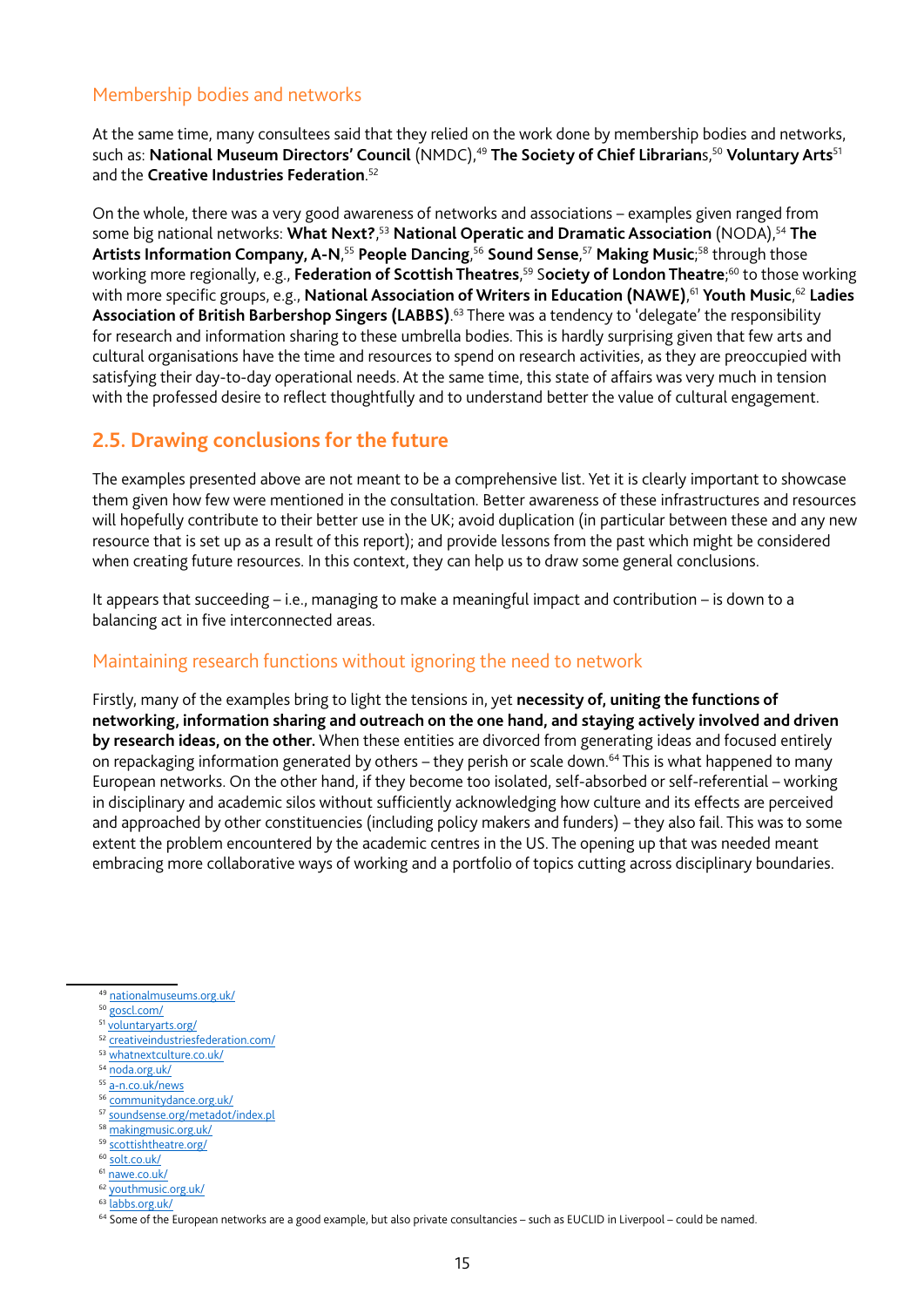### Membership bodies and networks

At the same time, many consultees said that they relied on the work done by membership bodies and networks, such as: **National Museum Directors' Council** (NMDC),[49] **The Society of Chief Librarian**s,[50] **Voluntary Arts**[51] and the **Creative Industries Federation**.[52]

On the whole, there was a very good awareness of networks and associations – examples given ranged from some big national networks: **What Next?**,[53] **National Operatic and Dramatic Association** (NODA),[54] **The Artists Information Company, A-N**,[55] **People Dancing**,[56] **Sound Sense**,[57] **Making Music**;[58] through those working more regionally, e.g., **Federation of Scottish Theatres**,[59] S**ociety of London Theatre**;[60] to those working with more specific groups, e.g., **National Association of Writers in Education (NAWE)**,[61] **Youth Music**,[62] **Ladies Association of British Barbershop Singers (LABBS)**.[63] There was a tendency to 'delegate' the responsibility for research and information sharing to these umbrella bodies. This is hardly surprising given that few arts and cultural organisations have the time and resources to spend on research activities, as they are preoccupied with satisfying their day-to-day operational needs. At the same time, this state of affairs was very much in tension with the professed desire to reflect thoughtfully and to understand better the value of cultural engagement.

## 2.5. Drawing conclusions for the future

The examples presented above are not meant to be a comprehensive list. Yet it is clearly important to showcase them given how few were mentioned in the consultation. Better awareness of these infrastructures and resources will hopefully contribute to their better use in the UK; avoid duplication (in particular between these and any new resource that is set up as a result of this report); and provide lessons from the past which might be considered when creating future resources. In this context, they can help us to draw some general conclusions.

It appears that succeeding – i.e., managing to make a meaningful impact and contribution – is down to a balancing act in five interconnected areas.

### Maintaining research functions without ignoring the need to network

Firstly, many of the examples bring to light the tensions in, yet **necessity of, uniting the functions of networking, information sharing and outreach on the one hand, and staying actively involved and driven by research ideas, on the other.** When these entities are divorced from generating ideas and focused entirely on repackaging information generated by others – they perish or scale down.[64] This is what happened to many European networks. On the other hand, if they become too isolated, self-absorbed or self-referential – working in disciplinary and academic silos without sufficiently acknowledging how culture and its effects are perceived and approached by other constituencies (including policy makers and funders) – they also fail. This was to some extent the problem encountered by the academic centres in the US. The opening up that was needed meant embracing more collaborative ways of working and a portfolio of topics cutting across disciplinary boundaries.

---

[49] nationalmuseums.org.uk/
[50] goscl.com/
[51] voluntaryarts.org/
[52] creativeindustriesfederation.com/
[53] whatnextculture.co.uk/
[54] noda.org.uk/
[55] a-n.co.uk/news
[56] communitydance.org.uk/
[57] soundsense.org/metadot/index.pl
[58] makingmusic.org.uk/
[59] scottishtheatre.org/
[60] solt.co.uk/
[61] nawe.co.uk/
[62] youthmusic.org.uk/
[63] labbs.org.uk/
[64] Some of the European networks are a good example, but also private consultancies – such as EUCLID in Liverpool – could be named.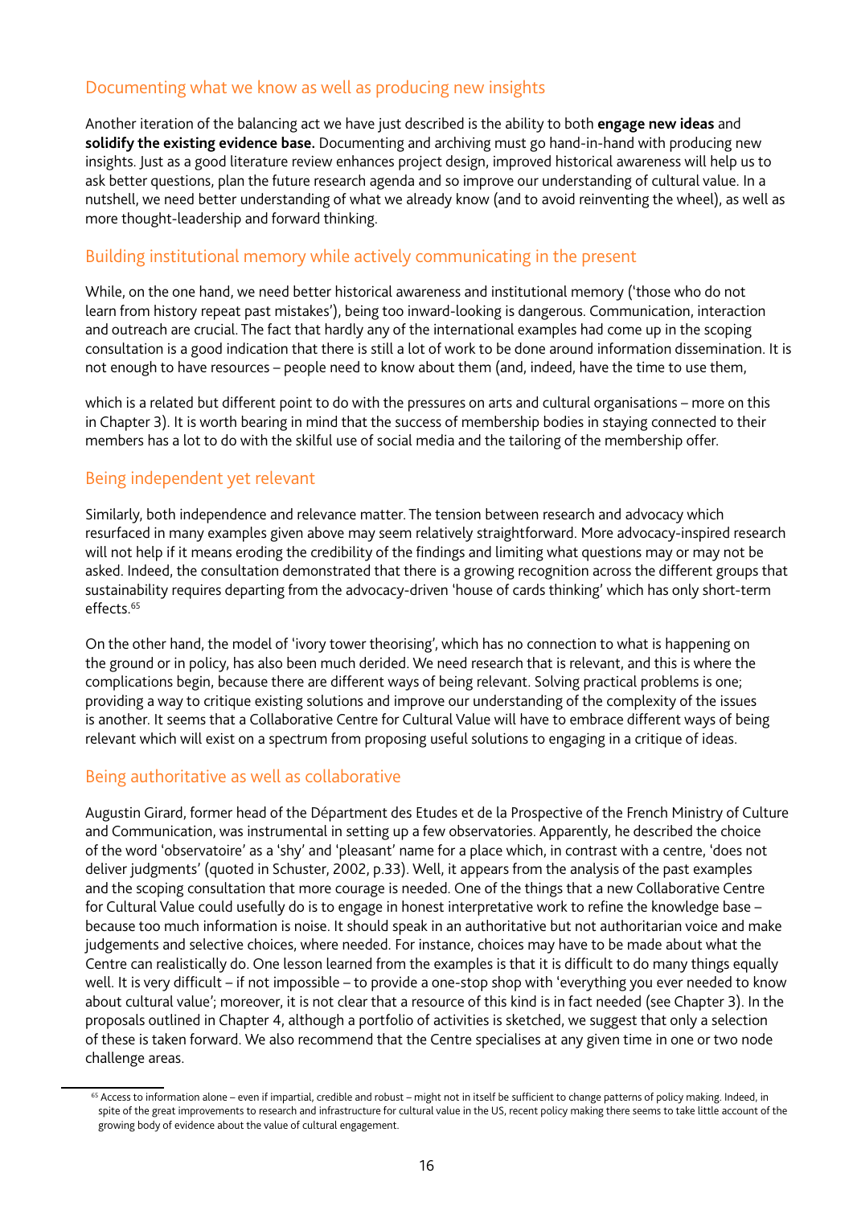## Documenting what we know as well as producing new insights

Another iteration of the balancing act we have just described is the ability to both **engage new ideas** and **solidify the existing evidence base.** Documenting and archiving must go hand-in-hand with producing new insights. Just as a good literature review enhances project design, improved historical awareness will help us to ask better questions, plan the future research agenda and so improve our understanding of cultural value. In a nutshell, we need better understanding of what we already know (and to avoid reinventing the wheel), as well as more thought-leadership and forward thinking.

## Building institutional memory while actively communicating in the present

While, on the one hand, we need better historical awareness and institutional memory ('those who do not learn from history repeat past mistakes'), being too inward-looking is dangerous. Communication, interaction and outreach are crucial. The fact that hardly any of the international examples had come up in the scoping consultation is a good indication that there is still a lot of work to be done around information dissemination. It is not enough to have resources – people need to know about them (and, indeed, have the time to use them, which is a related but different point to do with the pressures on arts and cultural organisations – more on this in Chapter 3). It is worth bearing in mind that the success of membership bodies in staying connected to their members has a lot to do with the skilful use of social media and the tailoring of the membership offer.

## Being independent yet relevant

Similarly, both independence and relevance matter. The tension between research and advocacy which resurfaced in many examples given above may seem relatively straightforward. More advocacy-inspired research will not help if it means eroding the credibility of the findings and limiting what questions may or may not be asked. Indeed, the consultation demonstrated that there is a growing recognition across the different groups that sustainability requires departing from the advocacy-driven 'house of cards thinking' which has only short-term effects.[65]

On the other hand, the model of 'ivory tower theorising', which has no connection to what is happening on the ground or in policy, has also been much derided. We need research that is relevant, and this is where the complications begin, because there are different ways of being relevant. Solving practical problems is one; providing a way to critique existing solutions and improve our understanding of the complexity of the issues is another. It seems that a Collaborative Centre for Cultural Value will have to embrace different ways of being relevant which will exist on a spectrum from proposing useful solutions to engaging in a critique of ideas.

## Being authoritative as well as collaborative

Augustin Girard, former head of the Départment des Etudes et de la Prospective of the French Ministry of Culture and Communication, was instrumental in setting up a few observatories. Apparently, he described the choice of the word 'observatoire' as a 'shy' and 'pleasant' name for a place which, in contrast with a centre, 'does not deliver judgments' (quoted in Schuster, 2002, p.33). Well, it appears from the analysis of the past examples and the scoping consultation that more courage is needed. One of the things that a new Collaborative Centre for Cultural Value could usefully do is to engage in honest interpretative work to refine the knowledge base – because too much information is noise. It should speak in an authoritative but not authoritarian voice and make judgements and selective choices, where needed. For instance, choices may have to be made about what the Centre can realistically do. One lesson learned from the examples is that it is difficult to do many things equally well. It is very difficult – if not impossible – to provide a one-stop shop with 'everything you ever needed to know about cultural value'; moreover, it is not clear that a resource of this kind is in fact needed (see Chapter 3). In the proposals outlined in Chapter 4, although a portfolio of activities is sketched, we suggest that only a selection of these is taken forward. We also recommend that the Centre specialises at any given time in one or two node challenge areas.

[65] Access to information alone – even if impartial, credible and robust – might not in itself be sufficient to change patterns of policy making. Indeed, in spite of the great improvements to research and infrastructure for cultural value in the US, recent policy making there seems to take little account of the growing body of evidence about the value of cultural engagement.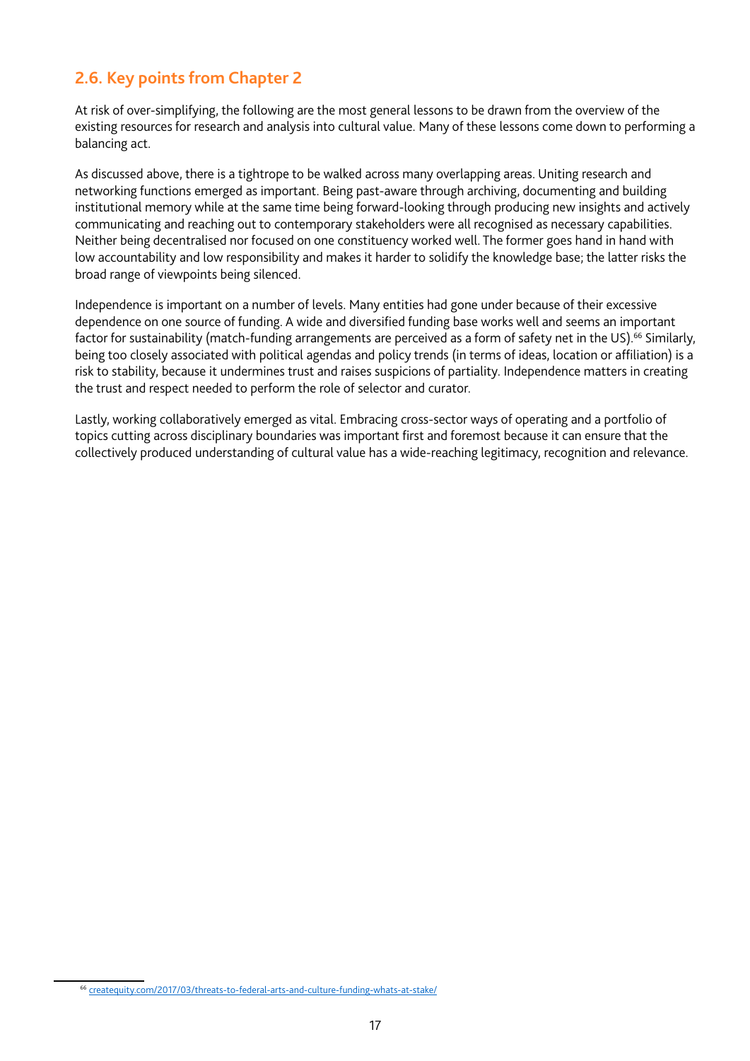## 2.6. Key points from Chapter 2

At risk of over-simplifying, the following are the most general lessons to be drawn from the overview of the existing resources for research and analysis into cultural value. Many of these lessons come down to performing a balancing act.

As discussed above, there is a tightrope to be walked across many overlapping areas. Uniting research and networking functions emerged as important. Being past-aware through archiving, documenting and building institutional memory while at the same time being forward-looking through producing new insights and actively communicating and reaching out to contemporary stakeholders were all recognised as necessary capabilities. Neither being decentralised nor focused on one constituency worked well. The former goes hand in hand with low accountability and low responsibility and makes it harder to solidify the knowledge base; the latter risks the broad range of viewpoints being silenced.

Independence is important on a number of levels. Many entities had gone under because of their excessive dependence on one source of funding. A wide and diversified funding base works well and seems an important factor for sustainability (match-funding arrangements are perceived as a form of safety net in the US).[66] Similarly, being too closely associated with political agendas and policy trends (in terms of ideas, location or affiliation) is a risk to stability, because it undermines trust and raises suspicions of partiality. Independence matters in creating the trust and respect needed to perform the role of selector and curator.

Lastly, working collaboratively emerged as vital. Embracing cross-sector ways of operating and a portfolio of topics cutting across disciplinary boundaries was important first and foremost because it can ensure that the collectively produced understanding of cultural value has a wide-reaching legitimacy, recognition and relevance.

---

[66] createquity.com/2017/03/threats-to-federal-arts-and-culture-funding-whats-at-stake/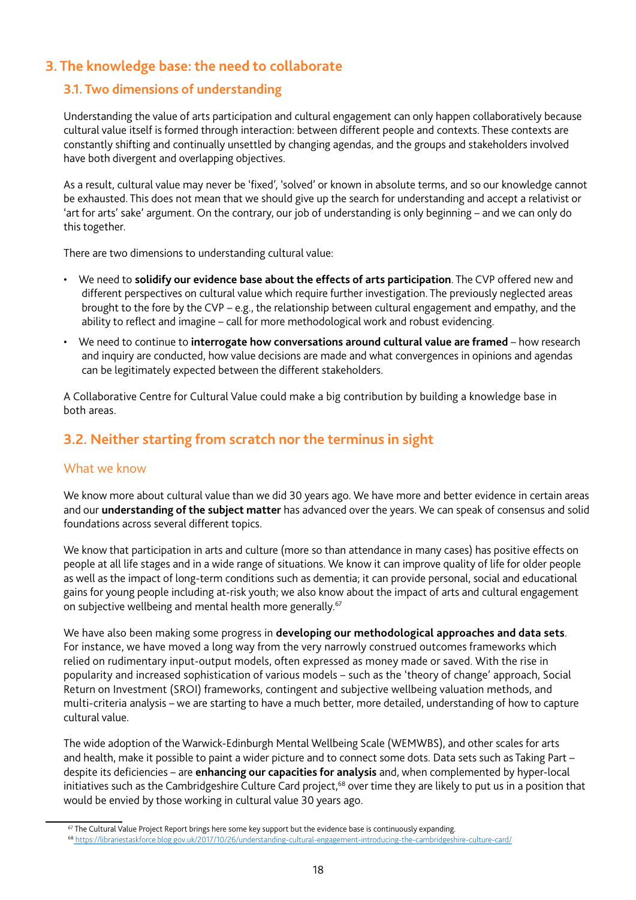# 3. The knowledge base: the need to collaborate

## 3.1. Two dimensions of understanding

Understanding the value of arts participation and cultural engagement can only happen collaboratively because cultural value itself is formed through interaction: between different people and contexts. These contexts are constantly shifting and continually unsettled by changing agendas, and the groups and stakeholders involved have both divergent and overlapping objectives.

As a result, cultural value may never be 'fixed', 'solved' or known in absolute terms, and so our knowledge cannot be exhausted. This does not mean that we should give up the search for understanding and accept a relativist or 'art for arts' sake' argument. On the contrary, our job of understanding is only beginning – and we can only do this together.

There are two dimensions to understanding cultural value:

- We need to **solidify our evidence base about the effects of arts participation**. The CVP offered new and different perspectives on cultural value which require further investigation. The previously neglected areas brought to the fore by the CVP – e.g., the relationship between cultural engagement and empathy, and the ability to reflect and imagine – call for more methodological work and robust evidencing.
- We need to continue to **interrogate how conversations around cultural value are framed** – how research and inquiry are conducted, how value decisions are made and what convergences in opinions and agendas can be legitimately expected between the different stakeholders.

A Collaborative Centre for Cultural Value could make a big contribution by building a knowledge base in both areas.

## 3.2. Neither starting from scratch nor the terminus in sight

### What we know

We know more about cultural value than we did 30 years ago. We have more and better evidence in certain areas and our **understanding of the subject matter** has advanced over the years. We can speak of consensus and solid foundations across several different topics.

We know that participation in arts and culture (more so than attendance in many cases) has positive effects on people at all life stages and in a wide range of situations. We know it can improve quality of life for older people as well as the impact of long-term conditions such as dementia; it can provide personal, social and educational gains for young people including at-risk youth; we also know about the impact of arts and cultural engagement on subjective wellbeing and mental health more generally.[67]

We have also been making some progress in **developing our methodological approaches and data sets**. For instance, we have moved a long way from the very narrowly construed outcomes frameworks which relied on rudimentary input-output models, often expressed as money made or saved. With the rise in popularity and increased sophistication of various models – such as the 'theory of change' approach, Social Return on Investment (SROI) frameworks, contingent and subjective wellbeing valuation methods, and multi-criteria analysis – we are starting to have a much better, more detailed, understanding of how to capture cultural value.

The wide adoption of the Warwick-Edinburgh Mental Wellbeing Scale (WEMWBS), and other scales for arts and health, make it possible to paint a wider picture and to connect some dots. Data sets such as Taking Part – despite its deficiencies – are **enhancing our capacities for analysis** and, when complemented by hyper-local initiatives such as the Cambridgeshire Culture Card project,[68] over time they are likely to put us in a position that would be envied by those working in cultural value 30 years ago.

---

[67] The Cultural Value Project Report brings here some key support but the evidence base is continuously expanding.

[68] https://librariestaskforce.blog.gov.uk/2017/10/26/understanding-cultural-engagement-introducing-the-cambridgeshire-culture-card/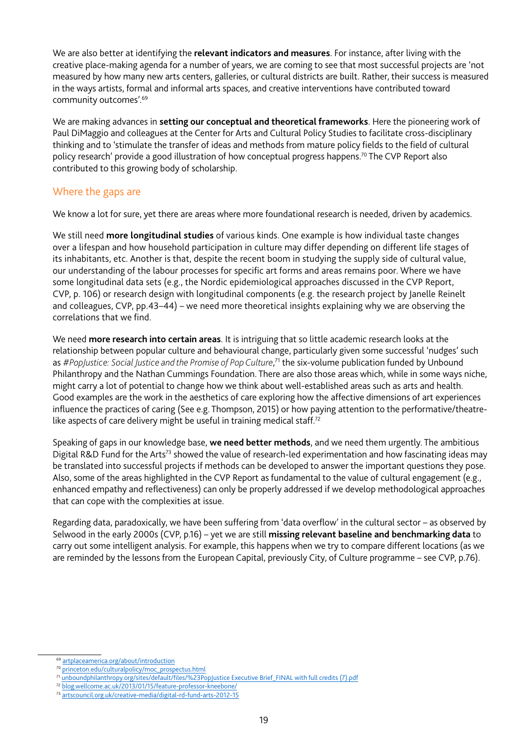We are also better at identifying the **relevant indicators and measures**. For instance, after living with the creative place-making agenda for a number of years, we are coming to see that most successful projects are 'not measured by how many new arts centers, galleries, or cultural districts are built. Rather, their success is measured in the ways artists, formal and informal arts spaces, and creative interventions have contributed toward community outcomes'.[69]

We are making advances in **setting our conceptual and theoretical frameworks**. Here the pioneering work of Paul DiMaggio and colleagues at the Center for Arts and Cultural Policy Studies to facilitate cross-disciplinary thinking and to 'stimulate the transfer of ideas and methods from mature policy fields to the field of cultural policy research' provide a good illustration of how conceptual progress happens.[70] The CVP Report also contributed to this growing body of scholarship.

## Where the gaps are

We know a lot for sure, yet there are areas where more foundational research is needed, driven by academics.

We still need **more longitudinal studies** of various kinds. One example is how individual taste changes over a lifespan and how household participation in culture may differ depending on different life stages of its inhabitants, etc. Another is that, despite the recent boom in studying the supply side of cultural value, our understanding of the labour processes for specific art forms and areas remains poor. Where we have some longitudinal data sets (e.g., the Nordic epidemiological approaches discussed in the CVP Report, CVP, p. 106) or research design with longitudinal components (e.g. the research project by Janelle Reinelt and colleagues, CVP, pp.43–44) – we need more theoretical insights explaining why we are observing the correlations that we find.

We need **more research into certain areas**. It is intriguing that so little academic research looks at the relationship between popular culture and behavioural change, particularly given some successful 'nudges' such as *#PopJustice: Social Justice and the Promise of Pop Culture*,[71] the six-volume publication funded by Unbound Philanthropy and the Nathan Cummings Foundation. There are also those areas which, while in some ways niche, might carry a lot of potential to change how we think about well-established areas such as arts and health. Good examples are the work in the aesthetics of care exploring how the affective dimensions of art experiences influence the practices of caring (See e.g. Thompson, 2015) or how paying attention to the performative/theatre-like aspects of care delivery might be useful in training medical staff.[72]

Speaking of gaps in our knowledge base, **we need better methods**, and we need them urgently. The ambitious Digital R&D Fund for the Arts[73] showed the value of research-led experimentation and how fascinating ideas may be translated into successful projects if methods can be developed to answer the important questions they pose. Also, some of the areas highlighted in the CVP Report as fundamental to the value of cultural engagement (e.g., enhanced empathy and reflectiveness) can only be properly addressed if we develop methodological approaches that can cope with the complexities at issue.

Regarding data, paradoxically, we have been suffering from 'data overflow' in the cultural sector – as observed by Selwood in the early 2000s (CVP, p.16) – yet we are still **missing relevant baseline and benchmarking data** to carry out some intelligent analysis. For example, this happens when we try to compare different locations (as we are reminded by the lessons from the European Capital, previously City, of Culture programme – see CVP, p.76).

---

[69] artplaceamerica.org/about/introduction

[70] princeton.edu/culturalpolicy/moc_prospectus.html

[71] unboundphilanthropy.org/sites/default/files/%23PopJustice Executive Brief_FINAL with full credits (7).pdf

[72] blog.wellcome.ac.uk/2013/01/15/feature-professor-kneebone/

[73] artscouncil.org.uk/creative-media/digital-rd-fund-arts-2012-15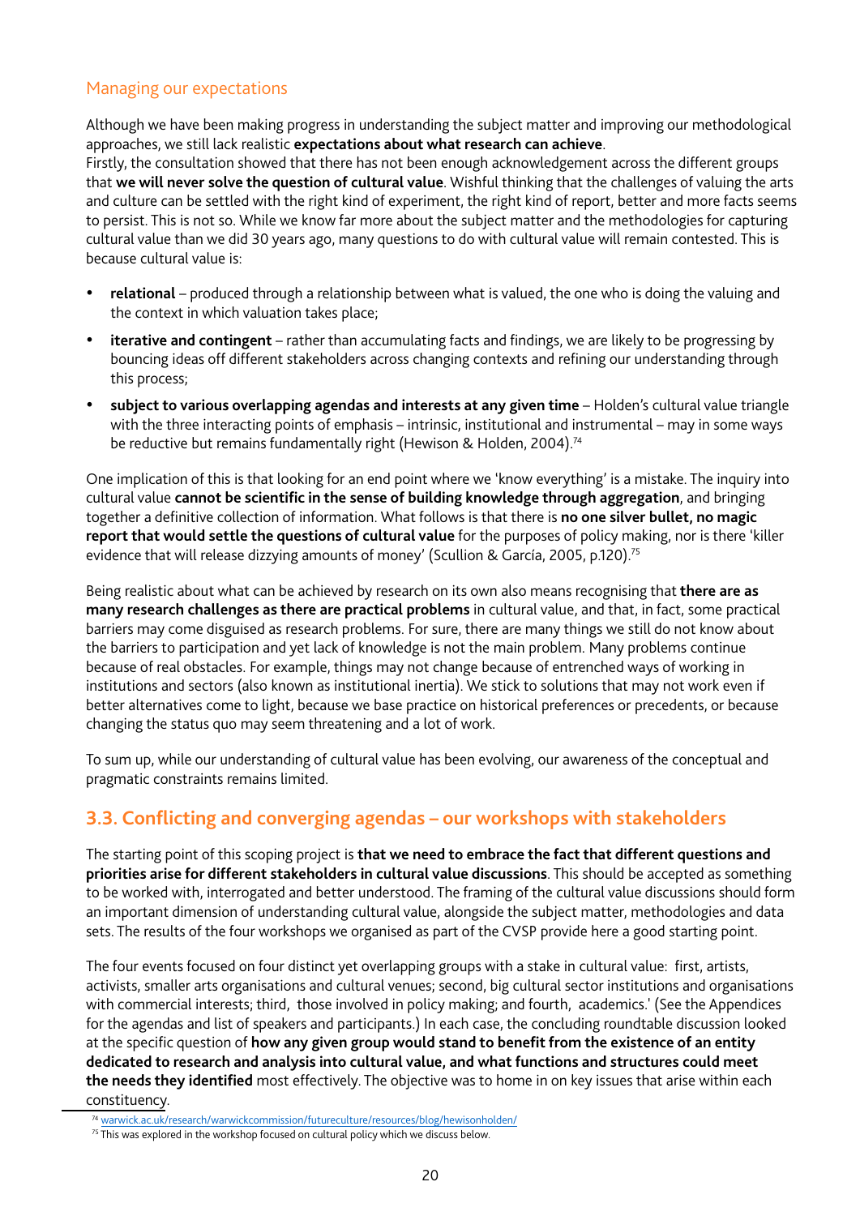### Managing our expectations

Although we have been making progress in understanding the subject matter and improving our methodological approaches, we still lack realistic **expectations about what research can achieve**.
Firstly, the consultation showed that there has not been enough acknowledgement across the different groups that **we will never solve the question of cultural value**. Wishful thinking that the challenges of valuing the arts and culture can be settled with the right kind of experiment, the right kind of report, better and more facts seems to persist. This is not so. While we know far more about the subject matter and the methodologies for capturing cultural value than we did 30 years ago, many questions to do with cultural value will remain contested. This is because cultural value is:

- **relational** – produced through a relationship between what is valued, the one who is doing the valuing and the context in which valuation takes place;
- **iterative and contingent** – rather than accumulating facts and findings, we are likely to be progressing by bouncing ideas off different stakeholders across changing contexts and refining our understanding through this process;
- **subject to various overlapping agendas and interests at any given time** – Holden's cultural value triangle with the three interacting points of emphasis – intrinsic, institutional and instrumental – may in some ways be reductive but remains fundamentally right (Hewison & Holden, 2004).[74]

One implication of this is that looking for an end point where we 'know everything' is a mistake. The inquiry into cultural value **cannot be scientific in the sense of building knowledge through aggregation**, and bringing together a definitive collection of information. What follows is that there is **no one silver bullet, no magic report that would settle the questions of cultural value** for the purposes of policy making, nor is there 'killer evidence that will release dizzying amounts of money' (Scullion & García, 2005, p.120).[75]

Being realistic about what can be achieved by research on its own also means recognising that **there are as many research challenges as there are practical problems** in cultural value, and that, in fact, some practical barriers may come disguised as research problems. For sure, there are many things we still do not know about the barriers to participation and yet lack of knowledge is not the main problem. Many problems continue because of real obstacles. For example, things may not change because of entrenched ways of working in institutions and sectors (also known as institutional inertia). We stick to solutions that may not work even if better alternatives come to light, because we base practice on historical preferences or precedents, or because changing the status quo may seem threatening and a lot of work.

To sum up, while our understanding of cultural value has been evolving, our awareness of the conceptual and pragmatic constraints remains limited.

## 3.3. Conflicting and converging agendas – our workshops with stakeholders

The starting point of this scoping project is **that we need to embrace the fact that different questions and priorities arise for different stakeholders in cultural value discussions**. This should be accepted as something to be worked with, interrogated and better understood. The framing of the cultural value discussions should form an important dimension of understanding cultural value, alongside the subject matter, methodologies and data sets. The results of the four workshops we organised as part of the CVSP provide here a good starting point.

The four events focused on four distinct yet overlapping groups with a stake in cultural value: first, artists, activists, smaller arts organisations and cultural venues; second, big cultural sector institutions and organisations with commercial interests; third, those involved in policy making; and fourth, academics.' (See the Appendices for the agendas and list of speakers and participants.) In each case, the concluding roundtable discussion looked at the specific question of **how any given group would stand to benefit from the existence of an entity dedicated to research and analysis into cultural value, and what functions and structures could meet the needs they identified** most effectively. The objective was to home in on key issues that arise within each constituency.

[74] warwick.ac.uk/research/warwickcommission/futureculture/resources/blog/hewisonholden/
[75] This was explored in the workshop focused on cultural policy which we discuss below.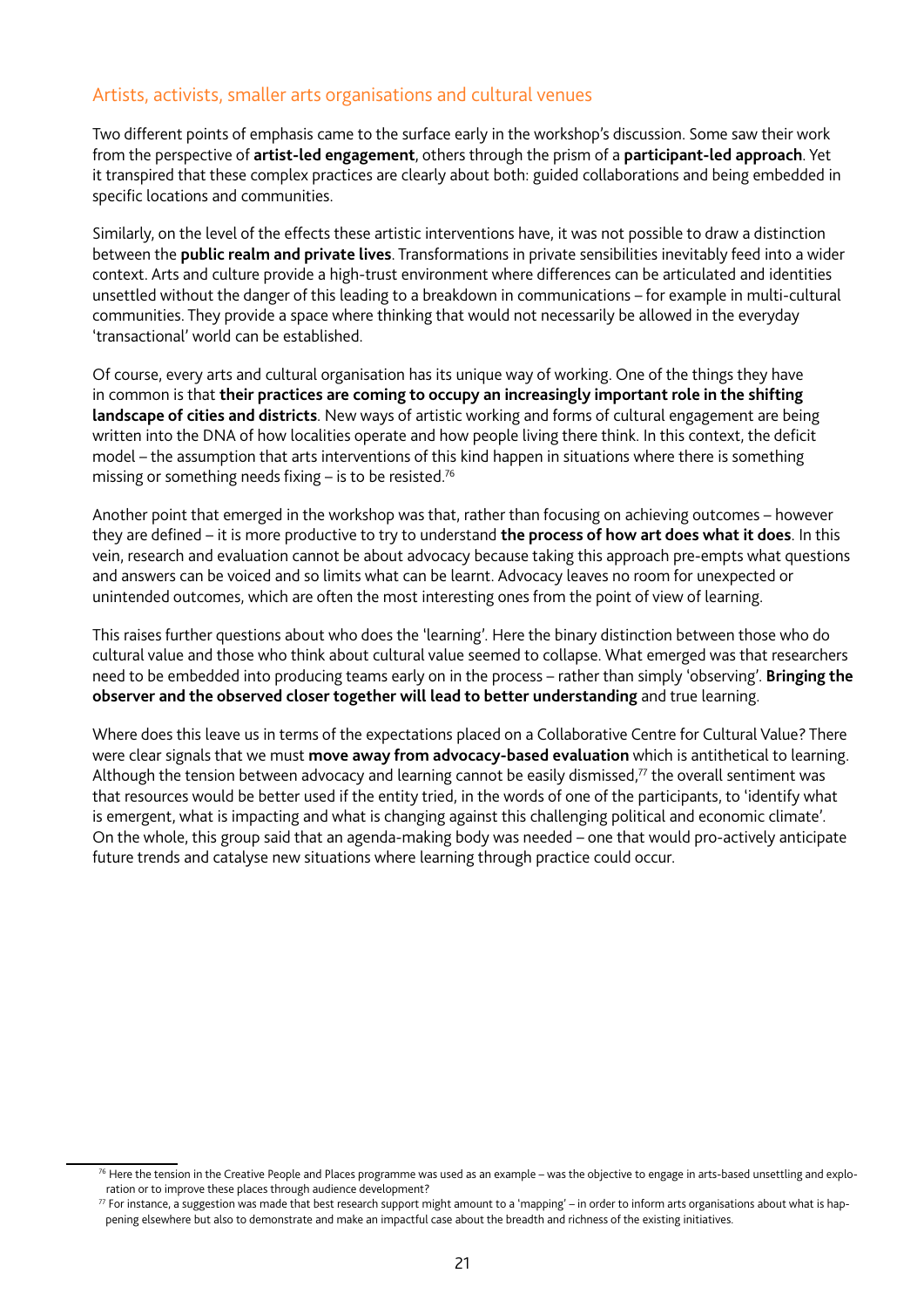## Artists, activists, smaller arts organisations and cultural venues

Two different points of emphasis came to the surface early in the workshop's discussion. Some saw their work from the perspective of **artist-led engagement**, others through the prism of a **participant-led approach**. Yet it transpired that these complex practices are clearly about both: guided collaborations and being embedded in specific locations and communities.

Similarly, on the level of the effects these artistic interventions have, it was not possible to draw a distinction between the **public realm and private lives**. Transformations in private sensibilities inevitably feed into a wider context. Arts and culture provide a high-trust environment where differences can be articulated and identities unsettled without the danger of this leading to a breakdown in communications – for example in multi-cultural communities. They provide a space where thinking that would not necessarily be allowed in the everyday 'transactional' world can be established.

Of course, every arts and cultural organisation has its unique way of working. One of the things they have in common is that **their practices are coming to occupy an increasingly important role in the shifting landscape of cities and districts**. New ways of artistic working and forms of cultural engagement are being written into the DNA of how localities operate and how people living there think. In this context, the deficit model – the assumption that arts interventions of this kind happen in situations where there is something missing or something needs fixing – is to be resisted.[76]

Another point that emerged in the workshop was that, rather than focusing on achieving outcomes – however they are defined – it is more productive to try to understand **the process of how art does what it does**. In this vein, research and evaluation cannot be about advocacy because taking this approach pre-empts what questions and answers can be voiced and so limits what can be learnt. Advocacy leaves no room for unexpected or unintended outcomes, which are often the most interesting ones from the point of view of learning.

This raises further questions about who does the 'learning'. Here the binary distinction between those who do cultural value and those who think about cultural value seemed to collapse. What emerged was that researchers need to be embedded into producing teams early on in the process – rather than simply 'observing'. **Bringing the observer and the observed closer together will lead to better understanding** and true learning.

Where does this leave us in terms of the expectations placed on a Collaborative Centre for Cultural Value? There were clear signals that we must **move away from advocacy-based evaluation** which is antithetical to learning. Although the tension between advocacy and learning cannot be easily dismissed,[77] the overall sentiment was that resources would be better used if the entity tried, in the words of one of the participants, to 'identify what is emergent, what is impacting and what is changing against this challenging political and economic climate'. On the whole, this group said that an agenda-making body was needed – one that would pro-actively anticipate future trends and catalyse new situations where learning through practice could occur.

---

[76] Here the tension in the Creative People and Places programme was used as an example – was the objective to engage in arts-based unsettling and exploration or to improve these places through audience development?

[77] For instance, a suggestion was made that best research support might amount to a 'mapping' – in order to inform arts organisations about what is happening elsewhere but also to demonstrate and make an impactful case about the breadth and richness of the existing initiatives.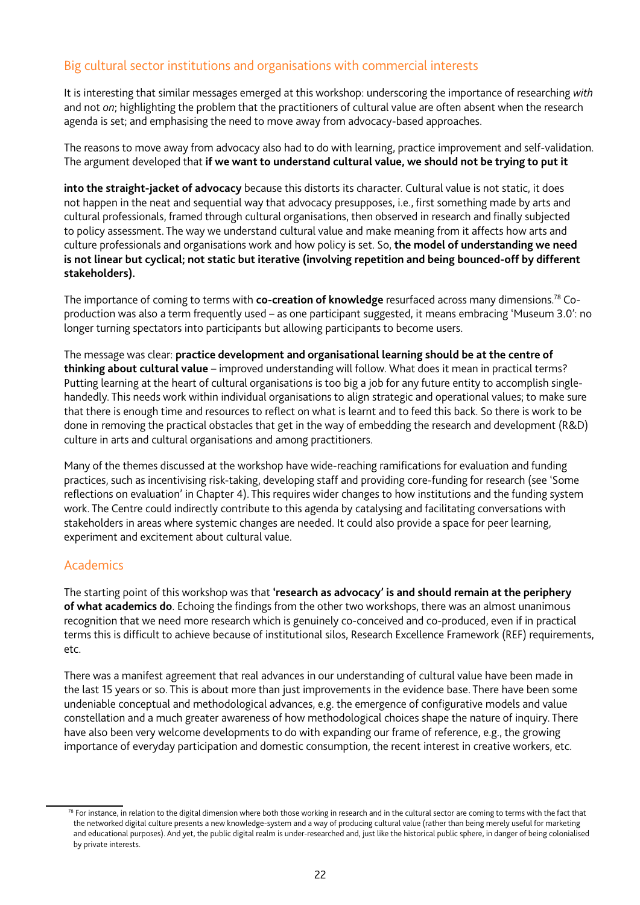## Big cultural sector institutions and organisations with commercial interests

It is interesting that similar messages emerged at this workshop: underscoring the importance of researching *with* and not *on*; highlighting the problem that the practitioners of cultural value are often absent when the research agenda is set; and emphasising the need to move away from advocacy-based approaches.

The reasons to move away from advocacy also had to do with learning, practice improvement and self-validation. The argument developed that **if we want to understand cultural value, we should not be trying to put it into the straight-jacket of advocacy** because this distorts its character. Cultural value is not static, it does not happen in the neat and sequential way that advocacy presupposes, i.e., first something made by arts and cultural professionals, framed through cultural organisations, then observed in research and finally subjected to policy assessment. The way we understand cultural value and make meaning from it affects how arts and culture professionals and organisations work and how policy is set. So, **the model of understanding we need is not linear but cyclical; not static but iterative (involving repetition and being bounced-off by different stakeholders).**

The importance of coming to terms with **co-creation of knowledge** resurfaced across many dimensions.[78] Co-production was also a term frequently used – as one participant suggested, it means embracing 'Museum 3.0': no longer turning spectators into participants but allowing participants to become users.

The message was clear: **practice development and organisational learning should be at the centre of thinking about cultural value** – improved understanding will follow. What does it mean in practical terms? Putting learning at the heart of cultural organisations is too big a job for any future entity to accomplish single-handedly. This needs work within individual organisations to align strategic and operational values; to make sure that there is enough time and resources to reflect on what is learnt and to feed this back. So there is work to be done in removing the practical obstacles that get in the way of embedding the research and development (R&D) culture in arts and cultural organisations and among practitioners.

Many of the themes discussed at the workshop have wide-reaching ramifications for evaluation and funding practices, such as incentivising risk-taking, developing staff and providing core-funding for research (see 'Some reflections on evaluation' in Chapter 4). This requires wider changes to how institutions and the funding system work. The Centre could indirectly contribute to this agenda by catalysing and facilitating conversations with stakeholders in areas where systemic changes are needed. It could also provide a space for peer learning, experiment and excitement about cultural value.

## Academics

The starting point of this workshop was that **'research as advocacy' is and should remain at the periphery of what academics do**. Echoing the findings from the other two workshops, there was an almost unanimous recognition that we need more research which is genuinely co-conceived and co-produced, even if in practical terms this is difficult to achieve because of institutional silos, Research Excellence Framework (REF) requirements, etc.

There was a manifest agreement that real advances in our understanding of cultural value have been made in the last 15 years or so. This is about more than just improvements in the evidence base. There have been some undeniable conceptual and methodological advances, e.g. the emergence of configurative models and value constellation and a much greater awareness of how methodological choices shape the nature of inquiry. There have also been very welcome developments to do with expanding our frame of reference, e.g., the growing importance of everyday participation and domestic consumption, the recent interest in creative workers, etc.

---

[78] For instance, in relation to the digital dimension where both those working in research and in the cultural sector are coming to terms with the fact that the networked digital culture presents a new knowledge-system and a way of producing cultural value (rather than being merely useful for marketing and educational purposes). And yet, the public digital realm is under-researched and, just like the historical public sphere, in danger of being colonialised by private interests.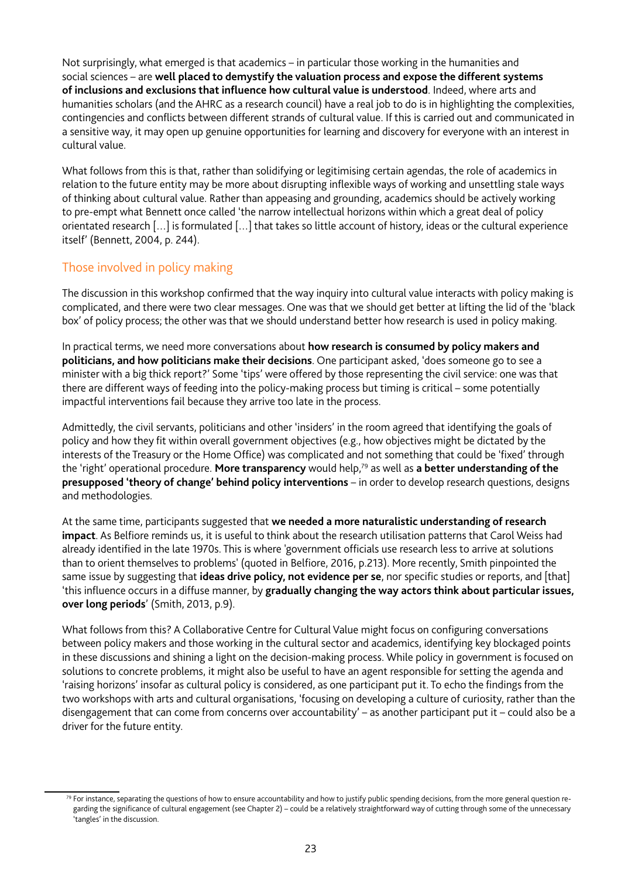Not surprisingly, what emerged is that academics – in particular those working in the humanities and social sciences – are **well placed to demystify the valuation process and expose the different systems of inclusions and exclusions that influence how cultural value is understood**. Indeed, where arts and humanities scholars (and the AHRC as a research council) have a real job to do is in highlighting the complexities, contingencies and conflicts between different strands of cultural value. If this is carried out and communicated in a sensitive way, it may open up genuine opportunities for learning and discovery for everyone with an interest in cultural value.

What follows from this is that, rather than solidifying or legitimising certain agendas, the role of academics in relation to the future entity may be more about disrupting inflexible ways of working and unsettling stale ways of thinking about cultural value. Rather than appeasing and grounding, academics should be actively working to pre-empt what Bennett once called 'the narrow intellectual horizons within which a great deal of policy orientated research […] is formulated […] that takes so little account of history, ideas or the cultural experience itself' (Bennett, 2004, p. 244).

## Those involved in policy making

The discussion in this workshop confirmed that the way inquiry into cultural value interacts with policy making is complicated, and there were two clear messages. One was that we should get better at lifting the lid of the 'black box' of policy process; the other was that we should understand better how research is used in policy making.

In practical terms, we need more conversations about **how research is consumed by policy makers and politicians, and how politicians make their decisions**. One participant asked, 'does someone go to see a minister with a big thick report?' Some 'tips' were offered by those representing the civil service: one was that there are different ways of feeding into the policy-making process but timing is critical – some potentially impactful interventions fail because they arrive too late in the process.

Admittedly, the civil servants, politicians and other 'insiders' in the room agreed that identifying the goals of policy and how they fit within overall government objectives (e.g., how objectives might be dictated by the interests of the Treasury or the Home Office) was complicated and not something that could be 'fixed' through the 'right' operational procedure. **More transparency** would help,[79] as well as **a better understanding of the presupposed 'theory of change' behind policy interventions** – in order to develop research questions, designs and methodologies.

At the same time, participants suggested that **we needed a more naturalistic understanding of research impact**. As Belfiore reminds us, it is useful to think about the research utilisation patterns that Carol Weiss had already identified in the late 1970s. This is where 'government officials use research less to arrive at solutions than to orient themselves to problems' (quoted in Belfiore, 2016, p.213). More recently, Smith pinpointed the same issue by suggesting that **ideas drive policy, not evidence per se**, nor specific studies or reports, and [that] 'this influence occurs in a diffuse manner, by **gradually changing the way actors think about particular issues, over long periods**' (Smith, 2013, p.9).

What follows from this? A Collaborative Centre for Cultural Value might focus on configuring conversations between policy makers and those working in the cultural sector and academics, identifying key blockaged points in these discussions and shining a light on the decision-making process. While policy in government is focused on solutions to concrete problems, it might also be useful to have an agent responsible for setting the agenda and 'raising horizons' insofar as cultural policy is considered, as one participant put it. To echo the findings from the two workshops with arts and cultural organisations, 'focusing on developing a culture of curiosity, rather than the disengagement that can come from concerns over accountability' – as another participant put it – could also be a driver for the future entity.

[79] For instance, separating the questions of how to ensure accountability and how to justify public spending decisions, from the more general question regarding the significance of cultural engagement (see Chapter 2) – could be a relatively straightforward way of cutting through some of the unnecessary 'tangles' in the discussion.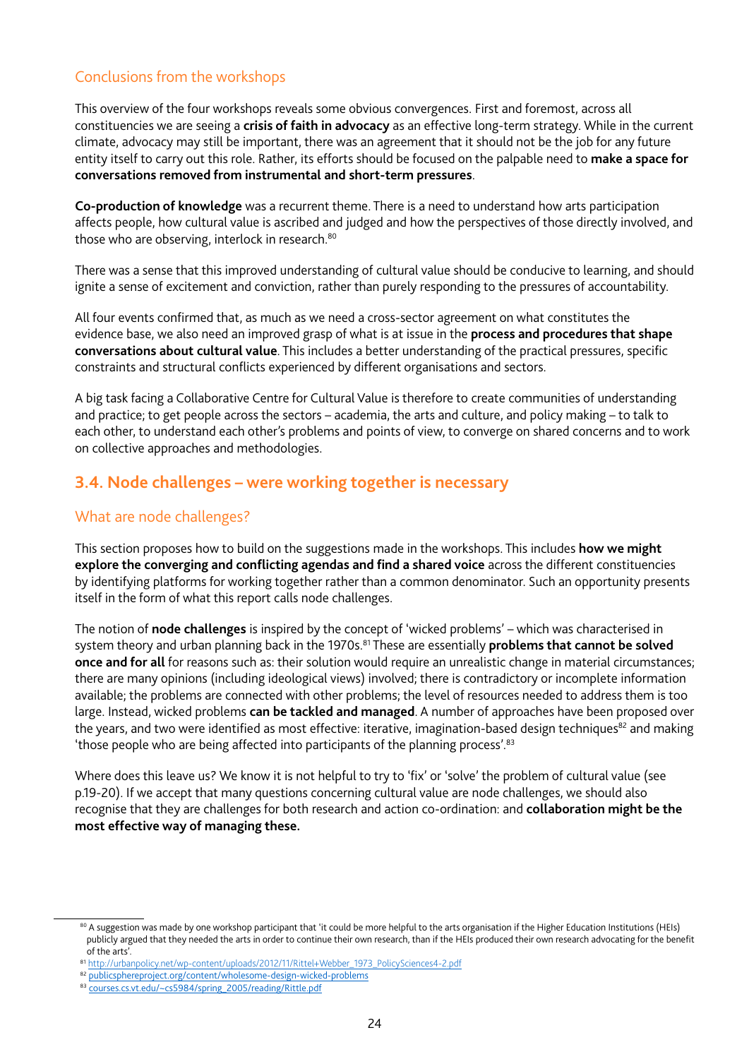### Conclusions from the workshops

This overview of the four workshops reveals some obvious convergences. First and foremost, across all constituencies we are seeing a **crisis of faith in advocacy** as an effective long-term strategy. While in the current climate, advocacy may still be important, there was an agreement that it should not be the job for any future entity itself to carry out this role. Rather, its efforts should be focused on the palpable need to **make a space for conversations removed from instrumental and short-term pressures**.

**Co-production of knowledge** was a recurrent theme. There is a need to understand how arts participation affects people, how cultural value is ascribed and judged and how the perspectives of those directly involved, and those who are observing, interlock in research.[80]

There was a sense that this improved understanding of cultural value should be conducive to learning, and should ignite a sense of excitement and conviction, rather than purely responding to the pressures of accountability.

All four events confirmed that, as much as we need a cross-sector agreement on what constitutes the evidence base, we also need an improved grasp of what is at issue in the **process and procedures that shape conversations about cultural value**. This includes a better understanding of the practical pressures, specific constraints and structural conflicts experienced by different organisations and sectors.

A big task facing a Collaborative Centre for Cultural Value is therefore to create communities of understanding and practice; to get people across the sectors – academia, the arts and culture, and policy making – to talk to each other, to understand each other's problems and points of view, to converge on shared concerns and to work on collective approaches and methodologies.

## 3.4. Node challenges – were working together is necessary

### What are node challenges?

This section proposes how to build on the suggestions made in the workshops. This includes **how we might explore the converging and conflicting agendas and find a shared voice** across the different constituencies by identifying platforms for working together rather than a common denominator. Such an opportunity presents itself in the form of what this report calls node challenges.

The notion of **node challenges** is inspired by the concept of 'wicked problems' – which was characterised in system theory and urban planning back in the 1970s.[81] These are essentially **problems that cannot be solved once and for all** for reasons such as: their solution would require an unrealistic change in material circumstances; there are many opinions (including ideological views) involved; there is contradictory or incomplete information available; the problems are connected with other problems; the level of resources needed to address them is too large. Instead, wicked problems **can be tackled and managed**. A number of approaches have been proposed over the years, and two were identified as most effective: iterative, imagination-based design techniques[82] and making 'those people who are being affected into participants of the planning process'.[83]

Where does this leave us? We know it is not helpful to try to 'fix' or 'solve' the problem of cultural value (see p.19-20). If we accept that many questions concerning cultural value are node challenges, we should also recognise that they are challenges for both research and action co-ordination: and **collaboration might be the most effective way of managing these.**

---

[80] A suggestion was made by one workshop participant that 'it could be more helpful to the arts organisation if the Higher Education Institutions (HEIs) publicly argued that they needed the arts in order to continue their own research, than if the HEIs produced their own research advocating for the benefit of the arts'.

[81] http://urbanpolicy.net/wp-content/uploads/2012/11/Rittel+Webber_1973_PolicySciences4-2.pdf

[82] publicsphereproject.org/content/wholesome-design-wicked-problems

[83] courses.cs.vt.edu/~cs5984/spring_2005/reading/Rittle.pdf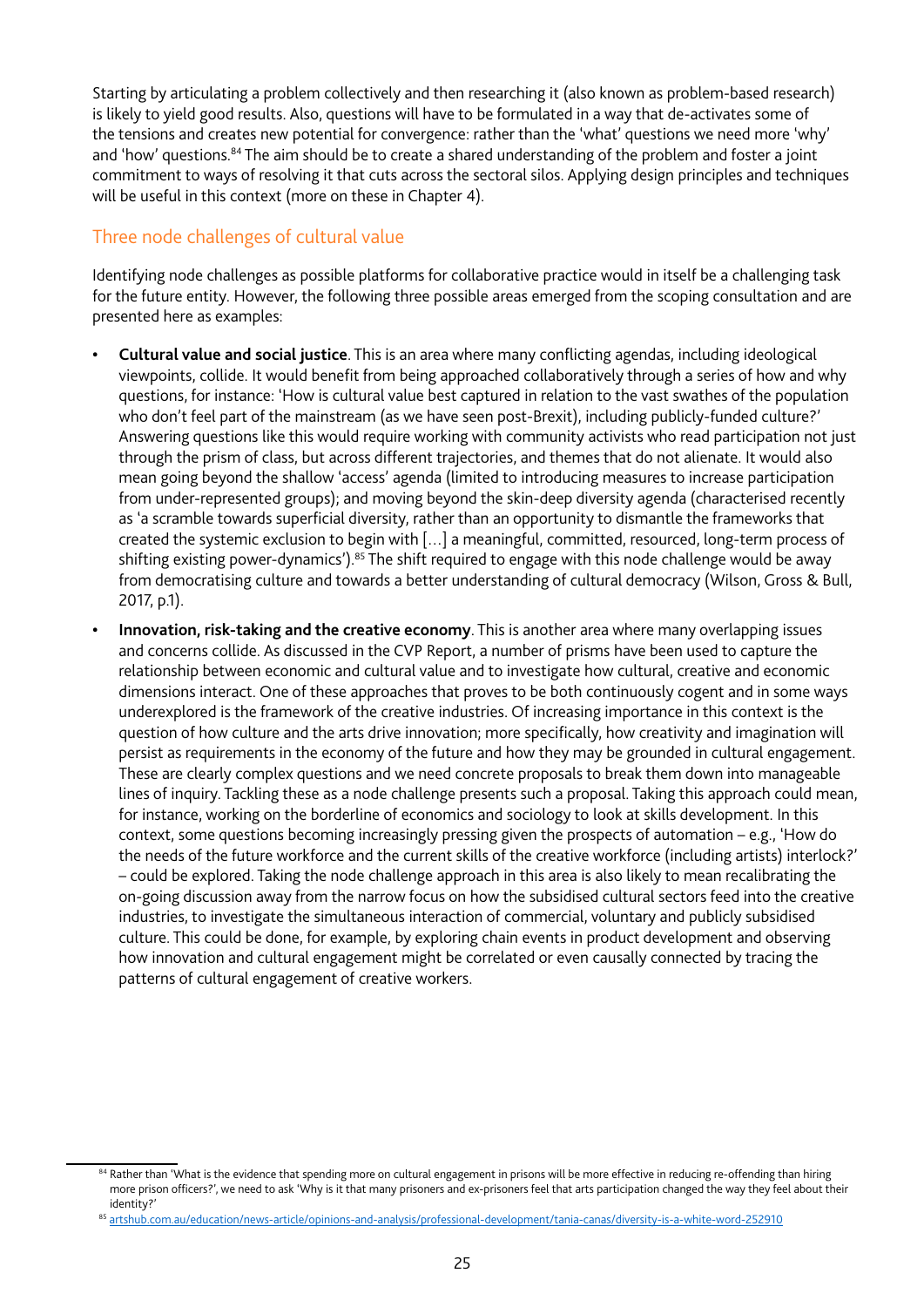Starting by articulating a problem collectively and then researching it (also known as problem-based research) is likely to yield good results. Also, questions will have to be formulated in a way that de-activates some of the tensions and creates new potential for convergence: rather than the 'what' questions we need more 'why' and 'how' questions.[84] The aim should be to create a shared understanding of the problem and foster a joint commitment to ways of resolving it that cuts across the sectoral silos. Applying design principles and techniques will be useful in this context (more on these in Chapter 4).

## Three node challenges of cultural value

Identifying node challenges as possible platforms for collaborative practice would in itself be a challenging task for the future entity. However, the following three possible areas emerged from the scoping consultation and are presented here as examples:

- **Cultural value and social justice**. This is an area where many conflicting agendas, including ideological viewpoints, collide. It would benefit from being approached collaboratively through a series of how and why questions, for instance: 'How is cultural value best captured in relation to the vast swathes of the population who don't feel part of the mainstream (as we have seen post-Brexit), including publicly-funded culture?' Answering questions like this would require working with community activists who read participation not just through the prism of class, but across different trajectories, and themes that do not alienate. It would also mean going beyond the shallow 'access' agenda (limited to introducing measures to increase participation from under-represented groups); and moving beyond the skin-deep diversity agenda (characterised recently as 'a scramble towards superficial diversity, rather than an opportunity to dismantle the frameworks that created the systemic exclusion to begin with […] a meaningful, committed, resourced, long-term process of shifting existing power-dynamics').[85] The shift required to engage with this node challenge would be away from democratising culture and towards a better understanding of cultural democracy (Wilson, Gross & Bull, 2017, p.1).
- **Innovation, risk-taking and the creative economy**. This is another area where many overlapping issues and concerns collide. As discussed in the CVP Report, a number of prisms have been used to capture the relationship between economic and cultural value and to investigate how cultural, creative and economic dimensions interact. One of these approaches that proves to be both continuously cogent and in some ways underexplored is the framework of the creative industries. Of increasing importance in this context is the question of how culture and the arts drive innovation; more specifically, how creativity and imagination will persist as requirements in the economy of the future and how they may be grounded in cultural engagement. These are clearly complex questions and we need concrete proposals to break them down into manageable lines of inquiry. Tackling these as a node challenge presents such a proposal. Taking this approach could mean, for instance, working on the borderline of economics and sociology to look at skills development. In this context, some questions becoming increasingly pressing given the prospects of automation – e.g., 'How do the needs of the future workforce and the current skills of the creative workforce (including artists) interlock?' – could be explored. Taking the node challenge approach in this area is also likely to mean recalibrating the on-going discussion away from the narrow focus on how the subsidised cultural sectors feed into the creative industries, to investigate the simultaneous interaction of commercial, voluntary and publicly subsidised culture. This could be done, for example, by exploring chain events in product development and observing how innovation and cultural engagement might be correlated or even causally connected by tracing the patterns of cultural engagement of creative workers.

---

[84] Rather than 'What is the evidence that spending more on cultural engagement in prisons will be more effective in reducing re-offending than hiring more prison officers?', we need to ask 'Why is it that many prisoners and ex-prisoners feel that arts participation changed the way they feel about their identity?'

[85] artshub.com.au/education/news-article/opinions-and-analysis/professional-development/tania-canas/diversity-is-a-white-word-252910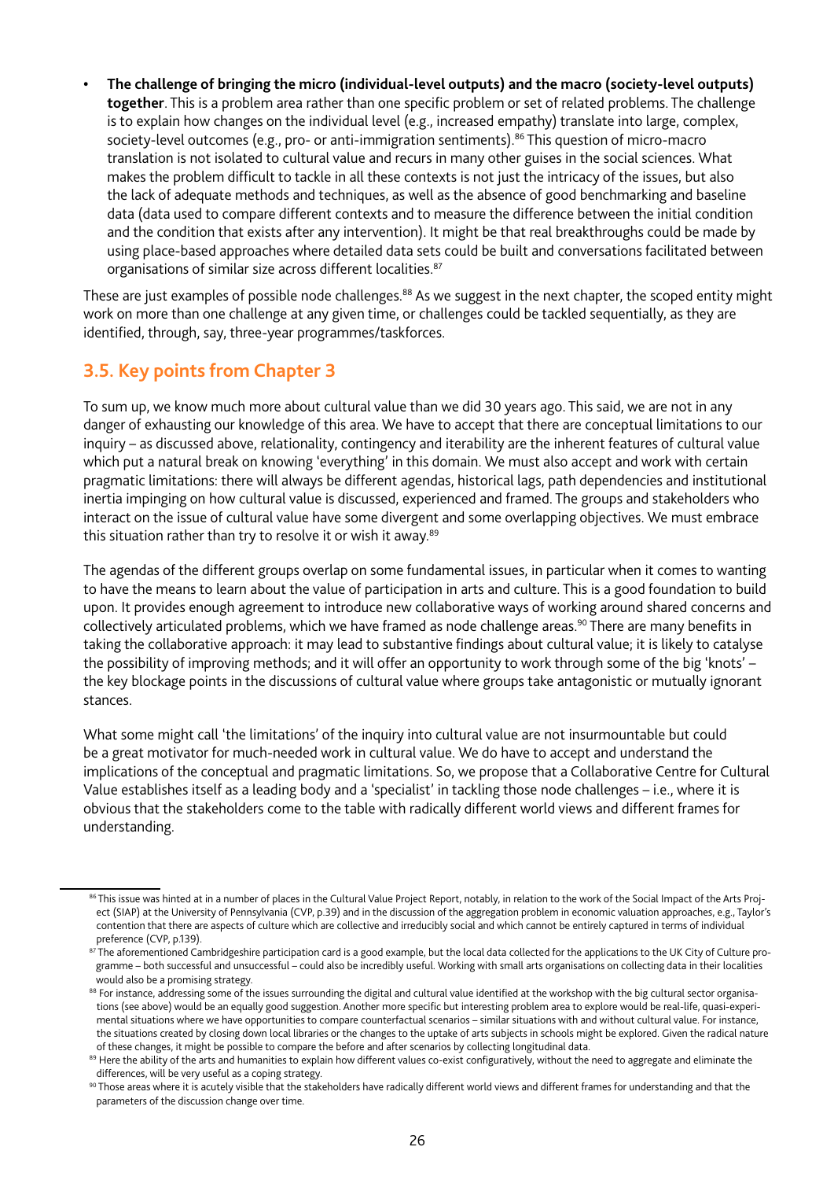- **The challenge of bringing the micro (individual-level outputs) and the macro (society-level outputs) together**. This is a problem area rather than one specific problem or set of related problems. The challenge is to explain how changes on the individual level (e.g., increased empathy) translate into large, complex, society-level outcomes (e.g., pro- or anti-immigration sentiments).[86] This question of micro-macro translation is not isolated to cultural value and recurs in many other guises in the social sciences. What makes the problem difficult to tackle in all these contexts is not just the intricacy of the issues, but also the lack of adequate methods and techniques, as well as the absence of good benchmarking and baseline data (data used to compare different contexts and to measure the difference between the initial condition and the condition that exists after any intervention). It might be that real breakthroughs could be made by using place-based approaches where detailed data sets could be built and conversations facilitated between organisations of similar size across different localities.[87]

These are just examples of possible node challenges.[88] As we suggest in the next chapter, the scoped entity might work on more than one challenge at any given time, or challenges could be tackled sequentially, as they are identified, through, say, three-year programmes/taskforces.

## 3.5. Key points from Chapter 3

To sum up, we know much more about cultural value than we did 30 years ago. This said, we are not in any danger of exhausting our knowledge of this area. We have to accept that there are conceptual limitations to our inquiry – as discussed above, relationality, contingency and iterability are the inherent features of cultural value which put a natural break on knowing 'everything' in this domain. We must also accept and work with certain pragmatic limitations: there will always be different agendas, historical lags, path dependencies and institutional inertia impinging on how cultural value is discussed, experienced and framed. The groups and stakeholders who interact on the issue of cultural value have some divergent and some overlapping objectives. We must embrace this situation rather than try to resolve it or wish it away.[89]

The agendas of the different groups overlap on some fundamental issues, in particular when it comes to wanting to have the means to learn about the value of participation in arts and culture. This is a good foundation to build upon. It provides enough agreement to introduce new collaborative ways of working around shared concerns and collectively articulated problems, which we have framed as node challenge areas.[90] There are many benefits in taking the collaborative approach: it may lead to substantive findings about cultural value; it is likely to catalyse the possibility of improving methods; and it will offer an opportunity to work through some of the big 'knots' – the key blockage points in the discussions of cultural value where groups take antagonistic or mutually ignorant stances.

What some might call 'the limitations' of the inquiry into cultural value are not insurmountable but could be a great motivator for much-needed work in cultural value. We do have to accept and understand the implications of the conceptual and pragmatic limitations. So, we propose that a Collaborative Centre for Cultural Value establishes itself as a leading body and a 'specialist' in tackling those node challenges – i.e., where it is obvious that the stakeholders come to the table with radically different world views and different frames for understanding.

---

[86] This issue was hinted at in a number of places in the Cultural Value Project Report, notably, in relation to the work of the Social Impact of the Arts Project (SIAP) at the University of Pennsylvania (CVP, p.39) and in the discussion of the aggregation problem in economic valuation approaches, e.g., Taylor's contention that there are aspects of culture which are collective and irreducibly social and which cannot be entirely captured in terms of individual preference (CVP, p.139).

[87] The aforementioned Cambridgeshire participation card is a good example, but the local data collected for the applications to the UK City of Culture programme – both successful and unsuccessful – could also be incredibly useful. Working with small arts organisations on collecting data in their localities would also be a promising strategy.

[88] For instance, addressing some of the issues surrounding the digital and cultural value identified at the workshop with the big cultural sector organisations (see above) would be an equally good suggestion. Another more specific but interesting problem area to explore would be real-life, quasi-experimental situations where we have opportunities to compare counterfactual scenarios – similar situations with and without cultural value. For instance, the situations created by closing down local libraries or the changes to the uptake of arts subjects in schools might be explored. Given the radical nature of these changes, it might be possible to compare the before and after scenarios by collecting longitudinal data.

[89] Here the ability of the arts and humanities to explain how different values co-exist configuratively, without the need to aggregate and eliminate the differences, will be very useful as a coping strategy.

[90] Those areas where it is acutely visible that the stakeholders have radically different world views and different frames for understanding and that the parameters of the discussion change over time.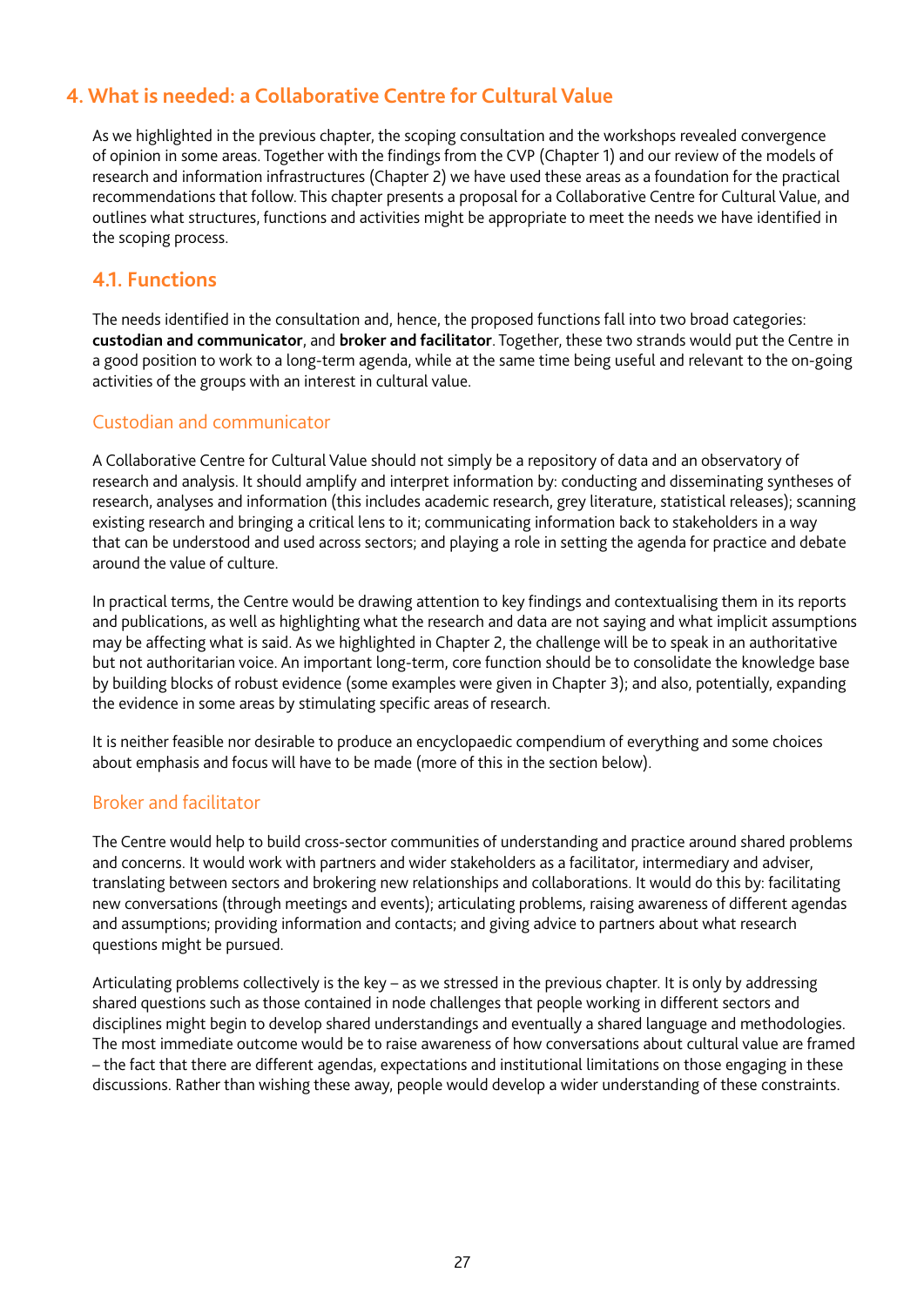# 4. What is needed: a Collaborative Centre for Cultural Value

As we highlighted in the previous chapter, the scoping consultation and the workshops revealed convergence of opinion in some areas. Together with the findings from the CVP (Chapter 1) and our review of the models of research and information infrastructures (Chapter 2) we have used these areas as a foundation for the practical recommendations that follow. This chapter presents a proposal for a Collaborative Centre for Cultural Value, and outlines what structures, functions and activities might be appropriate to meet the needs we have identified in the scoping process.

## 4.1. Functions

The needs identified in the consultation and, hence, the proposed functions fall into two broad categories: **custodian and communicator**, and **broker and facilitator**. Together, these two strands would put the Centre in a good position to work to a long-term agenda, while at the same time being useful and relevant to the on-going activities of the groups with an interest in cultural value.

### Custodian and communicator

A Collaborative Centre for Cultural Value should not simply be a repository of data and an observatory of research and analysis. It should amplify and interpret information by: conducting and disseminating syntheses of research, analyses and information (this includes academic research, grey literature, statistical releases); scanning existing research and bringing a critical lens to it; communicating information back to stakeholders in a way that can be understood and used across sectors; and playing a role in setting the agenda for practice and debate around the value of culture.

In practical terms, the Centre would be drawing attention to key findings and contextualising them in its reports and publications, as well as highlighting what the research and data are not saying and what implicit assumptions may be affecting what is said. As we highlighted in Chapter 2, the challenge will be to speak in an authoritative but not authoritarian voice. An important long-term, core function should be to consolidate the knowledge base by building blocks of robust evidence (some examples were given in Chapter 3); and also, potentially, expanding the evidence in some areas by stimulating specific areas of research.

It is neither feasible nor desirable to produce an encyclopaedic compendium of everything and some choices about emphasis and focus will have to be made (more of this in the section below).

### Broker and facilitator

The Centre would help to build cross-sector communities of understanding and practice around shared problems and concerns. It would work with partners and wider stakeholders as a facilitator, intermediary and adviser, translating between sectors and brokering new relationships and collaborations. It would do this by: facilitating new conversations (through meetings and events); articulating problems, raising awareness of different agendas and assumptions; providing information and contacts; and giving advice to partners about what research questions might be pursued.

Articulating problems collectively is the key – as we stressed in the previous chapter. It is only by addressing shared questions such as those contained in node challenges that people working in different sectors and disciplines might begin to develop shared understandings and eventually a shared language and methodologies. The most immediate outcome would be to raise awareness of how conversations about cultural value are framed – the fact that there are different agendas, expectations and institutional limitations on those engaging in these discussions. Rather than wishing these away, people would develop a wider understanding of these constraints.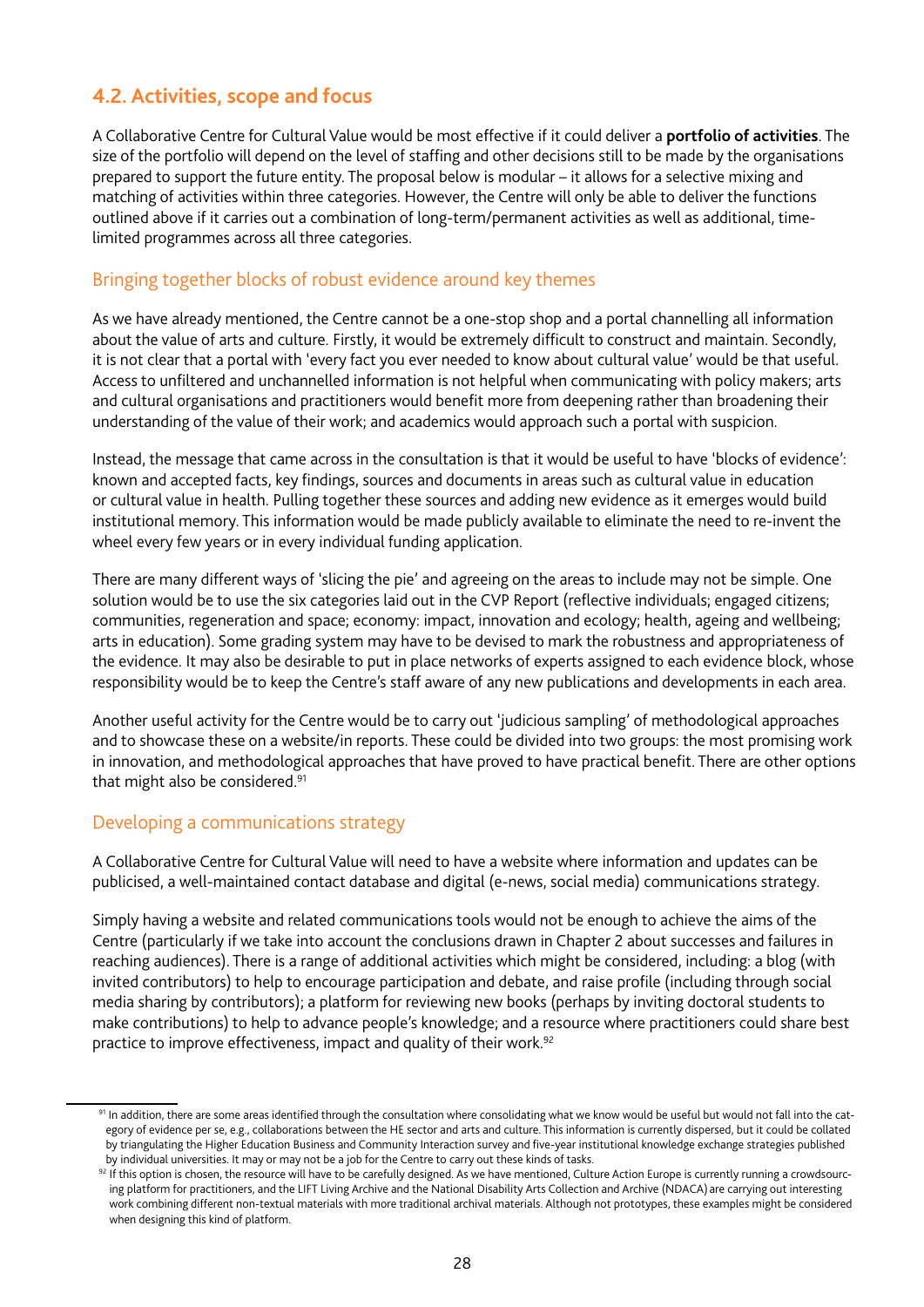## 4.2. Activities, scope and focus

A Collaborative Centre for Cultural Value would be most effective if it could deliver a **portfolio of activities**. The size of the portfolio will depend on the level of staffing and other decisions still to be made by the organisations prepared to support the future entity. The proposal below is modular – it allows for a selective mixing and matching of activities within three categories. However, the Centre will only be able to deliver the functions outlined above if it carries out a combination of long-term/permanent activities as well as additional, time-limited programmes across all three categories.

### Bringing together blocks of robust evidence around key themes

As we have already mentioned, the Centre cannot be a one-stop shop and a portal channelling all information about the value of arts and culture. Firstly, it would be extremely difficult to construct and maintain. Secondly, it is not clear that a portal with 'every fact you ever needed to know about cultural value' would be that useful. Access to unfiltered and unchannelled information is not helpful when communicating with policy makers; arts and cultural organisations and practitioners would benefit more from deepening rather than broadening their understanding of the value of their work; and academics would approach such a portal with suspicion.

Instead, the message that came across in the consultation is that it would be useful to have 'blocks of evidence': known and accepted facts, key findings, sources and documents in areas such as cultural value in education or cultural value in health. Pulling together these sources and adding new evidence as it emerges would build institutional memory. This information would be made publicly available to eliminate the need to re-invent the wheel every few years or in every individual funding application.

There are many different ways of 'slicing the pie' and agreeing on the areas to include may not be simple. One solution would be to use the six categories laid out in the CVP Report (reflective individuals; engaged citizens; communities, regeneration and space; economy: impact, innovation and ecology; health, ageing and wellbeing; arts in education). Some grading system may have to be devised to mark the robustness and appropriateness of the evidence. It may also be desirable to put in place networks of experts assigned to each evidence block, whose responsibility would be to keep the Centre's staff aware of any new publications and developments in each area.

Another useful activity for the Centre would be to carry out 'judicious sampling' of methodological approaches and to showcase these on a website/in reports. These could be divided into two groups: the most promising work in innovation, and methodological approaches that have proved to have practical benefit. There are other options that might also be considered.[91]

### Developing a communications strategy

A Collaborative Centre for Cultural Value will need to have a website where information and updates can be publicised, a well-maintained contact database and digital (e-news, social media) communications strategy.

Simply having a website and related communications tools would not be enough to achieve the aims of the Centre (particularly if we take into account the conclusions drawn in Chapter 2 about successes and failures in reaching audiences). There is a range of additional activities which might be considered, including: a blog (with invited contributors) to help to encourage participation and debate, and raise profile (including through social media sharing by contributors); a platform for reviewing new books (perhaps by inviting doctoral students to make contributions) to help to advance people's knowledge; and a resource where practitioners could share best practice to improve effectiveness, impact and quality of their work.[92]

---

[91] In addition, there are some areas identified through the consultation where consolidating what we know would be useful but would not fall into the category of evidence per se, e.g., collaborations between the HE sector and arts and culture. This information is currently dispersed, but it could be collated by triangulating the Higher Education Business and Community Interaction survey and five-year institutional knowledge exchange strategies published by individual universities. It may or may not be a job for the Centre to carry out these kinds of tasks.

[92] If this option is chosen, the resource will have to be carefully designed. As we have mentioned, Culture Action Europe is currently running a crowdsourcing platform for practitioners, and the LIFT Living Archive and the National Disability Arts Collection and Archive (NDACA) are carrying out interesting work combining different non-textual materials with more traditional archival materials. Although not prototypes, these examples might be considered when designing this kind of platform.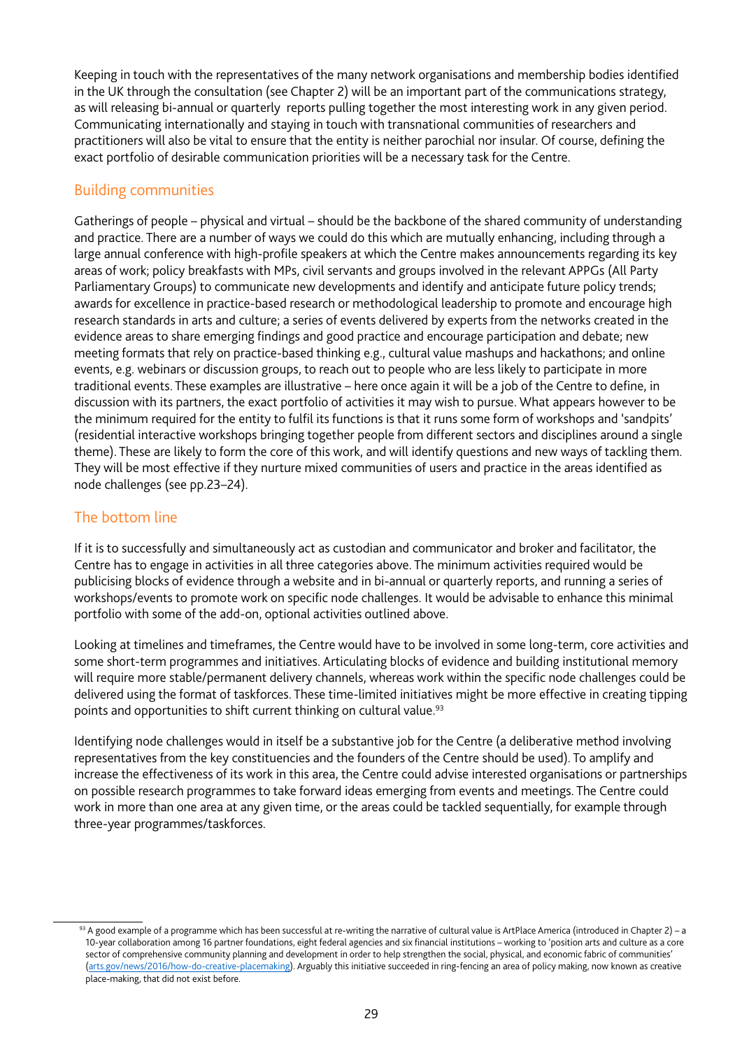Keeping in touch with the representatives of the many network organisations and membership bodies identified in the UK through the consultation (see Chapter 2) will be an important part of the communications strategy, as will releasing bi-annual or quarterly reports pulling together the most interesting work in any given period. Communicating internationally and staying in touch with transnational communities of researchers and practitioners will also be vital to ensure that the entity is neither parochial nor insular. Of course, defining the exact portfolio of desirable communication priorities will be a necessary task for the Centre.

## Building communities

Gatherings of people – physical and virtual – should be the backbone of the shared community of understanding and practice. There are a number of ways we could do this which are mutually enhancing, including through a large annual conference with high-profile speakers at which the Centre makes announcements regarding its key areas of work; policy breakfasts with MPs, civil servants and groups involved in the relevant APPGs (All Party Parliamentary Groups) to communicate new developments and identify and anticipate future policy trends; awards for excellence in practice-based research or methodological leadership to promote and encourage high research standards in arts and culture; a series of events delivered by experts from the networks created in the evidence areas to share emerging findings and good practice and encourage participation and debate; new meeting formats that rely on practice-based thinking e.g., cultural value mashups and hackathons; and online events, e.g. webinars or discussion groups, to reach out to people who are less likely to participate in more traditional events. These examples are illustrative – here once again it will be a job of the Centre to define, in discussion with its partners, the exact portfolio of activities it may wish to pursue. What appears however to be the minimum required for the entity to fulfil its functions is that it runs some form of workshops and 'sandpits' (residential interactive workshops bringing together people from different sectors and disciplines around a single theme). These are likely to form the core of this work, and will identify questions and new ways of tackling them. They will be most effective if they nurture mixed communities of users and practice in the areas identified as node challenges (see pp.23–24).

## The bottom line

If it is to successfully and simultaneously act as custodian and communicator and broker and facilitator, the Centre has to engage in activities in all three categories above. The minimum activities required would be publicising blocks of evidence through a website and in bi-annual or quarterly reports, and running a series of workshops/events to promote work on specific node challenges. It would be advisable to enhance this minimal portfolio with some of the add-on, optional activities outlined above.

Looking at timelines and timeframes, the Centre would have to be involved in some long-term, core activities and some short-term programmes and initiatives. Articulating blocks of evidence and building institutional memory will require more stable/permanent delivery channels, whereas work within the specific node challenges could be delivered using the format of taskforces. These time-limited initiatives might be more effective in creating tipping points and opportunities to shift current thinking on cultural value.[93]

Identifying node challenges would in itself be a substantive job for the Centre (a deliberative method involving representatives from the key constituencies and the founders of the Centre should be used). To amplify and increase the effectiveness of its work in this area, the Centre could advise interested organisations or partnerships on possible research programmes to take forward ideas emerging from events and meetings. The Centre could work in more than one area at any given time, or the areas could be tackled sequentially, for example through three-year programmes/taskforces.

---

[93] A good example of a programme which has been successful at re-writing the narrative of cultural value is ArtPlace America (introduced in Chapter 2) – a 10-year collaboration among 16 partner foundations, eight federal agencies and six financial institutions – working to 'position arts and culture as a core sector of comprehensive community planning and development in order to help strengthen the social, physical, and economic fabric of communities' (arts.gov/news/2016/how-do-creative-placemaking). Arguably this initiative succeeded in ring-fencing an area of policy making, now known as creative place-making, that did not exist before.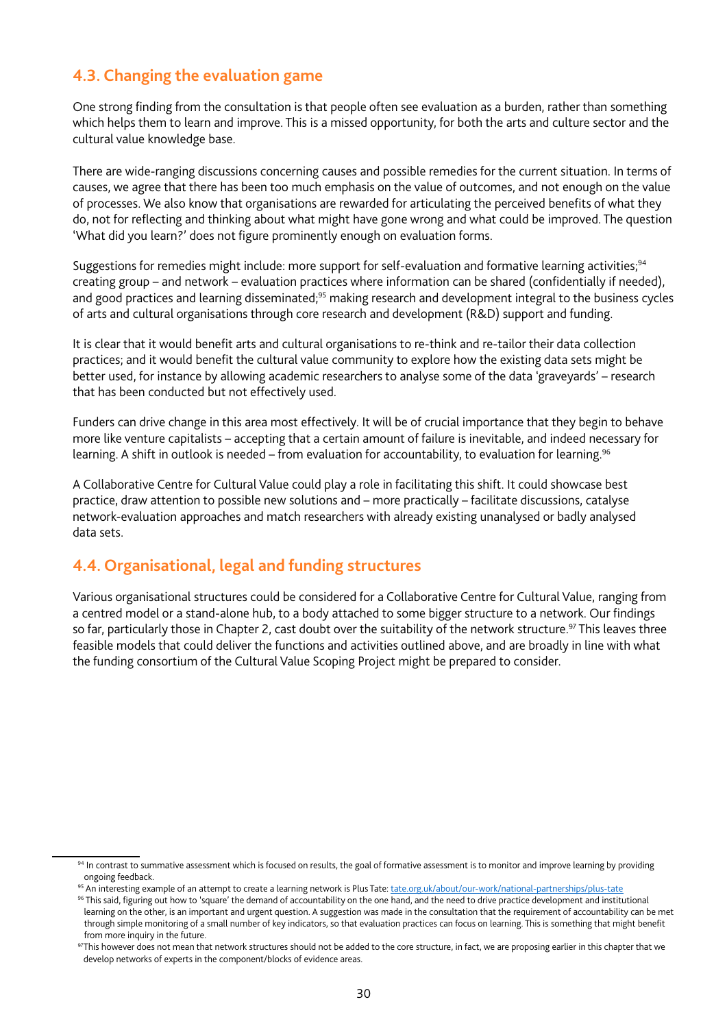## 4.3. Changing the evaluation game

One strong finding from the consultation is that people often see evaluation as a burden, rather than something which helps them to learn and improve. This is a missed opportunity, for both the arts and culture sector and the cultural value knowledge base.

There are wide-ranging discussions concerning causes and possible remedies for the current situation. In terms of causes, we agree that there has been too much emphasis on the value of outcomes, and not enough on the value of processes. We also know that organisations are rewarded for articulating the perceived benefits of what they do, not for reflecting and thinking about what might have gone wrong and what could be improved. The question 'What did you learn?' does not figure prominently enough on evaluation forms.

Suggestions for remedies might include: more support for self-evaluation and formative learning activities;[94] creating group – and network – evaluation practices where information can be shared (confidentially if needed), and good practices and learning disseminated;[95] making research and development integral to the business cycles of arts and cultural organisations through core research and development (R&D) support and funding.

It is clear that it would benefit arts and cultural organisations to re-think and re-tailor their data collection practices; and it would benefit the cultural value community to explore how the existing data sets might be better used, for instance by allowing academic researchers to analyse some of the data 'graveyards' – research that has been conducted but not effectively used.

Funders can drive change in this area most effectively. It will be of crucial importance that they begin to behave more like venture capitalists – accepting that a certain amount of failure is inevitable, and indeed necessary for learning. A shift in outlook is needed – from evaluation for accountability, to evaluation for learning.[96]

A Collaborative Centre for Cultural Value could play a role in facilitating this shift. It could showcase best practice, draw attention to possible new solutions and – more practically – facilitate discussions, catalyse network-evaluation approaches and match researchers with already existing unanalysed or badly analysed data sets.

## 4.4. Organisational, legal and funding structures

Various organisational structures could be considered for a Collaborative Centre for Cultural Value, ranging from a centred model or a stand-alone hub, to a body attached to some bigger structure to a network. Our findings so far, particularly those in Chapter 2, cast doubt over the suitability of the network structure.[97] This leaves three feasible models that could deliver the functions and activities outlined above, and are broadly in line with what the funding consortium of the Cultural Value Scoping Project might be prepared to consider.

---

[94] In contrast to summative assessment which is focused on results, the goal of formative assessment is to monitor and improve learning by providing ongoing feedback.

[95] An interesting example of an attempt to create a learning network is Plus Tate: tate.org.uk/about/our-work/national-partnerships/plus-tate

[96] This said, figuring out how to 'square' the demand of accountability on the one hand, and the need to drive practice development and institutional learning on the other, is an important and urgent question. A suggestion was made in the consultation that the requirement of accountability can be met through simple monitoring of a small number of key indicators, so that evaluation practices can focus on learning. This is something that might benefit from more inquiry in the future.

[97] This however does not mean that network structures should not be added to the core structure, in fact, we are proposing earlier in this chapter that we develop networks of experts in the component/blocks of evidence areas.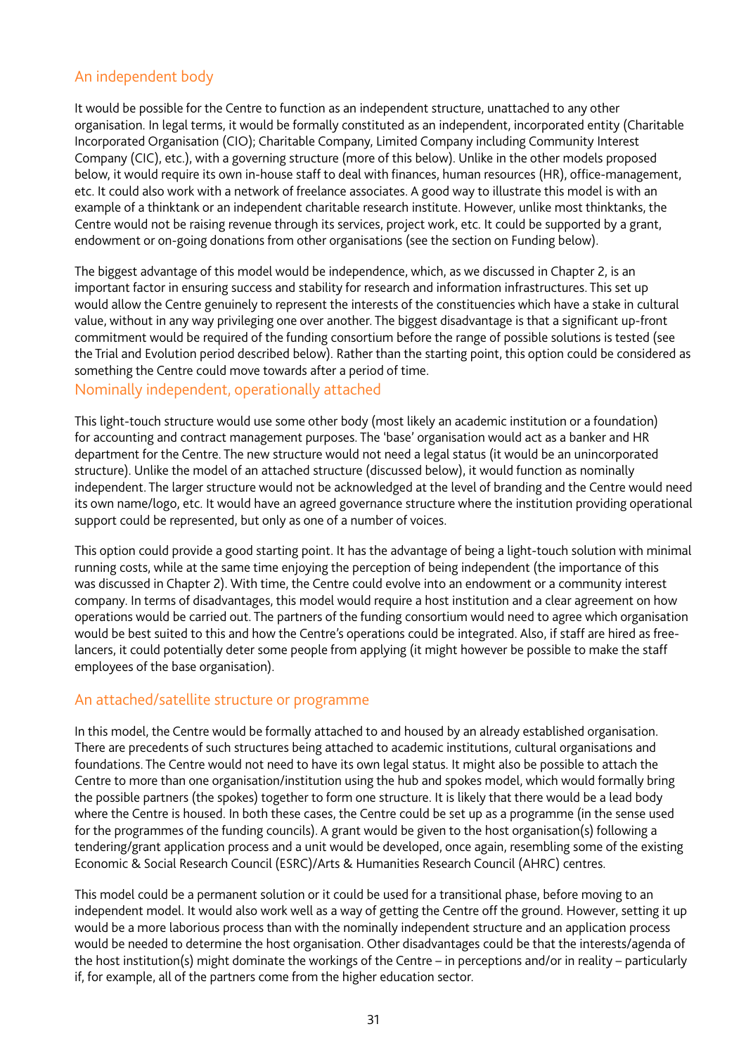### An independent body

It would be possible for the Centre to function as an independent structure, unattached to any other organisation. In legal terms, it would be formally constituted as an independent, incorporated entity (Charitable Incorporated Organisation (CIO); Charitable Company, Limited Company including Community Interest Company (CIC), etc.), with a governing structure (more of this below). Unlike in the other models proposed below, it would require its own in-house staff to deal with finances, human resources (HR), office-management, etc. It could also work with a network of freelance associates. A good way to illustrate this model is with an example of a thinktank or an independent charitable research institute. However, unlike most thinktanks, the Centre would not be raising revenue through its services, project work, etc. It could be supported by a grant, endowment or on-going donations from other organisations (see the section on Funding below).

The biggest advantage of this model would be independence, which, as we discussed in Chapter 2, is an important factor in ensuring success and stability for research and information infrastructures. This set up would allow the Centre genuinely to represent the interests of the constituencies which have a stake in cultural value, without in any way privileging one over another. The biggest disadvantage is that a significant up-front commitment would be required of the funding consortium before the range of possible solutions is tested (see the Trial and Evolution period described below). Rather than the starting point, this option could be considered as something the Centre could move towards after a period of time.

### Nominally independent, operationally attached

This light-touch structure would use some other body (most likely an academic institution or a foundation) for accounting and contract management purposes. The 'base' organisation would act as a banker and HR department for the Centre. The new structure would not need a legal status (it would be an unincorporated structure). Unlike the model of an attached structure (discussed below), it would function as nominally independent. The larger structure would not be acknowledged at the level of branding and the Centre would need its own name/logo, etc. It would have an agreed governance structure where the institution providing operational support could be represented, but only as one of a number of voices.

This option could provide a good starting point. It has the advantage of being a light-touch solution with minimal running costs, while at the same time enjoying the perception of being independent (the importance of this was discussed in Chapter 2). With time, the Centre could evolve into an endowment or a community interest company. In terms of disadvantages, this model would require a host institution and a clear agreement on how operations would be carried out. The partners of the funding consortium would need to agree which organisation would be best suited to this and how the Centre's operations could be integrated. Also, if staff are hired as free-lancers, it could potentially deter some people from applying (it might however be possible to make the staff employees of the base organisation).

### An attached/satellite structure or programme

In this model, the Centre would be formally attached to and housed by an already established organisation. There are precedents of such structures being attached to academic institutions, cultural organisations and foundations. The Centre would not need to have its own legal status. It might also be possible to attach the Centre to more than one organisation/institution using the hub and spokes model, which would formally bring the possible partners (the spokes) together to form one structure. It is likely that there would be a lead body where the Centre is housed. In both these cases, the Centre could be set up as a programme (in the sense used for the programmes of the funding councils). A grant would be given to the host organisation(s) following a tendering/grant application process and a unit would be developed, once again, resembling some of the existing Economic & Social Research Council (ESRC)/Arts & Humanities Research Council (AHRC) centres.

This model could be a permanent solution or it could be used for a transitional phase, before moving to an independent model. It would also work well as a way of getting the Centre off the ground. However, setting it up would be a more laborious process than with the nominally independent structure and an application process would be needed to determine the host organisation. Other disadvantages could be that the interests/agenda of the host institution(s) might dominate the workings of the Centre – in perceptions and/or in reality – particularly if, for example, all of the partners come from the higher education sector.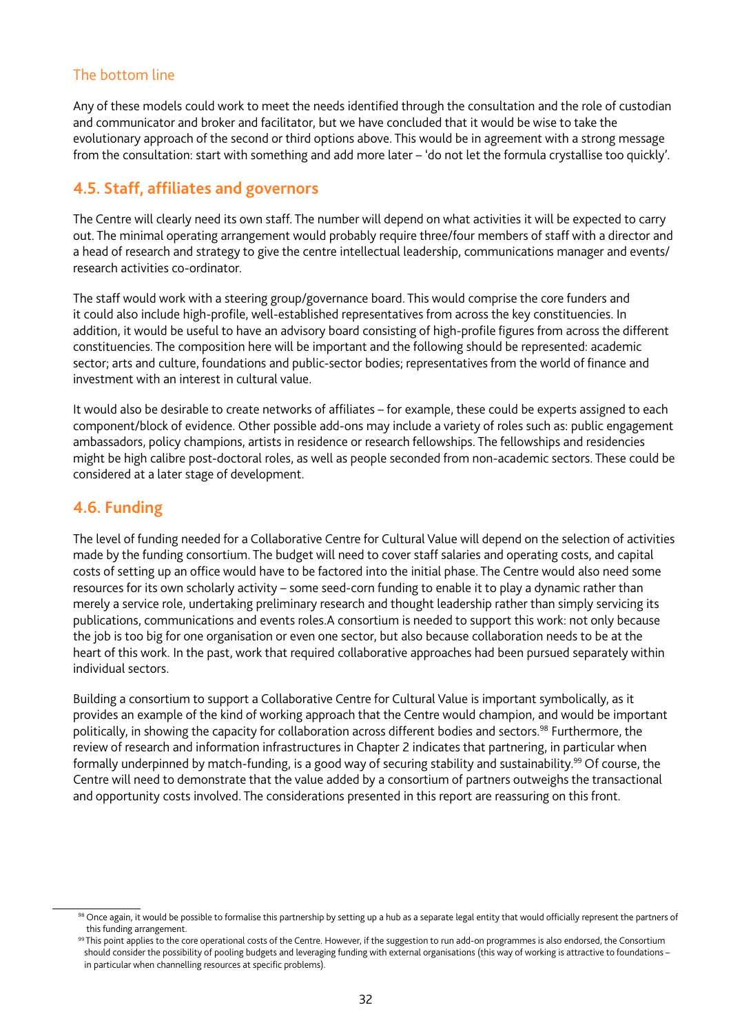### The bottom line

Any of these models could work to meet the needs identified through the consultation and the role of custodian and communicator and broker and facilitator, but we have concluded that it would be wise to take the evolutionary approach of the second or third options above. This would be in agreement with a strong message from the consultation: start with something and add more later – 'do not let the formula crystallise too quickly'.

## 4.5. Staff, affiliates and governors

The Centre will clearly need its own staff. The number will depend on what activities it will be expected to carry out. The minimal operating arrangement would probably require three/four members of staff with a director and a head of research and strategy to give the centre intellectual leadership, communications manager and events/ research activities co-ordinator.

The staff would work with a steering group/governance board. This would comprise the core funders and it could also include high-profile, well-established representatives from across the key constituencies. In addition, it would be useful to have an advisory board consisting of high-profile figures from across the different constituencies. The composition here will be important and the following should be represented: academic sector; arts and culture, foundations and public-sector bodies; representatives from the world of finance and investment with an interest in cultural value.

It would also be desirable to create networks of affiliates – for example, these could be experts assigned to each component/block of evidence. Other possible add-ons may include a variety of roles such as: public engagement ambassadors, policy champions, artists in residence or research fellowships. The fellowships and residencies might be high calibre post-doctoral roles, as well as people seconded from non-academic sectors. These could be considered at a later stage of development.

## 4.6. Funding

The level of funding needed for a Collaborative Centre for Cultural Value will depend on the selection of activities made by the funding consortium. The budget will need to cover staff salaries and operating costs, and capital costs of setting up an office would have to be factored into the initial phase. The Centre would also need some resources for its own scholarly activity – some seed-corn funding to enable it to play a dynamic rather than merely a service role, undertaking preliminary research and thought leadership rather than simply servicing its publications, communications and events roles.A consortium is needed to support this work: not only because the job is too big for one organisation or even one sector, but also because collaboration needs to be at the heart of this work. In the past, work that required collaborative approaches had been pursued separately within individual sectors.

Building a consortium to support a Collaborative Centre for Cultural Value is important symbolically, as it provides an example of the kind of working approach that the Centre would champion, and would be important politically, in showing the capacity for collaboration across different bodies and sectors.[98] Furthermore, the review of research and information infrastructures in Chapter 2 indicates that partnering, in particular when formally underpinned by match-funding, is a good way of securing stability and sustainability.[99] Of course, the Centre will need to demonstrate that the value added by a consortium of partners outweighs the transactional and opportunity costs involved. The considerations presented in this report are reassuring on this front.

---

[98] Once again, it would be possible to formalise this partnership by setting up a hub as a separate legal entity that would officially represent the partners of this funding arrangement.

[99] This point applies to the core operational costs of the Centre. However, if the suggestion to run add-on programmes is also endorsed, the Consortium should consider the possibility of pooling budgets and leveraging funding with external organisations (this way of working is attractive to foundations – in particular when channelling resources at specific problems).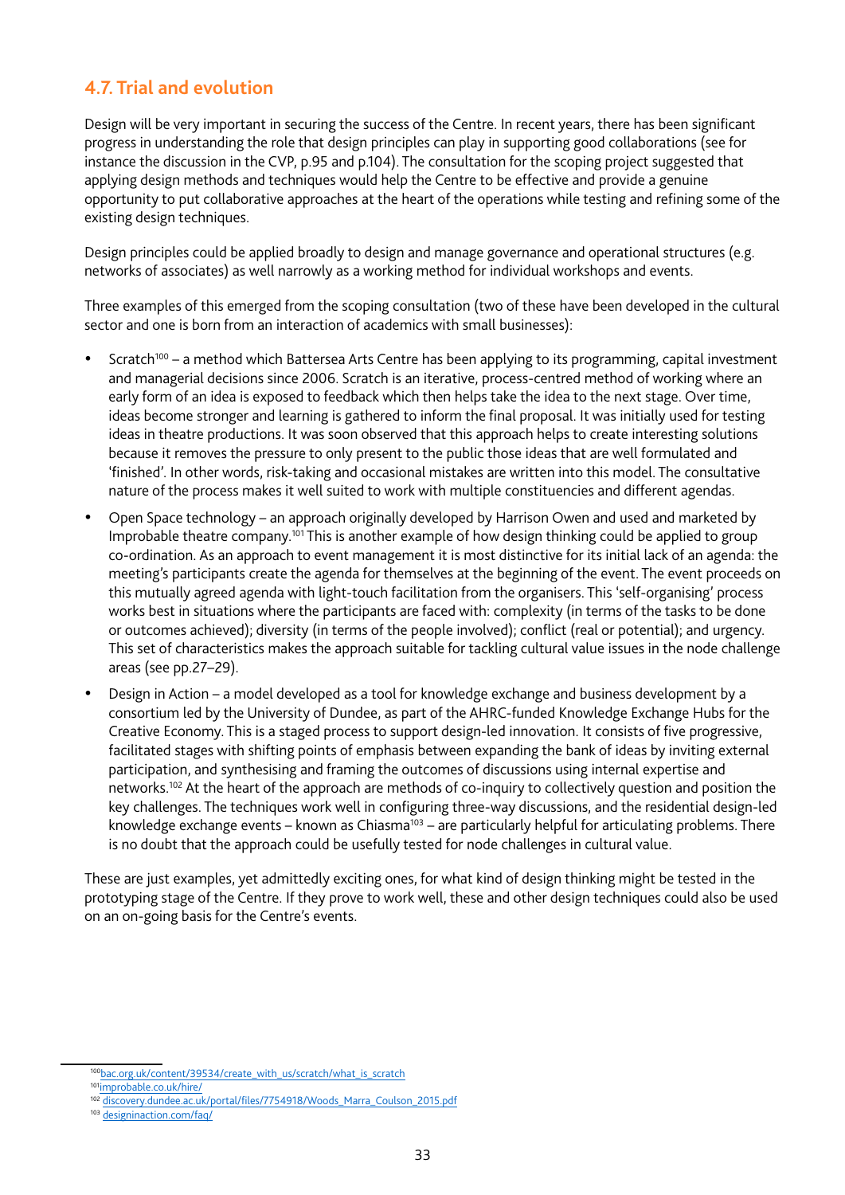## 4.7. Trial and evolution

Design will be very important in securing the success of the Centre. In recent years, there has been significant progress in understanding the role that design principles can play in supporting good collaborations (see for instance the discussion in the CVP, p.95 and p.104). The consultation for the scoping project suggested that applying design methods and techniques would help the Centre to be effective and provide a genuine opportunity to put collaborative approaches at the heart of the operations while testing and refining some of the existing design techniques.

Design principles could be applied broadly to design and manage governance and operational structures (e.g. networks of associates) as well narrowly as a working method for individual workshops and events.

Three examples of this emerged from the scoping consultation (two of these have been developed in the cultural sector and one is born from an interaction of academics with small businesses):

- Scratch[100] – a method which Battersea Arts Centre has been applying to its programming, capital investment and managerial decisions since 2006. Scratch is an iterative, process-centred method of working where an early form of an idea is exposed to feedback which then helps take the idea to the next stage. Over time, ideas become stronger and learning is gathered to inform the final proposal. It was initially used for testing ideas in theatre productions. It was soon observed that this approach helps to create interesting solutions because it removes the pressure to only present to the public those ideas that are well formulated and 'finished'. In other words, risk-taking and occasional mistakes are written into this model. The consultative nature of the process makes it well suited to work with multiple constituencies and different agendas.
- Open Space technology – an approach originally developed by Harrison Owen and used and marketed by Improbable theatre company.[101] This is another example of how design thinking could be applied to group co-ordination. As an approach to event management it is most distinctive for its initial lack of an agenda: the meeting's participants create the agenda for themselves at the beginning of the event. The event proceeds on this mutually agreed agenda with light-touch facilitation from the organisers. This 'self-organising' process works best in situations where the participants are faced with: complexity (in terms of the tasks to be done or outcomes achieved); diversity (in terms of the people involved); conflict (real or potential); and urgency. This set of characteristics makes the approach suitable for tackling cultural value issues in the node challenge areas (see pp.27–29).
- Design in Action – a model developed as a tool for knowledge exchange and business development by a consortium led by the University of Dundee, as part of the AHRC-funded Knowledge Exchange Hubs for the Creative Economy. This is a staged process to support design-led innovation. It consists of five progressive, facilitated stages with shifting points of emphasis between expanding the bank of ideas by inviting external participation, and synthesising and framing the outcomes of discussions using internal expertise and networks.[102] At the heart of the approach are methods of co-inquiry to collectively question and position the key challenges. The techniques work well in configuring three-way discussions, and the residential design-led knowledge exchange events – known as Chiasma[103] – are particularly helpful for articulating problems. There is no doubt that the approach could be usefully tested for node challenges in cultural value.

These are just examples, yet admittedly exciting ones, for what kind of design thinking might be tested in the prototyping stage of the Centre. If they prove to work well, these and other design techniques could also be used on an on-going basis for the Centre's events.

---

[100] bac.org.uk/content/39534/create_with_us/scratch/what_is_scratch

[101] improbable.co.uk/hire/

[102] discovery.dundee.ac.uk/portal/files/7754918/Woods_Marra_Coulson_2015.pdf

[103] designinaction.com/faq/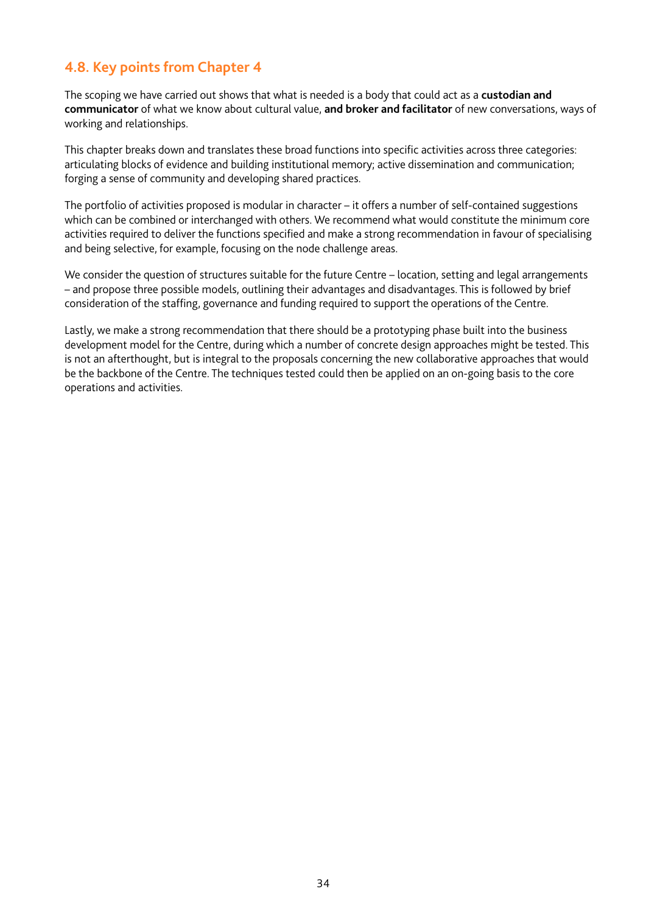## 4.8. Key points from Chapter 4

The scoping we have carried out shows that what is needed is a body that could act as a **custodian and communicator** of what we know about cultural value, **and broker and facilitator** of new conversations, ways of working and relationships.

This chapter breaks down and translates these broad functions into specific activities across three categories: articulating blocks of evidence and building institutional memory; active dissemination and communication; forging a sense of community and developing shared practices.

The portfolio of activities proposed is modular in character – it offers a number of self-contained suggestions which can be combined or interchanged with others. We recommend what would constitute the minimum core activities required to deliver the functions specified and make a strong recommendation in favour of specialising and being selective, for example, focusing on the node challenge areas.

We consider the question of structures suitable for the future Centre – location, setting and legal arrangements – and propose three possible models, outlining their advantages and disadvantages. This is followed by brief consideration of the staffing, governance and funding required to support the operations of the Centre.

Lastly, we make a strong recommendation that there should be a prototyping phase built into the business development model for the Centre, during which a number of concrete design approaches might be tested. This is not an afterthought, but is integral to the proposals concerning the new collaborative approaches that would be the backbone of the Centre. The techniques tested could then be applied on an on-going basis to the core operations and activities.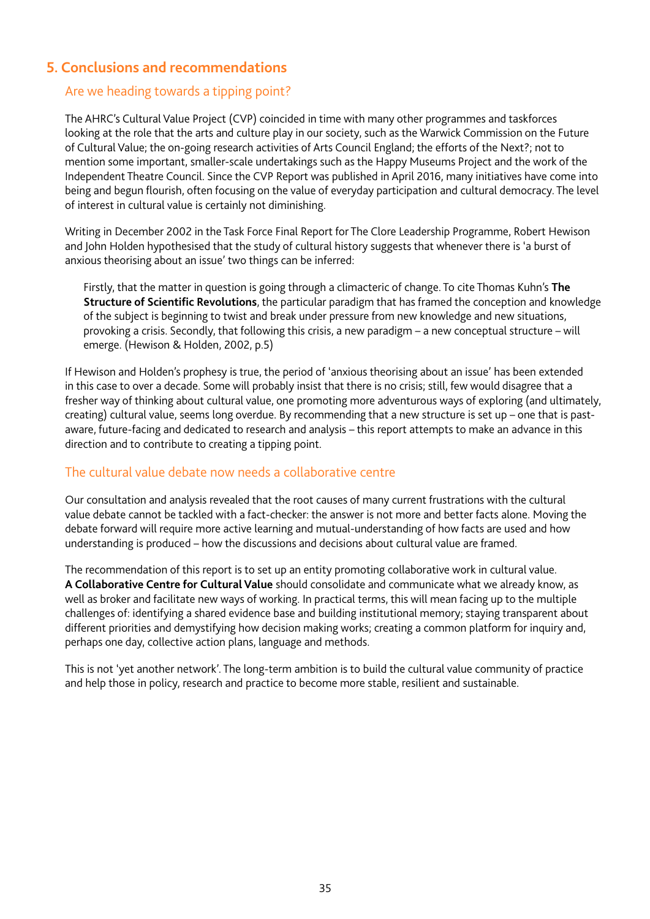## 5. Conclusions and recommendations

### Are we heading towards a tipping point?

The AHRC's Cultural Value Project (CVP) coincided in time with many other programmes and taskforces looking at the role that the arts and culture play in our society, such as the Warwick Commission on the Future of Cultural Value; the on-going research activities of Arts Council England; the efforts of the Next?; not to mention some important, smaller-scale undertakings such as the Happy Museums Project and the work of the Independent Theatre Council. Since the CVP Report was published in April 2016, many initiatives have come into being and begun flourish, often focusing on the value of everyday participation and cultural democracy. The level of interest in cultural value is certainly not diminishing.

Writing in December 2002 in the Task Force Final Report for The Clore Leadership Programme, Robert Hewison and John Holden hypothesised that the study of cultural history suggests that whenever there is 'a burst of anxious theorising about an issue' two things can be inferred:

> Firstly, that the matter in question is going through a climacteric of change. To cite Thomas Kuhn's **The Structure of Scientific Revolutions**, the particular paradigm that has framed the conception and knowledge of the subject is beginning to twist and break under pressure from new knowledge and new situations, provoking a crisis. Secondly, that following this crisis, a new paradigm – a new conceptual structure – will emerge. (Hewison & Holden, 2002, p.5)

If Hewison and Holden's prophesy is true, the period of 'anxious theorising about an issue' has been extended in this case to over a decade. Some will probably insist that there is no crisis; still, few would disagree that a fresher way of thinking about cultural value, one promoting more adventurous ways of exploring (and ultimately, creating) cultural value, seems long overdue. By recommending that a new structure is set up – one that is past-aware, future-facing and dedicated to research and analysis – this report attempts to make an advance in this direction and to contribute to creating a tipping point.

### The cultural value debate now needs a collaborative centre

Our consultation and analysis revealed that the root causes of many current frustrations with the cultural value debate cannot be tackled with a fact-checker: the answer is not more and better facts alone. Moving the debate forward will require more active learning and mutual-understanding of how facts are used and how understanding is produced – how the discussions and decisions about cultural value are framed.

The recommendation of this report is to set up an entity promoting collaborative work in cultural value. **A Collaborative Centre for Cultural Value** should consolidate and communicate what we already know, as well as broker and facilitate new ways of working. In practical terms, this will mean facing up to the multiple challenges of: identifying a shared evidence base and building institutional memory; staying transparent about different priorities and demystifying how decision making works; creating a common platform for inquiry and, perhaps one day, collective action plans, language and methods.

This is not 'yet another network'. The long-term ambition is to build the cultural value community of practice and help those in policy, research and practice to become more stable, resilient and sustainable.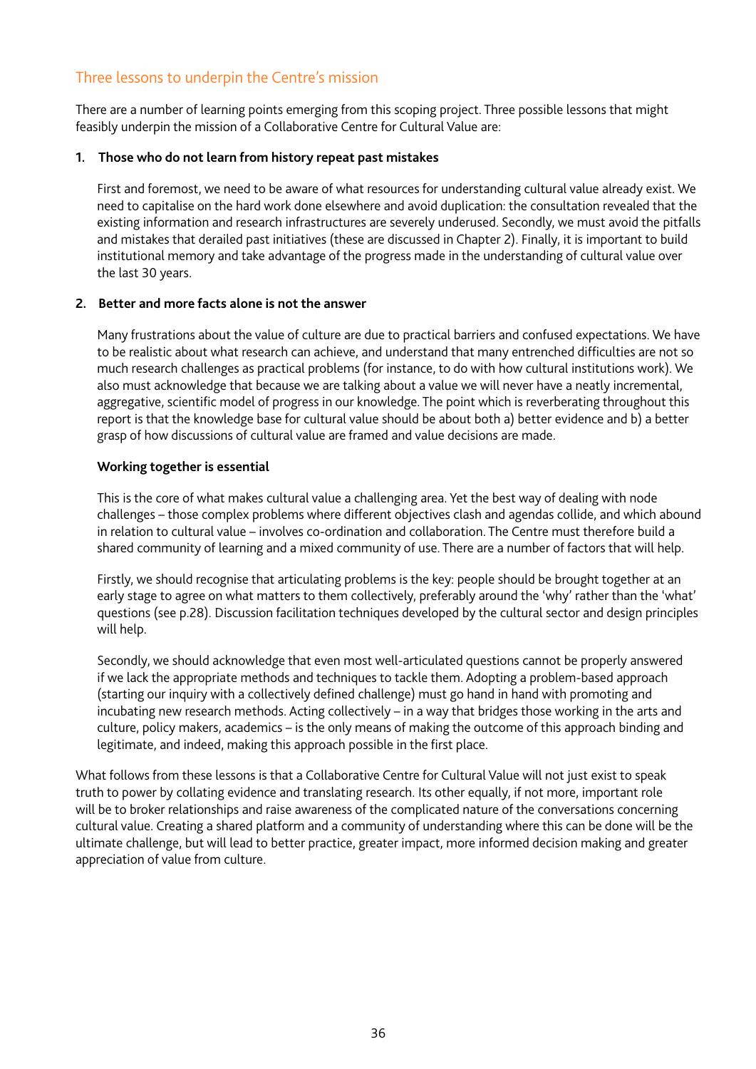## Three lessons to underpin the Centre's mission

There are a number of learning points emerging from this scoping project. Three possible lessons that might feasibly underpin the mission of a Collaborative Centre for Cultural Value are:

1. **Those who do not learn from history repeat past mistakes**

   First and foremost, we need to be aware of what resources for understanding cultural value already exist. We need to capitalise on the hard work done elsewhere and avoid duplication: the consultation revealed that the existing information and research infrastructures are severely underused. Secondly, we must avoid the pitfalls and mistakes that derailed past initiatives (these are discussed in Chapter 2). Finally, it is important to build institutional memory and take advantage of the progress made in the understanding of cultural value over the last 30 years.

2. **Better and more facts alone is not the answer**

   Many frustrations about the value of culture are due to practical barriers and confused expectations. We have to be realistic about what research can achieve, and understand that many entrenched difficulties are not so much research challenges as practical problems (for instance, to do with how cultural institutions work). We also must acknowledge that because we are talking about a value we will never have a neatly incremental, aggregative, scientific model of progress in our knowledge. The point which is reverberating throughout this report is that the knowledge base for cultural value should be about both a) better evidence and b) a better grasp of how discussions of cultural value are framed and value decisions are made.

   **Working together is essential**

   This is the core of what makes cultural value a challenging area. Yet the best way of dealing with node challenges – those complex problems where different objectives clash and agendas collide, and which abound in relation to cultural value – involves co-ordination and collaboration. The Centre must therefore build a shared community of learning and a mixed community of use. There are a number of factors that will help.

   Firstly, we should recognise that articulating problems is the key: people should be brought together at an early stage to agree on what matters to them collectively, preferably around the 'why' rather than the 'what' questions (see p.28). Discussion facilitation techniques developed by the cultural sector and design principles will help.

   Secondly, we should acknowledge that even most well-articulated questions cannot be properly answered if we lack the appropriate methods and techniques to tackle them. Adopting a problem-based approach (starting our inquiry with a collectively defined challenge) must go hand in hand with promoting and incubating new research methods. Acting collectively – in a way that bridges those working in the arts and culture, policy makers, academics – is the only means of making the outcome of this approach binding and legitimate, and indeed, making this approach possible in the first place.

What follows from these lessons is that a Collaborative Centre for Cultural Value will not just exist to speak truth to power by collating evidence and translating research. Its other equally, if not more, important role will be to broker relationships and raise awareness of the complicated nature of the conversations concerning cultural value. Creating a shared platform and a community of understanding where this can be done will be the ultimate challenge, but will lead to better practice, greater impact, more informed decision making and greater appreciation of value from culture.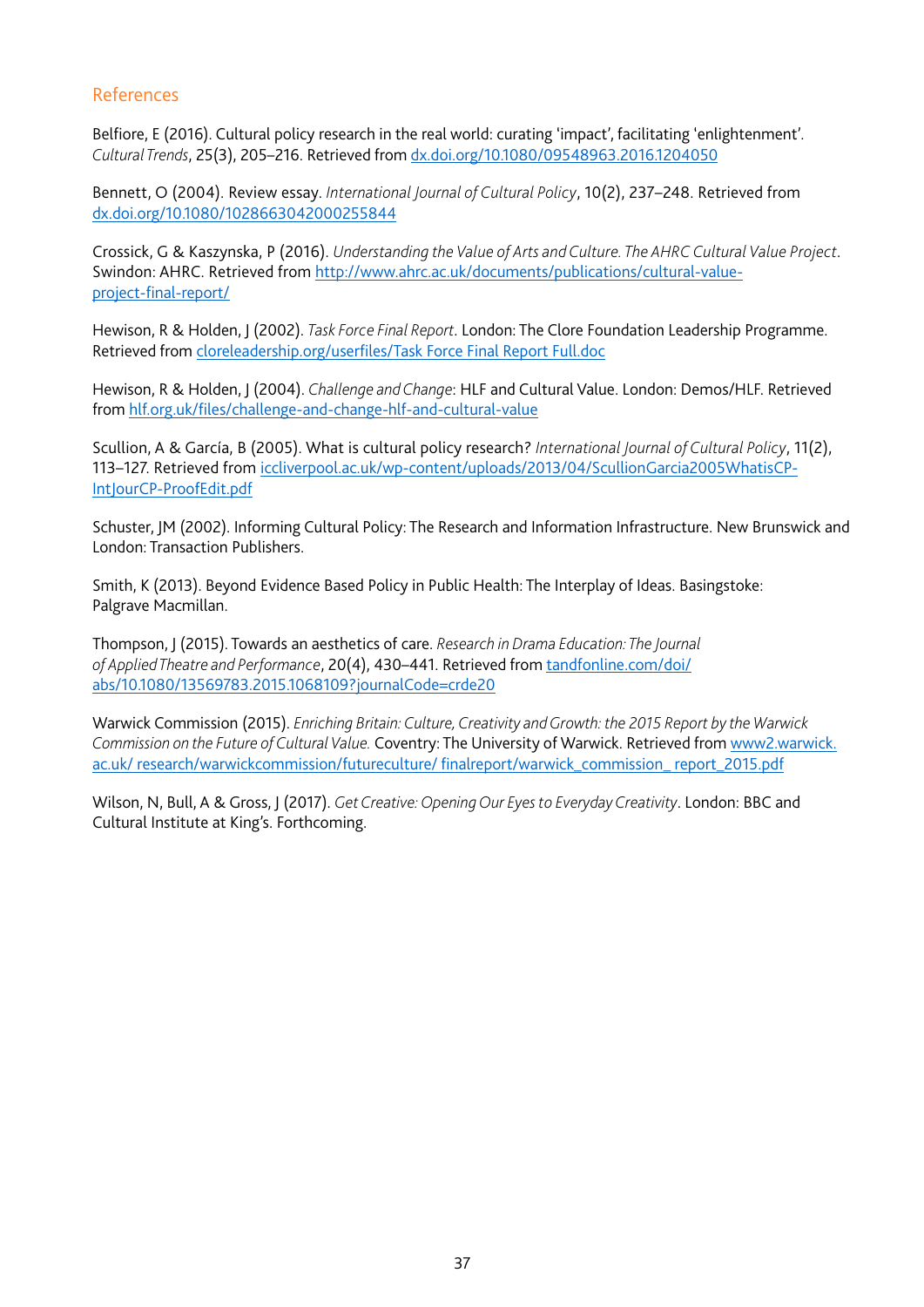## References

Belfiore, E (2016). Cultural policy research in the real world: curating 'impact', facilitating 'enlightenment'. *Cultural Trends*, 25(3), 205–216. Retrieved from dx.doi.org/10.1080/09548963.2016.1204050

Bennett, O (2004). Review essay. *International Journal of Cultural Policy*, 10(2), 237–248. Retrieved from dx.doi.org/10.1080/1028663042000255844

Crossick, G & Kaszynska, P (2016). *Understanding the Value of Arts and Culture. The AHRC Cultural Value Project*. Swindon: AHRC. Retrieved from http://www.ahrc.ac.uk/documents/publications/cultural-value-project-final-report/

Hewison, R & Holden, J (2002). *Task Force Final Report*. London: The Clore Foundation Leadership Programme. Retrieved from cloreleadership.org/userfiles/Task Force Final Report Full.doc

Hewison, R & Holden, J (2004). *Challenge and Change*: HLF and Cultural Value. London: Demos/HLF. Retrieved from hlf.org.uk/files/challenge-and-change-hlf-and-cultural-value

Scullion, A & García, B (2005). What is cultural policy research? *International Journal of Cultural Policy*, 11(2), 113–127. Retrieved from iccliverpool.ac.uk/wp-content/uploads/2013/04/ScullionGarcia2005WhatisCP-IntJourCP-ProofEdit.pdf

Schuster, JM (2002). Informing Cultural Policy: The Research and Information Infrastructure. New Brunswick and London: Transaction Publishers.

Smith, K (2013). Beyond Evidence Based Policy in Public Health: The Interplay of Ideas. Basingstoke: Palgrave Macmillan.

Thompson, J (2015). Towards an aesthetics of care. *Research in Drama Education: The Journal of Applied Theatre and Performance*, 20(4), 430–441. Retrieved from tandfonline.com/doi/abs/10.1080/13569783.2015.1068109?journalCode=crde20

Warwick Commission (2015). *Enriching Britain: Culture, Creativity and Growth: the 2015 Report by the Warwick Commission on the Future of Cultural Value.* Coventry: The University of Warwick. Retrieved from www2.warwick.ac.uk/ research/warwickcommission/futureculture/ finalreport/warwick_commission_ report_2015.pdf

Wilson, N, Bull, A & Gross, J (2017). *Get Creative: Opening Our Eyes to Everyday Creativity*. London: BBC and Cultural Institute at King's. Forthcoming.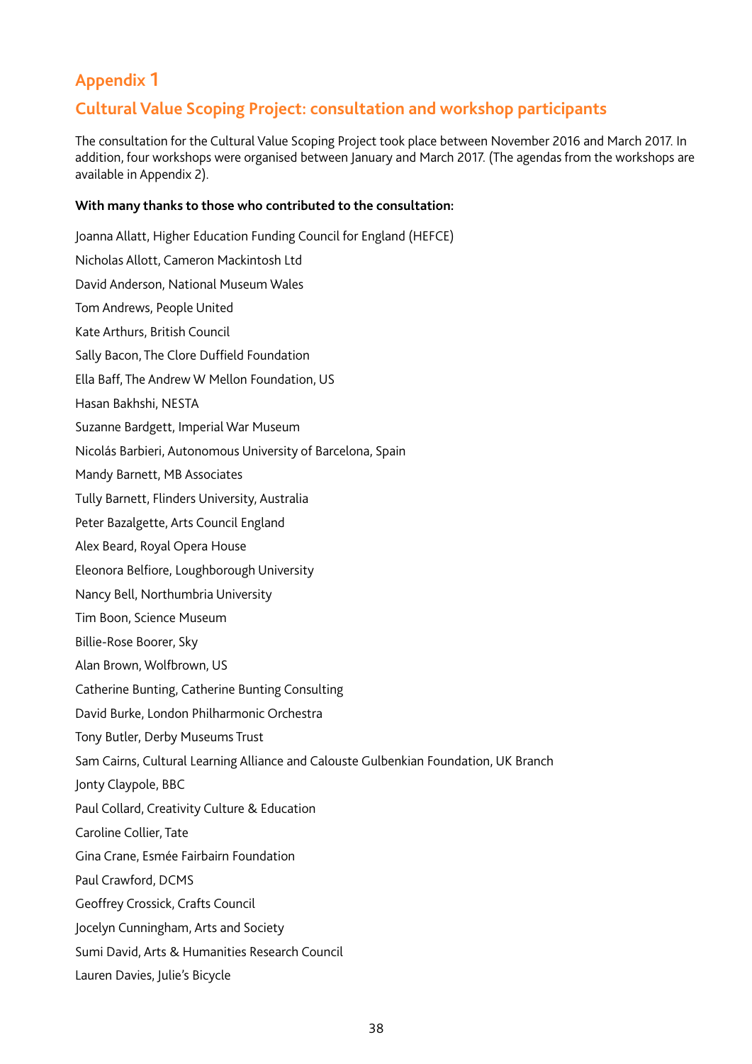# Appendix 1

## Cultural Value Scoping Project: consultation and workshop participants

The consultation for the Cultural Value Scoping Project took place between November 2016 and March 2017. In addition, four workshops were organised between January and March 2017. (The agendas from the workshops are available in Appendix 2).

**With many thanks to those who contributed to the consultation:**

Joanna Allatt, Higher Education Funding Council for England (HEFCE)

Nicholas Allott, Cameron Mackintosh Ltd

David Anderson, National Museum Wales

Tom Andrews, People United

Kate Arthurs, British Council

Sally Bacon, The Clore Duffield Foundation

Ella Baff, The Andrew W Mellon Foundation, US

Hasan Bakhshi, NESTA

Suzanne Bardgett, Imperial War Museum

Nicolás Barbieri, Autonomous University of Barcelona, Spain

Mandy Barnett, MB Associates

Tully Barnett, Flinders University, Australia

Peter Bazalgette, Arts Council England

Alex Beard, Royal Opera House

Eleonora Belfiore, Loughborough University

Nancy Bell, Northumbria University

Tim Boon, Science Museum

Billie-Rose Boorer, Sky

Alan Brown, Wolfbrown, US

Catherine Bunting, Catherine Bunting Consulting

David Burke, London Philharmonic Orchestra

Tony Butler, Derby Museums Trust

Sam Cairns, Cultural Learning Alliance and Calouste Gulbenkian Foundation, UK Branch

Jonty Claypole, BBC

Paul Collard, Creativity Culture & Education

Caroline Collier, Tate

Gina Crane, Esmée Fairbairn Foundation

Paul Crawford, DCMS

Geoffrey Crossick, Crafts Council

Jocelyn Cunningham, Arts and Society

Sumi David, Arts & Humanities Research Council

Lauren Davies, Julie's Bicycle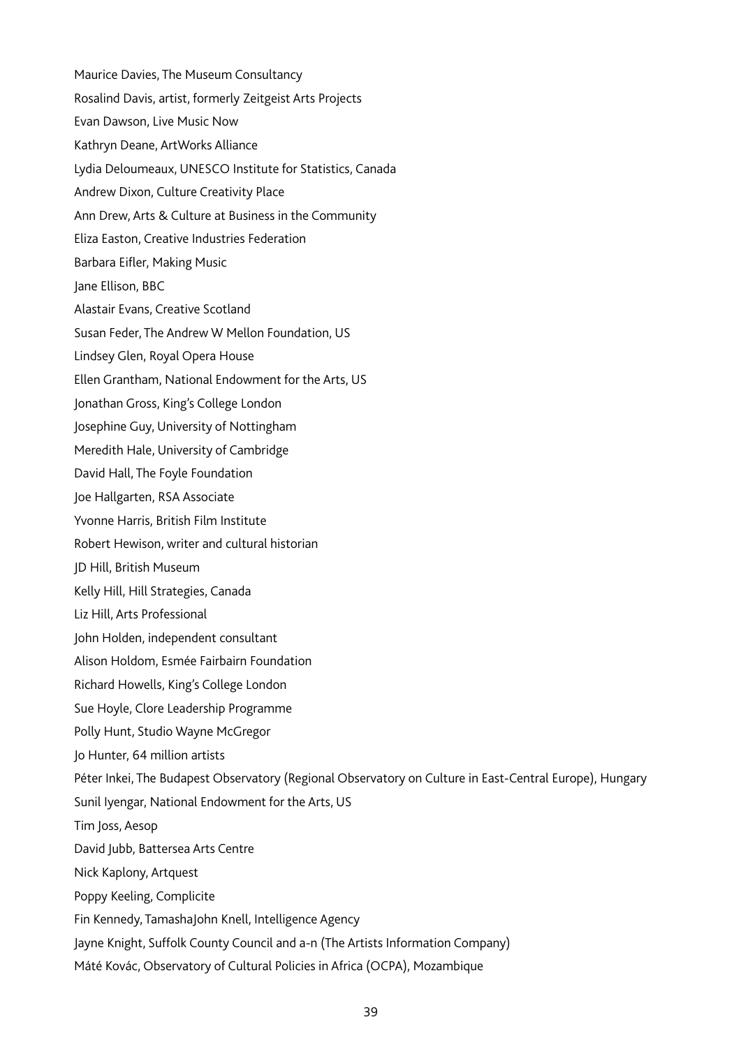Maurice Davies, The Museum Consultancy

Rosalind Davis, artist, formerly Zeitgeist Arts Projects

Evan Dawson, Live Music Now

Kathryn Deane, ArtWorks Alliance

Lydia Deloumeaux, UNESCO Institute for Statistics, Canada

Andrew Dixon, Culture Creativity Place

Ann Drew, Arts & Culture at Business in the Community

Eliza Easton, Creative Industries Federation

Barbara Eifler, Making Music

Jane Ellison, BBC

Alastair Evans, Creative Scotland

Susan Feder, The Andrew W Mellon Foundation, US

Lindsey Glen, Royal Opera House

Ellen Grantham, National Endowment for the Arts, US

Jonathan Gross, King's College London

Josephine Guy, University of Nottingham

Meredith Hale, University of Cambridge

David Hall, The Foyle Foundation

Joe Hallgarten, RSA Associate

Yvonne Harris, British Film Institute

Robert Hewison, writer and cultural historian

JD Hill, British Museum

Kelly Hill, Hill Strategies, Canada

Liz Hill, Arts Professional

John Holden, independent consultant

Alison Holdom, Esmée Fairbairn Foundation

Richard Howells, King's College London

Sue Hoyle, Clore Leadership Programme

Polly Hunt, Studio Wayne McGregor

Jo Hunter, 64 million artists

Péter Inkei, The Budapest Observatory (Regional Observatory on Culture in East-Central Europe), Hungary

Sunil Iyengar, National Endowment for the Arts, US

Tim Joss, Aesop

David Jubb, Battersea Arts Centre

Nick Kaplony, Artquest

Poppy Keeling, Complicite

Fin Kennedy, TamashaJohn Knell, Intelligence Agency

Jayne Knight, Suffolk County Council and a-n (The Artists Information Company)

Máté Kovác, Observatory of Cultural Policies in Africa (OCPA), Mozambique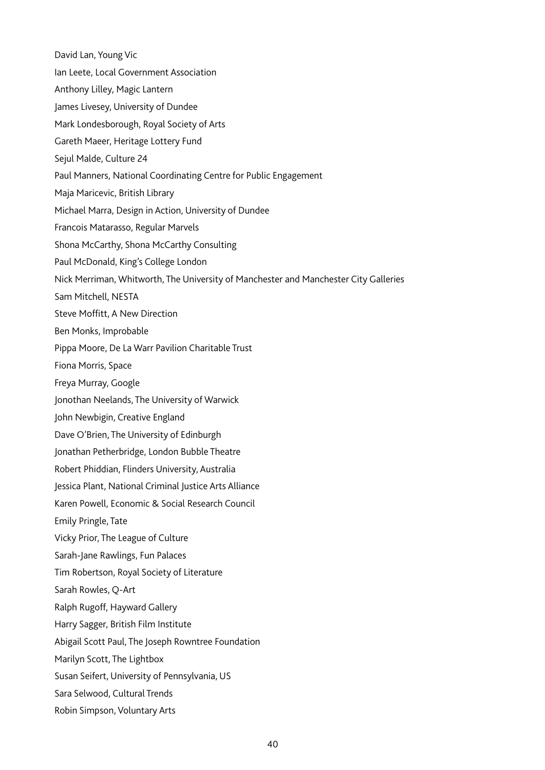David Lan, Young Vic

Ian Leete, Local Government Association

Anthony Lilley, Magic Lantern

James Livesey, University of Dundee

Mark Londesborough, Royal Society of Arts

Gareth Maeer, Heritage Lottery Fund

Sejul Malde, Culture 24

Paul Manners, National Coordinating Centre for Public Engagement

Maja Maricevic, British Library

Michael Marra, Design in Action, University of Dundee

Francois Matarasso, Regular Marvels

Shona McCarthy, Shona McCarthy Consulting

Paul McDonald, King's College London

Nick Merriman, Whitworth, The University of Manchester and Manchester City Galleries

Sam Mitchell, NESTA

Steve Moffitt, A New Direction

Ben Monks, Improbable

Pippa Moore, De La Warr Pavilion Charitable Trust

Fiona Morris, Space

Freya Murray, Google

Jonothan Neelands, The University of Warwick

John Newbigin, Creative England

Dave O'Brien, The University of Edinburgh

Jonathan Petherbridge, London Bubble Theatre

Robert Phiddian, Flinders University, Australia

Jessica Plant, National Criminal Justice Arts Alliance

Karen Powell, Economic & Social Research Council

Emily Pringle, Tate

Vicky Prior, The League of Culture

Sarah-Jane Rawlings, Fun Palaces

Tim Robertson, Royal Society of Literature

Sarah Rowles, Q-Art

Ralph Rugoff, Hayward Gallery

Harry Sagger, British Film Institute

Abigail Scott Paul, The Joseph Rowntree Foundation

Marilyn Scott, The Lightbox

Susan Seifert, University of Pennsylvania, US

Sara Selwood, Cultural Trends

Robin Simpson, Voluntary Arts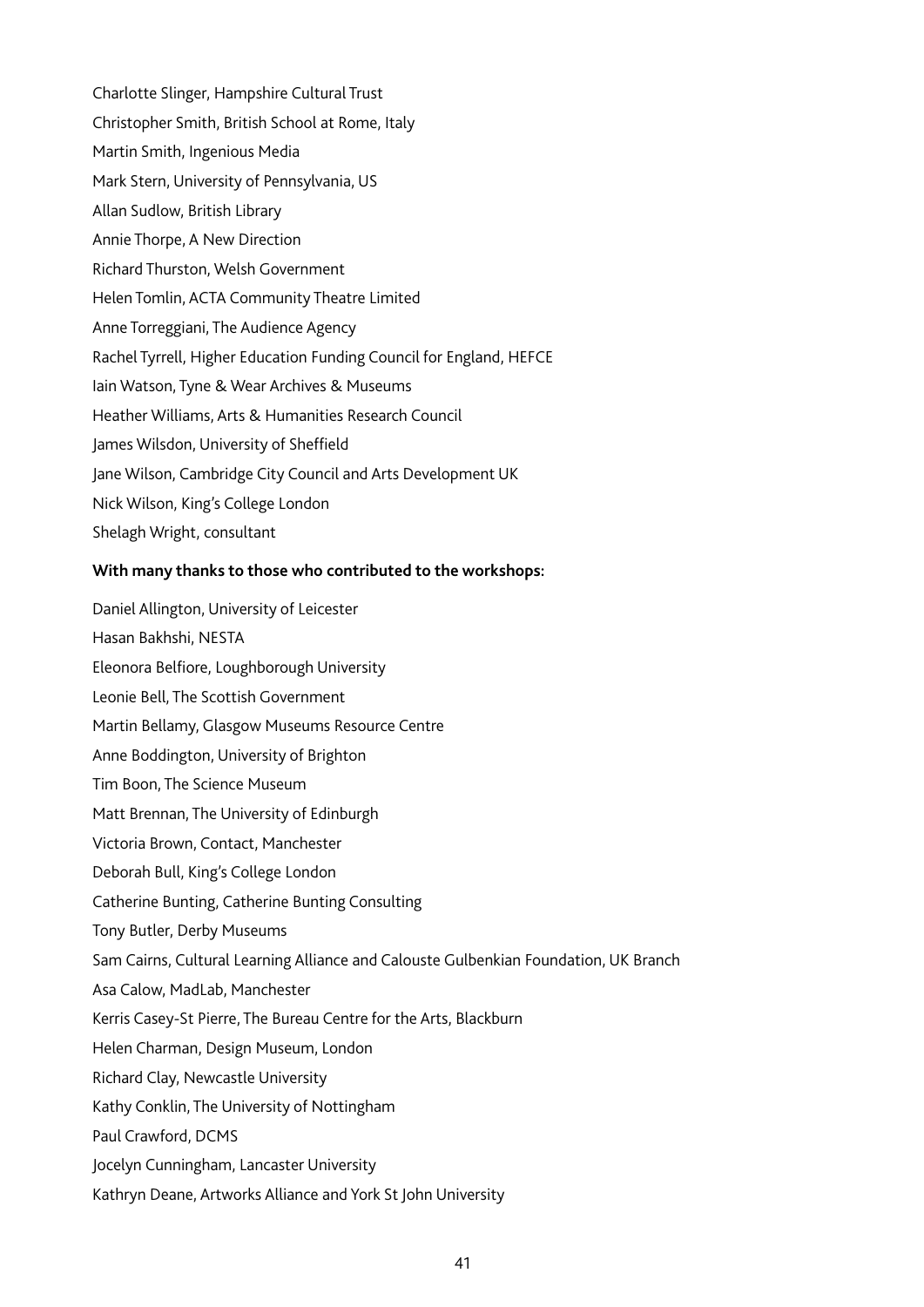Charlotte Slinger, Hampshire Cultural Trust

Christopher Smith, British School at Rome, Italy

Martin Smith, Ingenious Media

Mark Stern, University of Pennsylvania, US

Allan Sudlow, British Library

Annie Thorpe, A New Direction

Richard Thurston, Welsh Government

Helen Tomlin, ACTA Community Theatre Limited

Anne Torreggiani, The Audience Agency

Rachel Tyrrell, Higher Education Funding Council for England, HEFCE

Iain Watson, Tyne & Wear Archives & Museums

Heather Williams, Arts & Humanities Research Council

James Wilsdon, University of Sheffield

Jane Wilson, Cambridge City Council and Arts Development UK

Nick Wilson, King's College London

Shelagh Wright, consultant

**With many thanks to those who contributed to the workshops:**

Daniel Allington, University of Leicester

Hasan Bakhshi, NESTA

Eleonora Belfiore, Loughborough University

Leonie Bell, The Scottish Government

Martin Bellamy, Glasgow Museums Resource Centre

Anne Boddington, University of Brighton

Tim Boon, The Science Museum

Matt Brennan, The University of Edinburgh

Victoria Brown, Contact, Manchester

Deborah Bull, King's College London

Catherine Bunting, Catherine Bunting Consulting

Tony Butler, Derby Museums

Sam Cairns, Cultural Learning Alliance and Calouste Gulbenkian Foundation, UK Branch

Asa Calow, MadLab, Manchester

Kerris Casey-St Pierre, The Bureau Centre for the Arts, Blackburn

Helen Charman, Design Museum, London

Richard Clay, Newcastle University

Kathy Conklin, The University of Nottingham

Paul Crawford, DCMS

Jocelyn Cunningham, Lancaster University

Kathryn Deane, Artworks Alliance and York St John University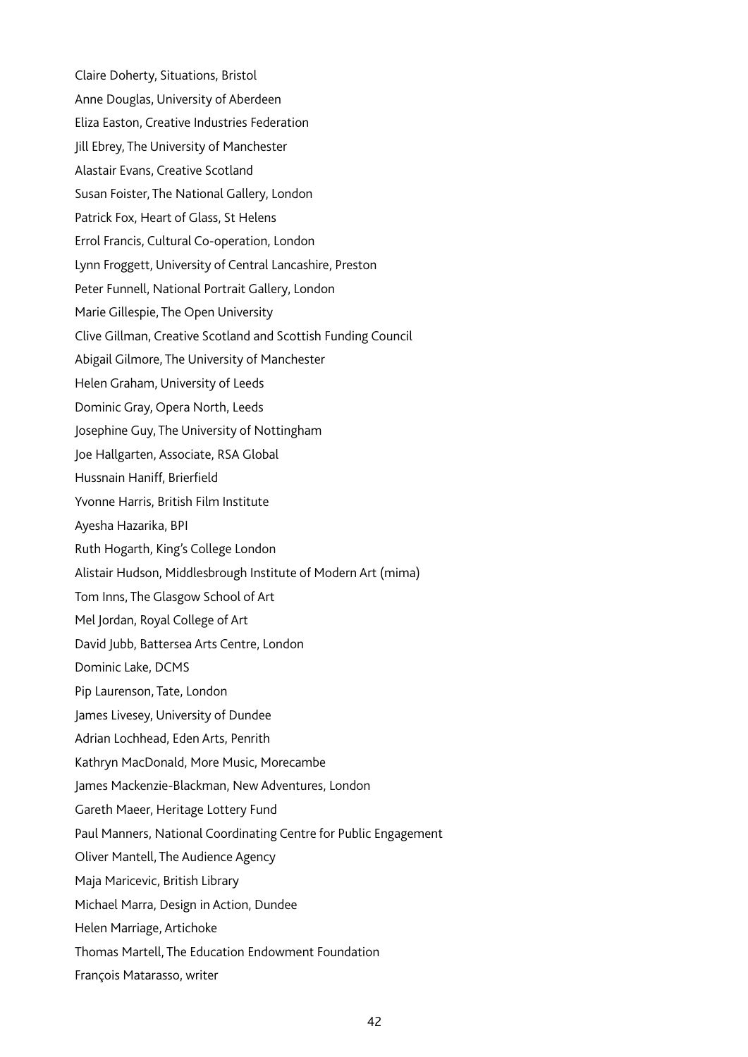Claire Doherty, Situations, Bristol

Anne Douglas, University of Aberdeen

Eliza Easton, Creative Industries Federation

Jill Ebrey, The University of Manchester

Alastair Evans, Creative Scotland

Susan Foister, The National Gallery, London

Patrick Fox, Heart of Glass, St Helens

Errol Francis, Cultural Co-operation, London

Lynn Froggett, University of Central Lancashire, Preston

Peter Funnell, National Portrait Gallery, London

Marie Gillespie, The Open University

Clive Gillman, Creative Scotland and Scottish Funding Council

Abigail Gilmore, The University of Manchester

Helen Graham, University of Leeds

Dominic Gray, Opera North, Leeds

Josephine Guy, The University of Nottingham

Joe Hallgarten, Associate, RSA Global

Hussnain Haniff, Brierfield

Yvonne Harris, British Film Institute

Ayesha Hazarika, BPI

Ruth Hogarth, King's College London

Alistair Hudson, Middlesbrough Institute of Modern Art (mima)

Tom Inns, The Glasgow School of Art

Mel Jordan, Royal College of Art

David Jubb, Battersea Arts Centre, London

Dominic Lake, DCMS

Pip Laurenson, Tate, London

James Livesey, University of Dundee

Adrian Lochhead, Eden Arts, Penrith

Kathryn MacDonald, More Music, Morecambe

James Mackenzie-Blackman, New Adventures, London

Gareth Maeer, Heritage Lottery Fund

Paul Manners, National Coordinating Centre for Public Engagement

Oliver Mantell, The Audience Agency

Maja Maricevic, British Library

Michael Marra, Design in Action, Dundee

Helen Marriage, Artichoke

Thomas Martell, The Education Endowment Foundation

François Matarasso, writer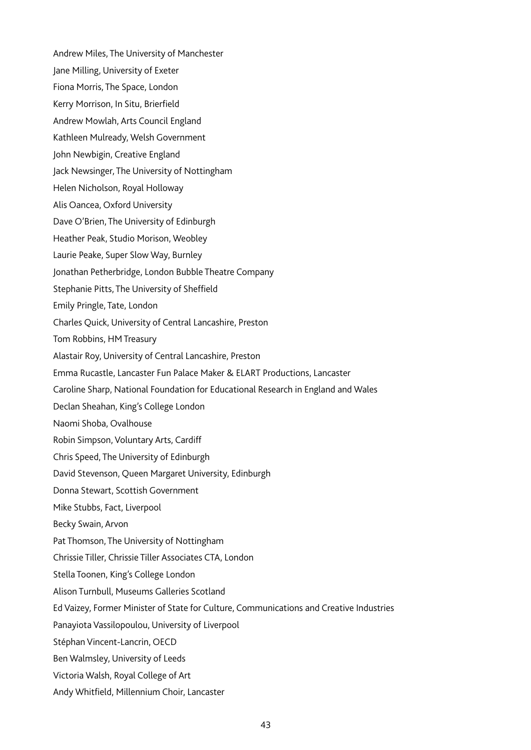Andrew Miles, The University of Manchester

Jane Milling, University of Exeter

Fiona Morris, The Space, London

Kerry Morrison, In Situ, Brierfield

Andrew Mowlah, Arts Council England

Kathleen Mulready, Welsh Government

John Newbigin, Creative England

Jack Newsinger, The University of Nottingham

Helen Nicholson, Royal Holloway

Alis Oancea, Oxford University

Dave O'Brien, The University of Edinburgh

Heather Peak, Studio Morison, Weobley

Laurie Peake, Super Slow Way, Burnley

Jonathan Petherbridge, London Bubble Theatre Company

Stephanie Pitts, The University of Sheffield

Emily Pringle, Tate, London

Charles Quick, University of Central Lancashire, Preston

Tom Robbins, HM Treasury

Alastair Roy, University of Central Lancashire, Preston

Emma Rucastle, Lancaster Fun Palace Maker & ELART Productions, Lancaster

Caroline Sharp, National Foundation for Educational Research in England and Wales

Declan Sheahan, King's College London

Naomi Shoba, Ovalhouse

Robin Simpson, Voluntary Arts, Cardiff

Chris Speed, The University of Edinburgh

David Stevenson, Queen Margaret University, Edinburgh

Donna Stewart, Scottish Government

Mike Stubbs, Fact, Liverpool

Becky Swain, Arvon

Pat Thomson, The University of Nottingham

Chrissie Tiller, Chrissie Tiller Associates CTA, London

Stella Toonen, King's College London

Alison Turnbull, Museums Galleries Scotland

Ed Vaizey, Former Minister of State for Culture, Communications and Creative Industries

Panayiota Vassilopoulou, University of Liverpool

Stéphan Vincent-Lancrin, OECD

Ben Walmsley, University of Leeds

Victoria Walsh, Royal College of Art

Andy Whitfield, Millennium Choir, Lancaster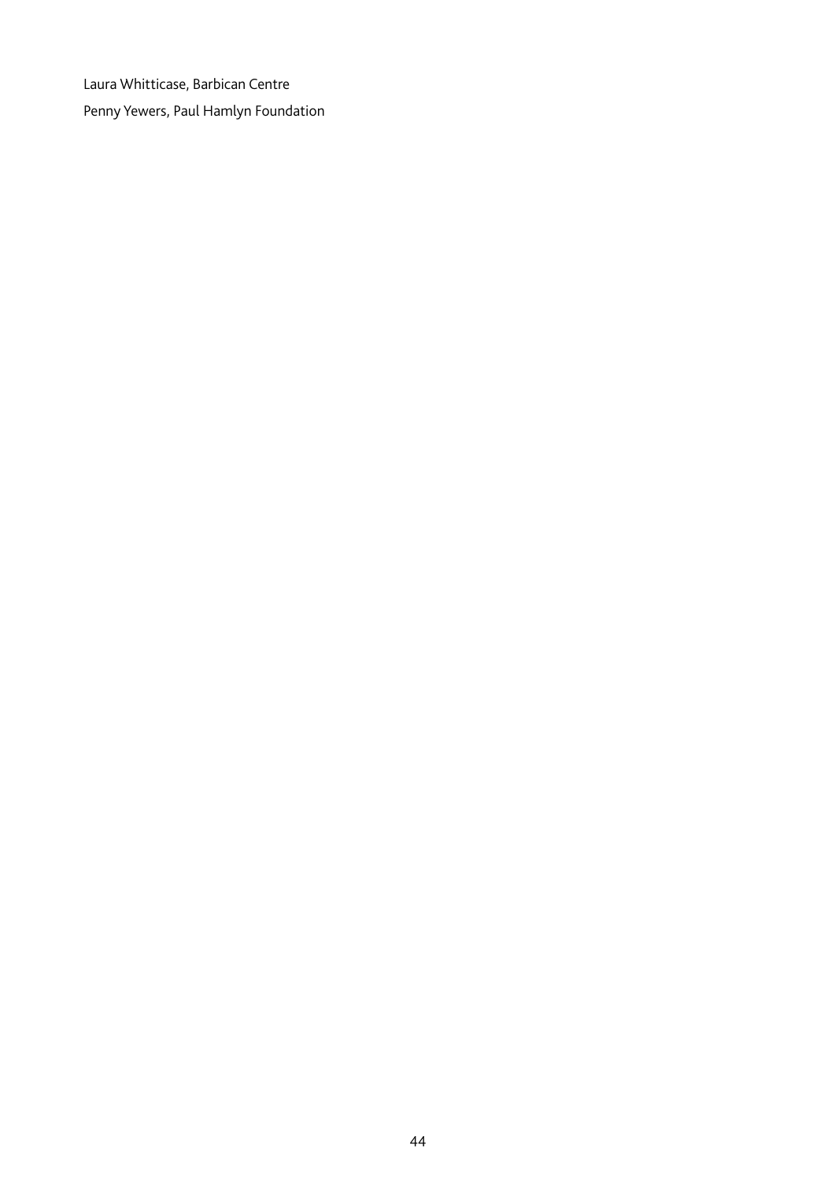Laura Whitticase, Barbican Centre

Penny Yewers, Paul Hamlyn Foundation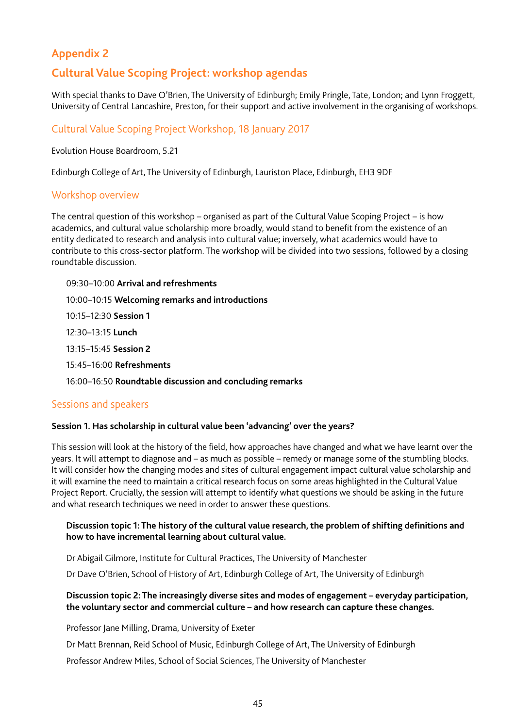# Appendix 2

## Cultural Value Scoping Project: workshop agendas

With special thanks to Dave O'Brien, The University of Edinburgh; Emily Pringle, Tate, London; and Lynn Froggett, University of Central Lancashire, Preston, for their support and active involvement in the organising of workshops.

### Cultural Value Scoping Project Workshop, 18 January 2017

Evolution House Boardroom, 5.21

Edinburgh College of Art, The University of Edinburgh, Lauriston Place, Edinburgh, EH3 9DF

### Workshop overview

The central question of this workshop – organised as part of the Cultural Value Scoping Project – is how academics, and cultural value scholarship more broadly, would stand to benefit from the existence of an entity dedicated to research and analysis into cultural value; inversely, what academics would have to contribute to this cross-sector platform. The workshop will be divided into two sessions, followed by a closing roundtable discussion.

09:30–10:00 **Arrival and refreshments**

10:00–10:15 **Welcoming remarks and introductions**

10:15–12:30 **Session 1**

12:30–13:15 **Lunch**

13:15–15:45 **Session 2**

15:45–16:00 **Refreshments**

16:00–16:50 **Roundtable discussion and concluding remarks**

### Sessions and speakers

**Session 1. Has scholarship in cultural value been 'advancing' over the years?**

This session will look at the history of the field, how approaches have changed and what we have learnt over the years. It will attempt to diagnose and – as much as possible – remedy or manage some of the stumbling blocks. It will consider how the changing modes and sites of cultural engagement impact cultural value scholarship and it will examine the need to maintain a critical research focus on some areas highlighted in the Cultural Value Project Report. Crucially, the session will attempt to identify what questions we should be asking in the future and what research techniques we need in order to answer these questions.

**Discussion topic 1: The history of the cultural value research, the problem of shifting definitions and how to have incremental learning about cultural value.**

Dr Abigail Gilmore, Institute for Cultural Practices, The University of Manchester

Dr Dave O'Brien, School of History of Art, Edinburgh College of Art, The University of Edinburgh

**Discussion topic 2: The increasingly diverse sites and modes of engagement – everyday participation, the voluntary sector and commercial culture – and how research can capture these changes.**

Professor Jane Milling, Drama, University of Exeter

Dr Matt Brennan, Reid School of Music, Edinburgh College of Art, The University of Edinburgh

Professor Andrew Miles, School of Social Sciences, The University of Manchester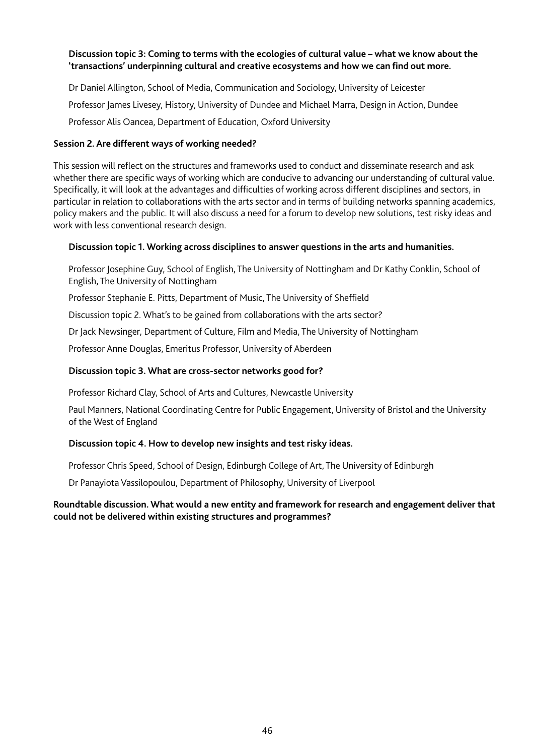**Discussion topic 3: Coming to terms with the ecologies of cultural value – what we know about the 'transactions' underpinning cultural and creative ecosystems and how we can find out more.**

Dr Daniel Allington, School of Media, Communication and Sociology, University of Leicester

Professor James Livesey, History, University of Dundee and Michael Marra, Design in Action, Dundee

Professor Alis Oancea, Department of Education, Oxford University

**Session 2. Are different ways of working needed?**

This session will reflect on the structures and frameworks used to conduct and disseminate research and ask whether there are specific ways of working which are conducive to advancing our understanding of cultural value. Specifically, it will look at the advantages and difficulties of working across different disciplines and sectors, in particular in relation to collaborations with the arts sector and in terms of building networks spanning academics, policy makers and the public. It will also discuss a need for a forum to develop new solutions, test risky ideas and work with less conventional research design.

**Discussion topic 1. Working across disciplines to answer questions in the arts and humanities.**

Professor Josephine Guy, School of English, The University of Nottingham and Dr Kathy Conklin, School of English, The University of Nottingham

Professor Stephanie E. Pitts, Department of Music, The University of Sheffield

Discussion topic 2. What's to be gained from collaborations with the arts sector?

Dr Jack Newsinger, Department of Culture, Film and Media, The University of Nottingham

Professor Anne Douglas, Emeritus Professor, University of Aberdeen

**Discussion topic 3. What are cross-sector networks good for?**

Professor Richard Clay, School of Arts and Cultures, Newcastle University

Paul Manners, National Coordinating Centre for Public Engagement, University of Bristol and the University of the West of England

**Discussion topic 4. How to develop new insights and test risky ideas.**

Professor Chris Speed, School of Design, Edinburgh College of Art, The University of Edinburgh

Dr Panayiota Vassilopoulou, Department of Philosophy, University of Liverpool

**Roundtable discussion. What would a new entity and framework for research and engagement deliver that could not be delivered within existing structures and programmes?**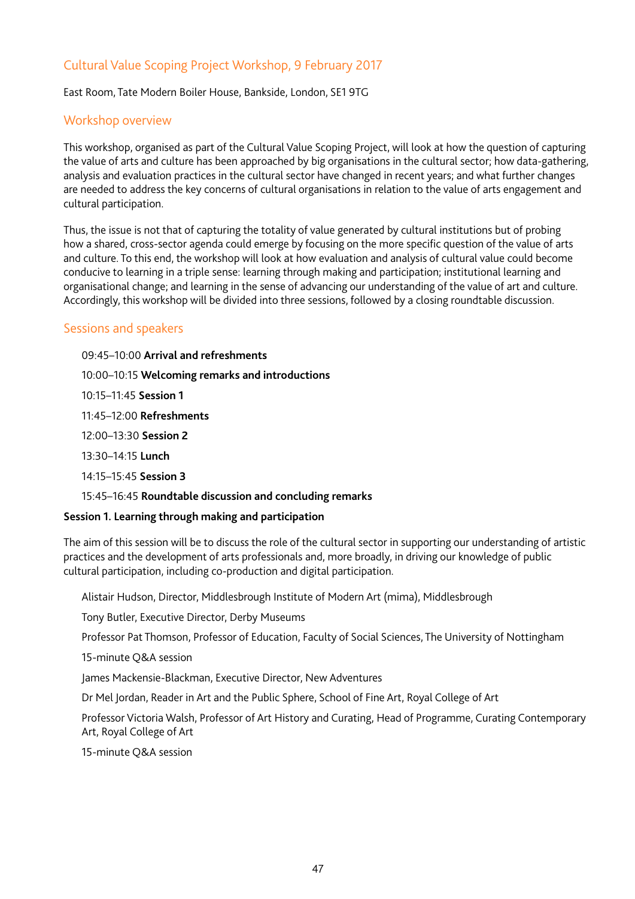## Cultural Value Scoping Project Workshop, 9 February 2017

East Room, Tate Modern Boiler House, Bankside, London, SE1 9TG

### Workshop overview

This workshop, organised as part of the Cultural Value Scoping Project, will look at how the question of capturing the value of arts and culture has been approached by big organisations in the cultural sector; how data-gathering, analysis and evaluation practices in the cultural sector have changed in recent years; and what further changes are needed to address the key concerns of cultural organisations in relation to the value of arts engagement and cultural participation.

Thus, the issue is not that of capturing the totality of value generated by cultural institutions but of probing how a shared, cross-sector agenda could emerge by focusing on the more specific question of the value of arts and culture. To this end, the workshop will look at how evaluation and analysis of cultural value could become conducive to learning in a triple sense: learning through making and participation; institutional learning and organisational change; and learning in the sense of advancing our understanding of the value of art and culture. Accordingly, this workshop will be divided into three sessions, followed by a closing roundtable discussion.

### Sessions and speakers

09:45–10:00 **Arrival and refreshments**

10:00–10:15 **Welcoming remarks and introductions**

10:15–11:45 **Session 1**

11:45–12:00 **Refreshments**

12:00–13:30 **Session 2**

13:30–14:15 **Lunch**

14:15–15:45 **Session 3**

15:45–16:45 **Roundtable discussion and concluding remarks**

**Session 1. Learning through making and participation**

The aim of this session will be to discuss the role of the cultural sector in supporting our understanding of artistic practices and the development of arts professionals and, more broadly, in driving our knowledge of public cultural participation, including co-production and digital participation.

Alistair Hudson, Director, Middlesbrough Institute of Modern Art (mima), Middlesbrough

Tony Butler, Executive Director, Derby Museums

Professor Pat Thomson, Professor of Education, Faculty of Social Sciences, The University of Nottingham

15-minute Q&A session

James Mackensie-Blackman, Executive Director, New Adventures

Dr Mel Jordan, Reader in Art and the Public Sphere, School of Fine Art, Royal College of Art

Professor Victoria Walsh, Professor of Art History and Curating, Head of Programme, Curating Contemporary Art, Royal College of Art

15-minute Q&A session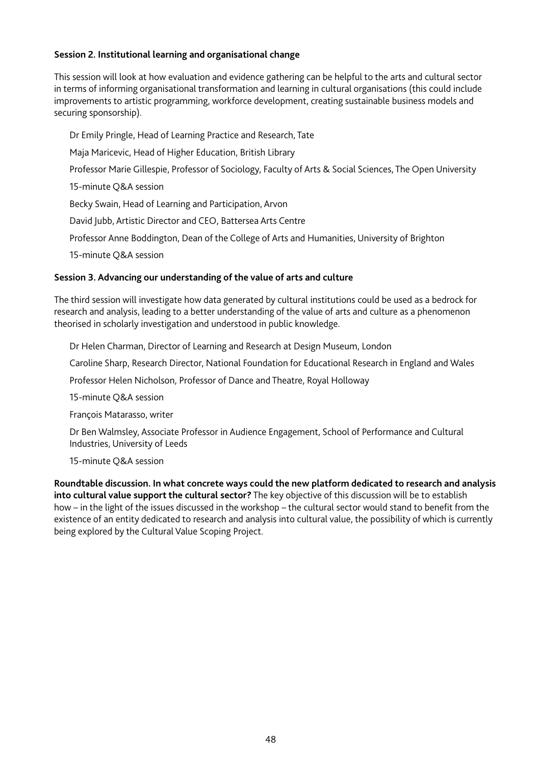**Session 2. Institutional learning and organisational change**

This session will look at how evaluation and evidence gathering can be helpful to the arts and cultural sector in terms of informing organisational transformation and learning in cultural organisations (this could include improvements to artistic programming, workforce development, creating sustainable business models and securing sponsorship).

Dr Emily Pringle, Head of Learning Practice and Research, Tate

Maja Maricevic, Head of Higher Education, British Library

Professor Marie Gillespie, Professor of Sociology, Faculty of Arts & Social Sciences, The Open University

15-minute Q&A session

Becky Swain, Head of Learning and Participation, Arvon

David Jubb, Artistic Director and CEO, Battersea Arts Centre

Professor Anne Boddington, Dean of the College of Arts and Humanities, University of Brighton

15-minute Q&A session

**Session 3. Advancing our understanding of the value of arts and culture**

The third session will investigate how data generated by cultural institutions could be used as a bedrock for research and analysis, leading to a better understanding of the value of arts and culture as a phenomenon theorised in scholarly investigation and understood in public knowledge.

Dr Helen Charman, Director of Learning and Research at Design Museum, London

Caroline Sharp, Research Director, National Foundation for Educational Research in England and Wales

Professor Helen Nicholson, Professor of Dance and Theatre, Royal Holloway

15-minute Q&A session

François Matarasso, writer

Dr Ben Walmsley, Associate Professor in Audience Engagement, School of Performance and Cultural Industries, University of Leeds

15-minute Q&A session

**Roundtable discussion. In what concrete ways could the new platform dedicated to research and analysis into cultural value support the cultural sector?** The key objective of this discussion will be to establish how – in the light of the issues discussed in the workshop – the cultural sector would stand to benefit from the existence of an entity dedicated to research and analysis into cultural value, the possibility of which is currently being explored by the Cultural Value Scoping Project.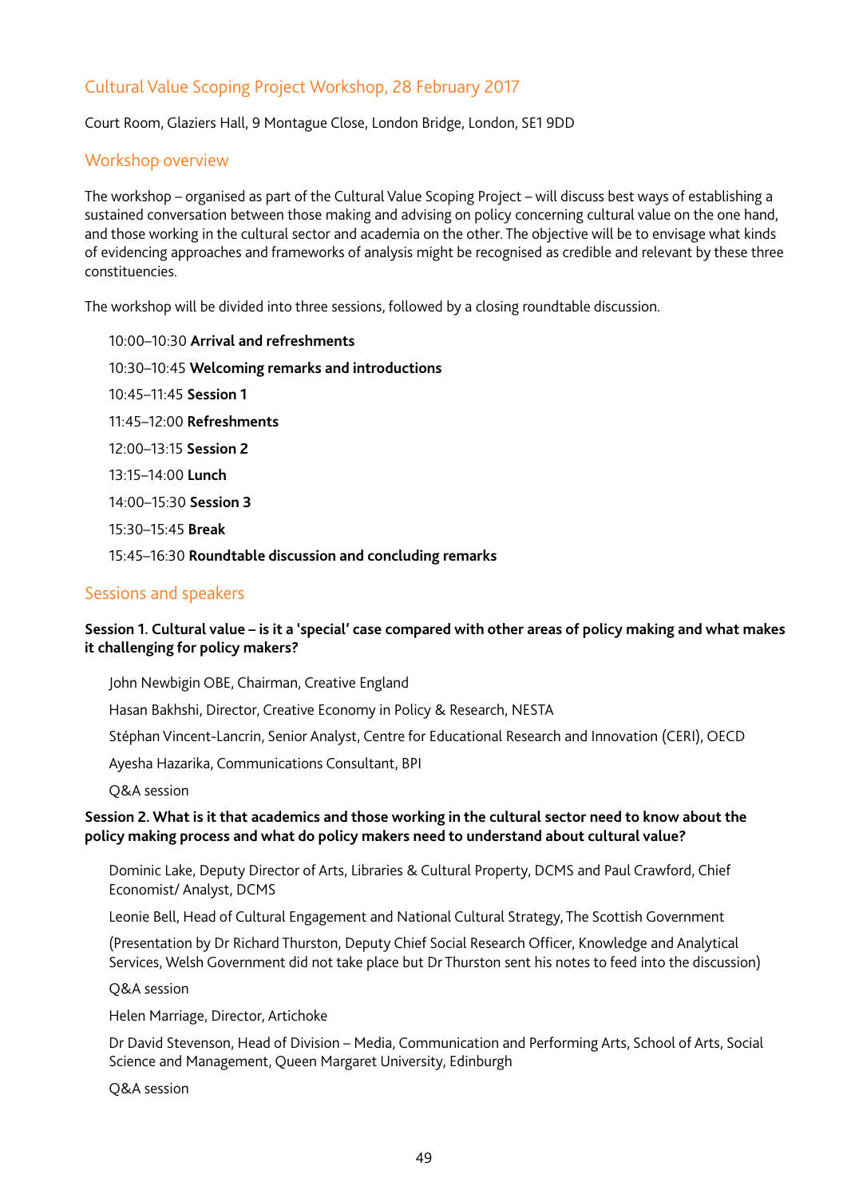## Cultural Value Scoping Project Workshop, 28 February 2017

Court Room, Glaziers Hall, 9 Montague Close, London Bridge, London, SE1 9DD

### Workshop overview

The workshop – organised as part of the Cultural Value Scoping Project – will discuss best ways of establishing a sustained conversation between those making and advising on policy concerning cultural value on the one hand, and those working in the cultural sector and academia on the other. The objective will be to envisage what kinds of evidencing approaches and frameworks of analysis might be recognised as credible and relevant by these three constituencies.

The workshop will be divided into three sessions, followed by a closing roundtable discussion.

10:00–10:30 **Arrival and refreshments**

10:30–10:45 **Welcoming remarks and introductions**

10:45–11:45 **Session 1**

11:45–12:00 **Refreshments**

12:00–13:15 **Session 2**

13:15–14:00 **Lunch**

14:00–15:30 **Session 3**

15:30–15:45 **Break**

15:45–16:30 **Roundtable discussion and concluding remarks**

### Sessions and speakers

**Session 1. Cultural value – is it a 'special' case compared with other areas of policy making and what makes it challenging for policy makers?**

John Newbigin OBE, Chairman, Creative England

Hasan Bakhshi, Director, Creative Economy in Policy & Research, NESTA

Stéphan Vincent-Lancrin, Senior Analyst, Centre for Educational Research and Innovation (CERI), OECD

Ayesha Hazarika, Communications Consultant, BPI

Q&A session

**Session 2. What is it that academics and those working in the cultural sector need to know about the policy making process and what do policy makers need to understand about cultural value?**

Dominic Lake, Deputy Director of Arts, Libraries & Cultural Property, DCMS and Paul Crawford, Chief Economist/ Analyst, DCMS

Leonie Bell, Head of Cultural Engagement and National Cultural Strategy, The Scottish Government

(Presentation by Dr Richard Thurston, Deputy Chief Social Research Officer, Knowledge and Analytical Services, Welsh Government did not take place but Dr Thurston sent his notes to feed into the discussion)

Q&A session

Helen Marriage, Director, Artichoke

Dr David Stevenson, Head of Division – Media, Communication and Performing Arts, School of Arts, Social Science and Management, Queen Margaret University, Edinburgh

Q&A session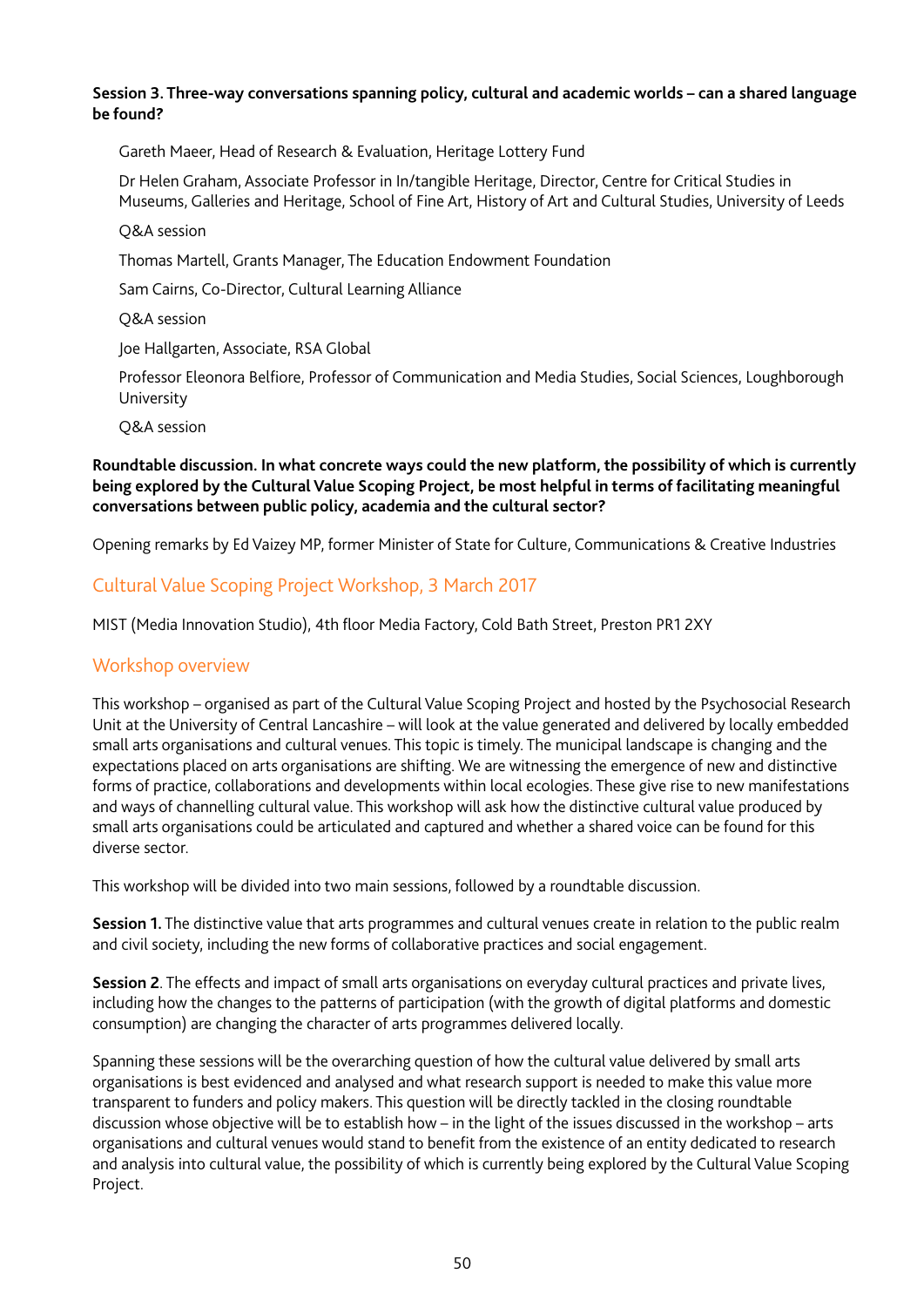**Session 3. Three-way conversations spanning policy, cultural and academic worlds – can a shared language be found?**

Gareth Maeer, Head of Research & Evaluation, Heritage Lottery Fund

Dr Helen Graham, Associate Professor in In/tangible Heritage, Director, Centre for Critical Studies in Museums, Galleries and Heritage, School of Fine Art, History of Art and Cultural Studies, University of Leeds

Q&A session

Thomas Martell, Grants Manager, The Education Endowment Foundation

Sam Cairns, Co-Director, Cultural Learning Alliance

Q&A session

Joe Hallgarten, Associate, RSA Global

Professor Eleonora Belfiore, Professor of Communication and Media Studies, Social Sciences, Loughborough University

Q&A session

**Roundtable discussion. In what concrete ways could the new platform, the possibility of which is currently being explored by the Cultural Value Scoping Project, be most helpful in terms of facilitating meaningful conversations between public policy, academia and the cultural sector?**

Opening remarks by Ed Vaizey MP, former Minister of State for Culture, Communications & Creative Industries

## Cultural Value Scoping Project Workshop, 3 March 2017

MIST (Media Innovation Studio), 4th floor Media Factory, Cold Bath Street, Preston PR1 2XY

## Workshop overview

This workshop – organised as part of the Cultural Value Scoping Project and hosted by the Psychosocial Research Unit at the University of Central Lancashire – will look at the value generated and delivered by locally embedded small arts organisations and cultural venues. This topic is timely. The municipal landscape is changing and the expectations placed on arts organisations are shifting. We are witnessing the emergence of new and distinctive forms of practice, collaborations and developments within local ecologies. These give rise to new manifestations and ways of channelling cultural value. This workshop will ask how the distinctive cultural value produced by small arts organisations could be articulated and captured and whether a shared voice can be found for this diverse sector.

This workshop will be divided into two main sessions, followed by a roundtable discussion.

**Session 1.** The distinctive value that arts programmes and cultural venues create in relation to the public realm and civil society, including the new forms of collaborative practices and social engagement.

**Session 2**. The effects and impact of small arts organisations on everyday cultural practices and private lives, including how the changes to the patterns of participation (with the growth of digital platforms and domestic consumption) are changing the character of arts programmes delivered locally.

Spanning these sessions will be the overarching question of how the cultural value delivered by small arts organisations is best evidenced and analysed and what research support is needed to make this value more transparent to funders and policy makers. This question will be directly tackled in the closing roundtable discussion whose objective will be to establish how – in the light of the issues discussed in the workshop – arts organisations and cultural venues would stand to benefit from the existence of an entity dedicated to research and analysis into cultural value, the possibility of which is currently being explored by the Cultural Value Scoping Project.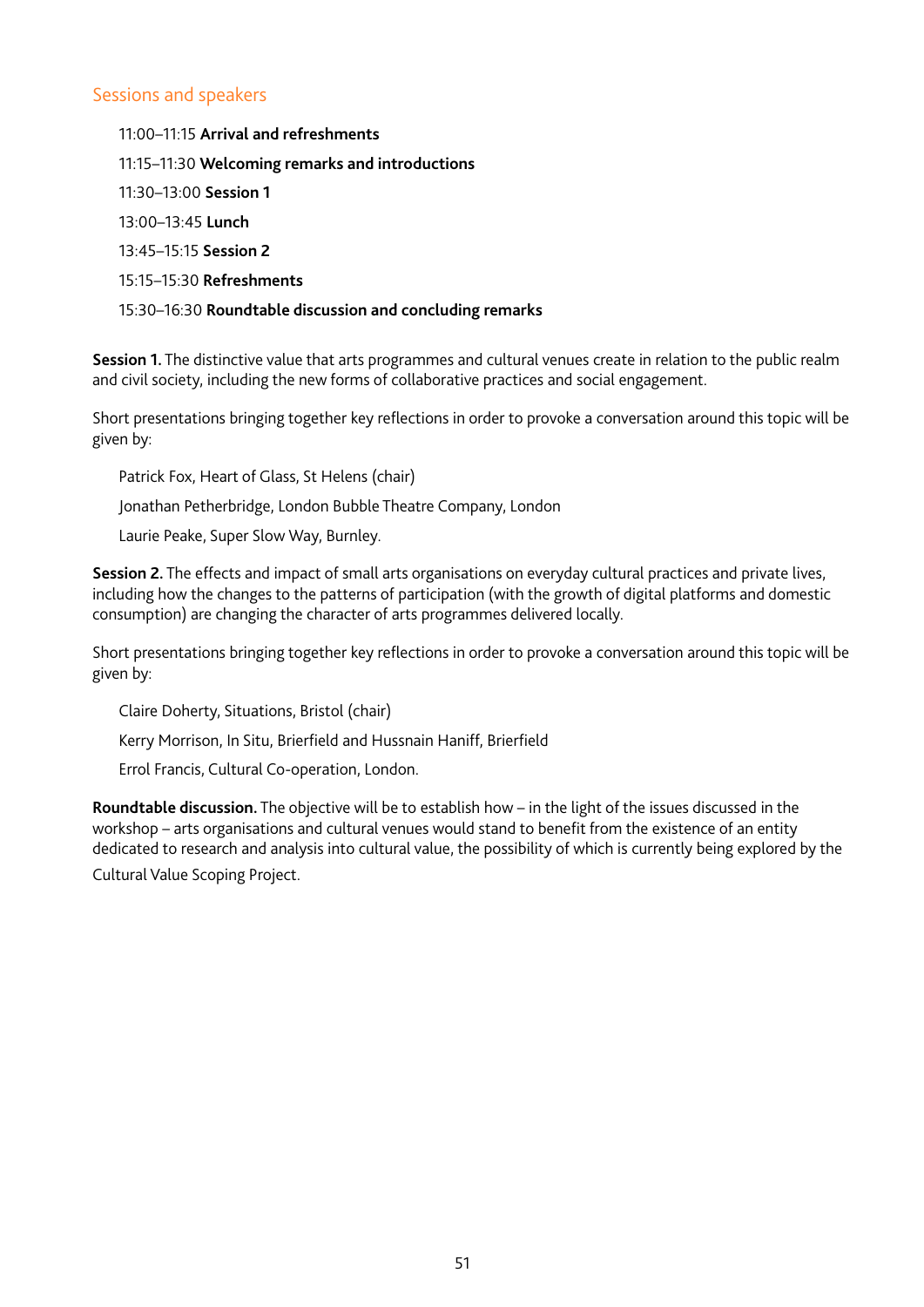## Sessions and speakers

11:00–11:15 **Arrival and refreshments**

11:15–11:30 **Welcoming remarks and introductions**

11:30–13:00 **Session 1**

13:00–13:45 **Lunch**

13:45–15:15 **Session 2**

15:15–15:30 **Refreshments**

15:30–16:30 **Roundtable discussion and concluding remarks**

**Session 1.** The distinctive value that arts programmes and cultural venues create in relation to the public realm and civil society, including the new forms of collaborative practices and social engagement.

Short presentations bringing together key reflections in order to provoke a conversation around this topic will be given by:

Patrick Fox, Heart of Glass, St Helens (chair)

Jonathan Petherbridge, London Bubble Theatre Company, London

Laurie Peake, Super Slow Way, Burnley.

**Session 2.** The effects and impact of small arts organisations on everyday cultural practices and private lives, including how the changes to the patterns of participation (with the growth of digital platforms and domestic consumption) are changing the character of arts programmes delivered locally.

Short presentations bringing together key reflections in order to provoke a conversation around this topic will be given by:

Claire Doherty, Situations, Bristol (chair)

Kerry Morrison, In Situ, Brierfield and Hussnain Haniff, Brierfield

Errol Francis, Cultural Co-operation, London.

**Roundtable discussion.** The objective will be to establish how – in the light of the issues discussed in the workshop – arts organisations and cultural venues would stand to benefit from the existence of an entity dedicated to research and analysis into cultural value, the possibility of which is currently being explored by the Cultural Value Scoping Project.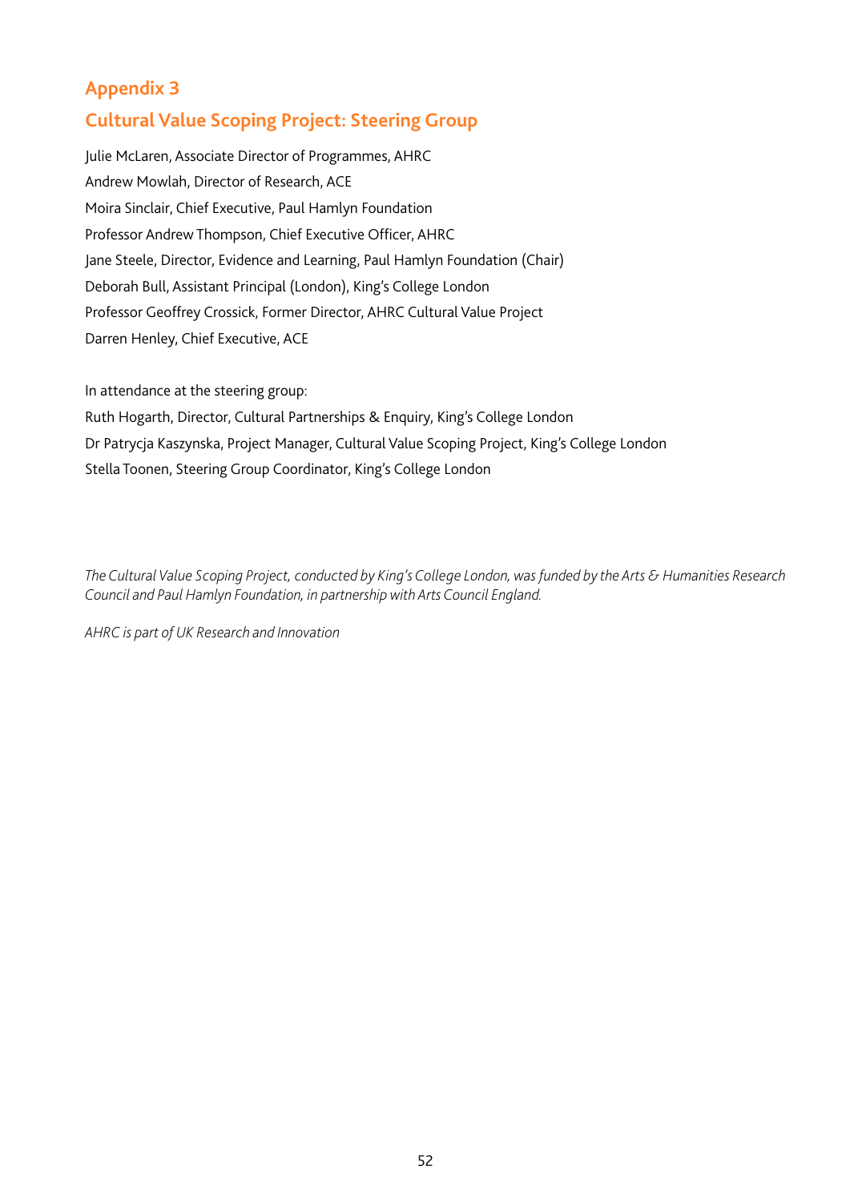# Appendix 3

## Cultural Value Scoping Project: Steering Group

Julie McLaren, Associate Director of Programmes, AHRC
Andrew Mowlah, Director of Research, ACE
Moira Sinclair, Chief Executive, Paul Hamlyn Foundation
Professor Andrew Thompson, Chief Executive Officer, AHRC
Jane Steele, Director, Evidence and Learning, Paul Hamlyn Foundation (Chair)
Deborah Bull, Assistant Principal (London), King's College London
Professor Geoffrey Crossick, Former Director, AHRC Cultural Value Project
Darren Henley, Chief Executive, ACE

In attendance at the steering group:
Ruth Hogarth, Director, Cultural Partnerships & Enquiry, King's College London
Dr Patrycja Kaszynska, Project Manager, Cultural Value Scoping Project, King's College London
Stella Toonen, Steering Group Coordinator, King's College London

*The Cultural Value Scoping Project, conducted by King's College London, was funded by the Arts & Humanities Research Council and Paul Hamlyn Foundation, in partnership with Arts Council England.*

*AHRC is part of UK Research and Innovation*